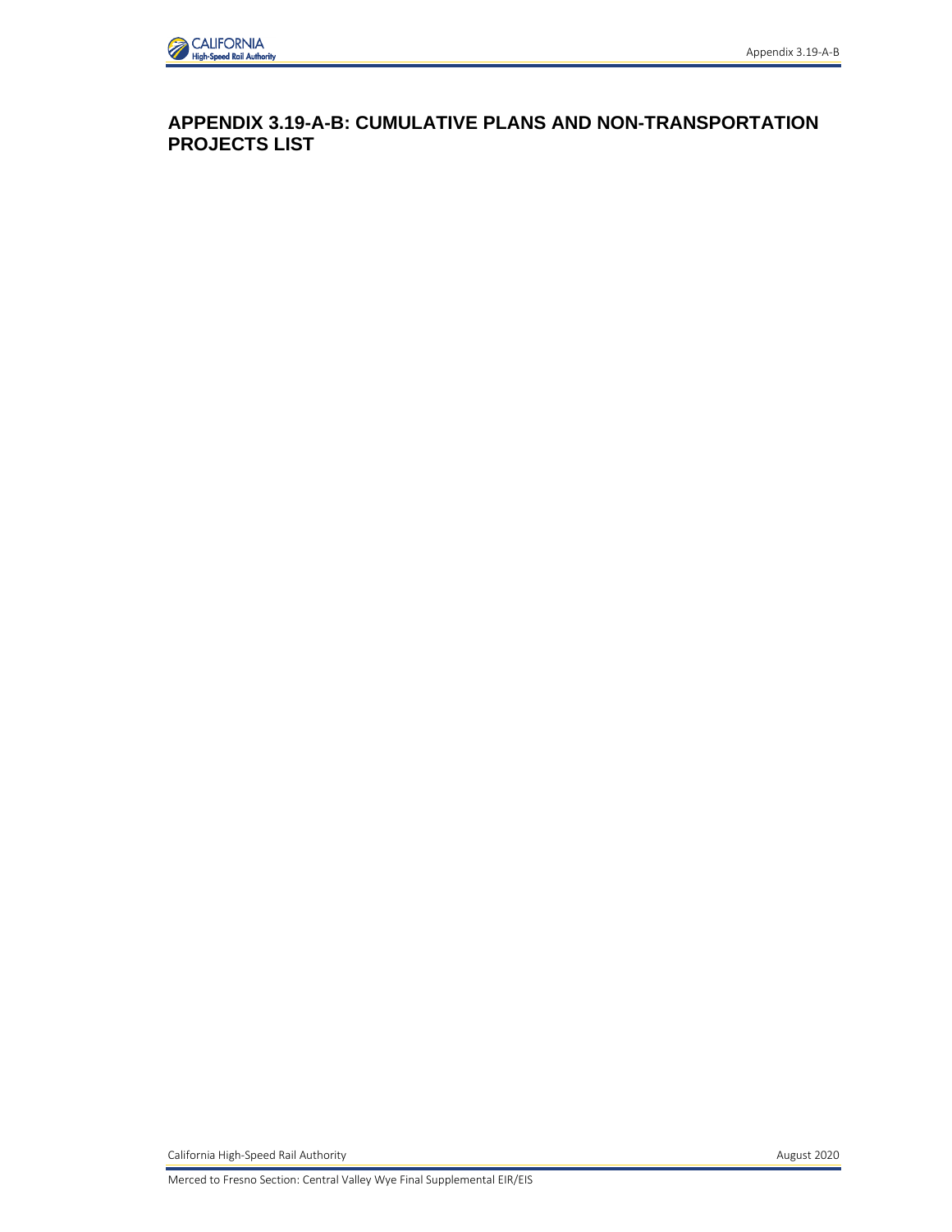# APPENDIX 3.19-A-B: CUMULATIVE PLANS AND NON-TRANSPORTATION PROJECTS LIST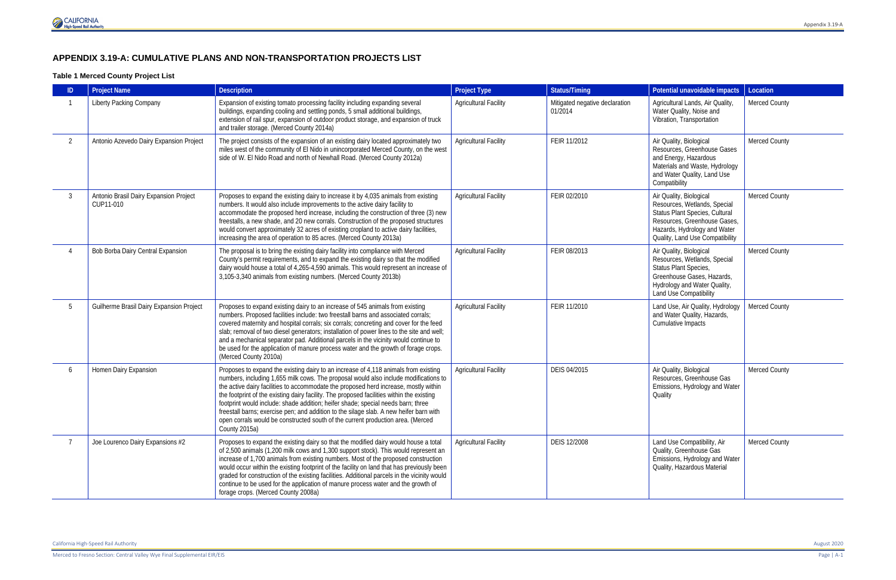## APPENDIX 3.19-A: CUMULATIVE PLANS AND NON-TRANSPORTATION PROJECTS LIST

### Table 1 Merced County Project List

| ID | Project Name | Description | Project Type | Status/Timing | Potential unavoidable impacts | Location |
|---|---|---|---|---|---|---|
| 1 | Liberty Packing Company | Expansion of existing tomato processing facility including expanding several buildings, expanding cooling and settling ponds, 5 small additional buildings, extension of rail spur, expansion of outdoor product storage, and expansion of truck and trailer storage. (Merced County 2014a) | Agricultural Facility | Mitigated negative declaration 01/2014 | Agricultural Lands, Air Quality, Water Quality, Noise and Vibration, Transportation | Merced County |
| 2 | Antonio Azevedo Dairy Expansion Project | The project consists of the expansion of an existing dairy located approximately two miles west of the community of El Nido in unincorporated Merced County, on the west side of W. El Nido Road and north of Newhall Road. (Merced County 2012a) | Agricultural Facility | FEIR 11/2012 | Air Quality, Biological Resources, Greenhouse Gases and Energy, Hazardous Materials and Waste, Hydrology and Water Quality, Land Use Compatibility | Merced County |
| 3 | Antonio Brasil Dairy Expansion Project CUP11-010 | Proposes to expand the existing dairy to increase it by 4,035 animals from existing numbers. It would also include improvements to the active dairy facility to accommodate the proposed herd increase, including the construction of three (3) new freestalls, a new shade, and 20 new corrals. Construction of the proposed structures would convert approximately 32 acres of existing cropland to active dairy facilities, increasing the area of operation to 85 acres. (Merced County 2013a) | Agricultural Facility | FEIR 02/2010 | Air Quality, Biological Resources, Wetlands, Special Status Plant Species, Cultural Resources, Greenhouse Gases, Hazards, Hydrology and Water Quality, Land Use Compatibility | Merced County |
| 4 | Bob Borba Dairy Central Expansion | The proposal is to bring the existing dairy facility into compliance with Merced County's permit requirements, and to expand the existing dairy so that the modified dairy would house a total of 4,265-4,590 animals. This would represent an increase of 3,105-3,340 animals from existing numbers. (Merced County 2013b) | Agricultural Facility | FEIR 08/2013 | Air Quality, Biological Resources, Wetlands, Special Status Plant Species, Greenhouse Gases, Hazards, Hydrology and Water Quality, Land Use Compatibility | Merced County |
| 5 | Guilherme Brasil Dairy Expansion Project | Proposes to expand existing dairy to an increase of 545 animals from existing numbers. Proposed facilities include: two freestall barns and associated corrals; covered maternity and hospital corrals; six corrals; concreting and cover for the feed slab; removal of two diesel generators; installation of power lines to the site and well; and a mechanical separator pad. Additional parcels in the vicinity would continue to be used for the application of manure process water and the growth of forage crops. (Merced County 2010a) | Agricultural Facility | FEIR 11/2010 | Land Use, Air Quality, Hydrology and Water Quality, Hazards, Cumulative Impacts | Merced County |
| 6 | Homen Dairy Expansion | Proposes to expand the existing dairy to an increase of 4,118 animals from existing numbers, including 1,655 milk cows. The proposal would also include modifications to the active dairy facilities to accommodate the proposed herd increase, mostly within the footprint of the existing dairy facility. The proposed facilities within the existing footprint would include: shade addition; heifer shade; special needs barn; three freestall barns; exercise pen; and addition to the silage slab. A new heifer barn with open corrals would be constructed south of the current production area. (Merced County 2015a) | Agricultural Facility | DEIS 04/2015 | Air Quality, Biological Resources, Greenhouse Gas Emissions, Hydrology and Water Quality | Merced County |
| 7 | Joe Lourenco Dairy Expansions #2 | Proposes to expand the existing dairy so that the modified dairy would house a total of 2,500 animals (1,200 milk cows and 1,300 support stock). This would represent an increase of 1,700 animals from existing numbers. Most of the proposed construction would occur within the existing footprint of the facility on land that has previously been graded for construction of the existing facilities. Additional parcels in the vicinity would continue to be used for the application of manure process water and the growth of forage crops. (Merced County 2008a) | Agricultural Facility | DEIS 12/2008 | Land Use Compatibility, Air Quality, Greenhouse Gas Emissions, Hydrology and Water Quality, Hazardous Material | Merced County |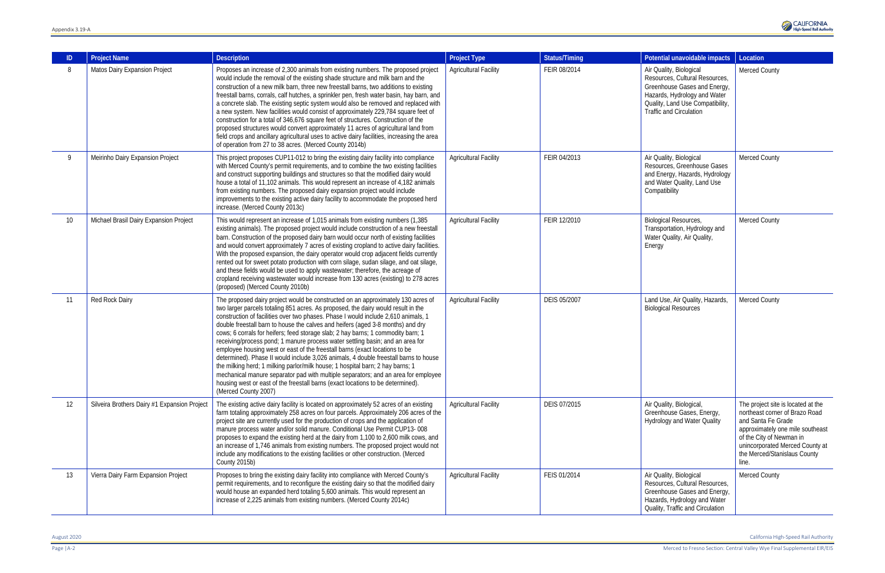| ID | Project Name | Description | Project Type | Status/Timing | Potential unavoidable impacts | Location |
|---|---|---|---|---|---|---|
| 8 | Matos Dairy Expansion Project | Proposes an increase of 2,300 animals from existing numbers. The proposed project would include the removal of the existing shade structure and milk barn and the construction of a new milk barn, three new freestall barns, two additions to existing freestall barns, corrals, calf hutches, a sprinkler pen, fresh water basin, hay barn, and a concrete slab. The existing septic system would also be removed and replaced with a new system. New facilities would consist of approximately 229,784 square feet of construction for a total of 346,676 square feet of structures. Construction of the proposed structures would convert approximately 11 acres of agricultural land from field crops and ancillary agricultural uses to active dairy facilities, increasing the area of operation from 27 to 38 acres. (Merced County 2014b) | Agricultural Facility | FEIR 08/2014 | Air Quality, Biological Resources, Cultural Resources, Greenhouse Gases and Energy, Hazards, Hydrology and Water Quality, Land Use Compatibility, Traffic and Circulation | Merced County |
| 9 | Meirinho Dairy Expansion Project | This project proposes CUP11-012 to bring the existing dairy facility into compliance with Merced County's permit requirements, and to combine the two existing facilities and construct supporting buildings and structures so that the modified dairy would house a total of 11,102 animals. This would represent an increase of 4,182 animals from existing numbers. The proposed dairy expansion project would include improvements to the existing active dairy facility to accommodate the proposed herd increase. (Merced County 2013c) | Agricultural Facility | FEIR 04/2013 | Air Quality, Biological Resources, Greenhouse Gases and Energy, Hazards, Hydrology and Water Quality, Land Use Compatibility | Merced County |
| 10 | Michael Brasil Dairy Expansion Project | This would represent an increase of 1,015 animals from existing numbers (1,385 existing animals). The proposed project would include construction of a new freestall barn. Construction of the proposed dairy barn would occur north of existing facilities and would convert approximately 7 acres of existing cropland to active dairy facilities. With the proposed expansion, the dairy operator would crop adjacent fields currently rented out for sweet potato production with corn silage, sudan silage, and oat silage, and these fields would be used to apply wastewater; therefore, the acreage of cropland receiving wastewater would increase from 130 acres (existing) to 278 acres (proposed) (Merced County 2010b) | Agricultural Facility | FEIR 12/2010 | Biological Resources, Transportation, Hydrology and Water Quality, Air Quality, Energy | Merced County |
| 11 | Red Rock Dairy | The proposed dairy project would be constructed on an approximately 130 acres of two larger parcels totaling 851 acres. As proposed, the dairy would result in the construction of facilities over two phases. Phase I would include 2,610 animals, 1 double freestall barn to house the calves and heifers (aged 3-8 months) and dry cows; 6 corrals for heifers; feed storage slab; 2 hay barns; 1 commodity barn; 1 receiving/process pond; 1 manure process water settling basin; and an area for employee housing west or east of the freestall barns (exact locations to be determined). Phase II would include 3,026 animals, 4 double freestall barns to house the milking herd; 1 milking parlor/milk house; 1 hospital barn; 2 hay barns; 1 mechanical manure separator pad with multiple separators; and an area for employee housing west or east of the freestall barns (exact locations to be determined). (Merced County 2007) | Agricultural Facility | DEIS 05/2007 | Land Use, Air Quality, Hazards, Biological Resources | Merced County |
| 12 | Silveira Brothers Dairy #1 Expansion Project | The existing active dairy facility is located on approximately 52 acres of an existing farm totaling approximately 258 acres on four parcels. Approximately 206 acres of the project site are currently used for the production of crops and the application of manure process water and/or solid manure. Conditional Use Permit CUP13- 008 proposes to expand the existing herd at the dairy from 1,100 to 2,600 milk cows, and an increase of 1,746 animals from existing numbers. The proposed project would not include any modifications to the existing facilities or other construction. (Merced County 2015b) | Agricultural Facility | DEIS 07/2015 | Air Quality, Biological, Greenhouse Gases, Energy, Hydrology and Water Quality | The project site is located at the northeast corner of Brazo Road and Santa Fe Grade approximately one mile southeast of the City of Newman in unincorporated Merced County at the Merced/Stanislaus County line. |
| 13 | Vierra Dairy Farm Expansion Project | Proposes to bring the existing dairy facility into compliance with Merced County's permit requirements, and to reconfigure the existing dairy so that the modified dairy would house an expanded herd totaling 5,600 animals. This would represent an increase of 2,225 animals from existing numbers. (Merced County 2014c) | Agricultural Facility | FEIS 01/2014 | Air Quality, Biological Resources, Cultural Resources, Greenhouse Gases and Energy, Hazards, Hydrology and Water Quality, Traffic and Circulation | Merced County |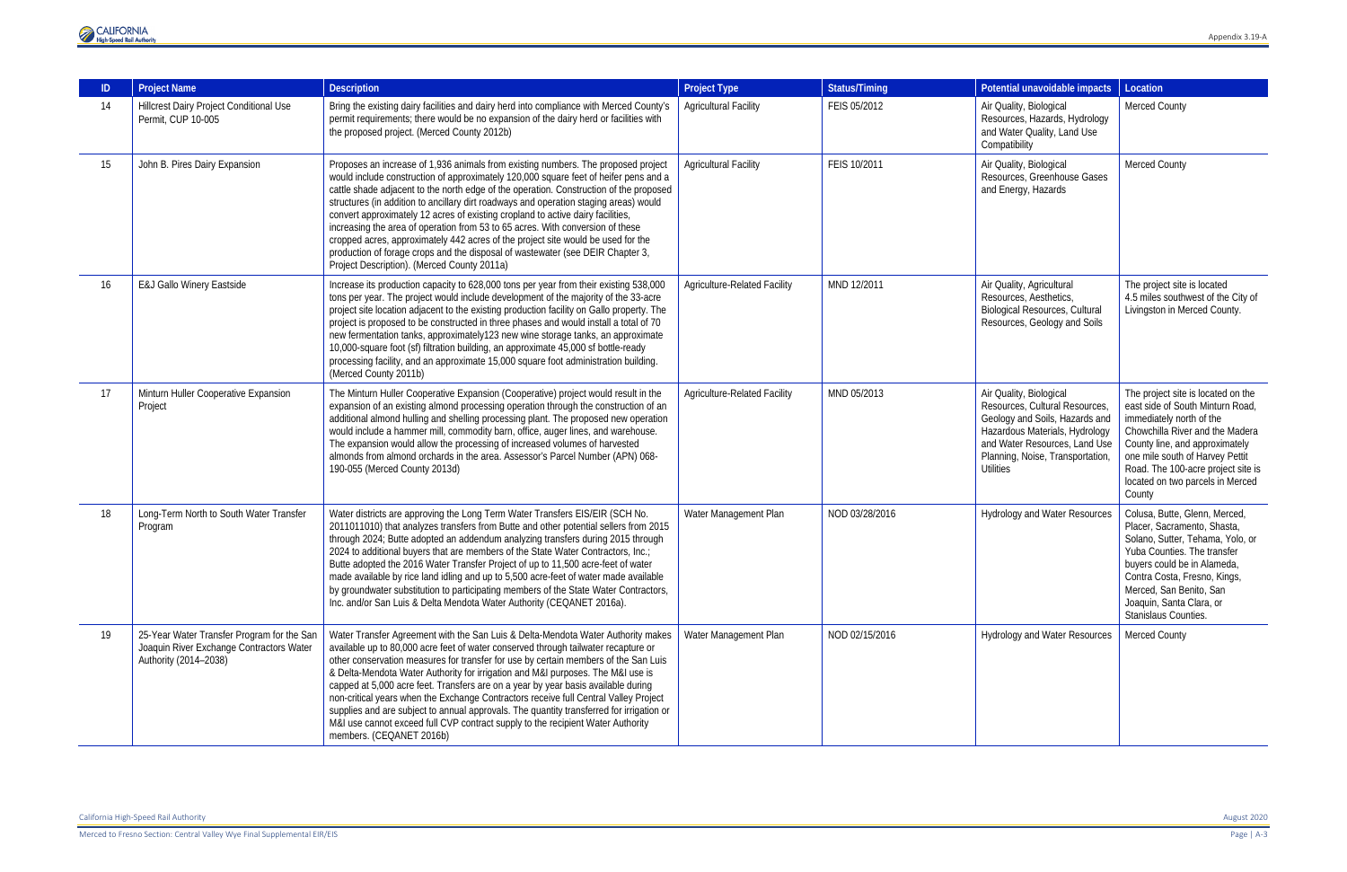| ID | Project Name | Description | Project Type | Status/Timing | Potential unavoidable impacts | Location |
|---|---|---|---|---|---|---|
| 14 | Hillcrest Dairy Project Conditional Use Permit, CUP 10-005 | Bring the existing dairy facilities and dairy herd into compliance with Merced County's permit requirements; there would be no expansion of the dairy herd or facilities with the proposed project. (Merced County 2012b) | Agricultural Facility | FEIS 05/2012 | Air Quality, Biological Resources, Hazards, Hydrology and Water Quality, Land Use Compatibility | Merced County |
| 15 | John B. Pires Dairy Expansion | Proposes an increase of 1,936 animals from existing numbers. The proposed project would include construction of approximately 120,000 square feet of heifer pens and a cattle shade adjacent to the north edge of the operation. Construction of the proposed structures (in addition to ancillary dirt roadways and operation staging areas) would convert approximately 12 acres of existing cropland to active dairy facilities, increasing the area of operation from 53 to 65 acres. With conversion of these cropped acres, approximately 442 acres of the project site would be used for the production of forage crops and the disposal of wastewater (see DEIR Chapter 3, Project Description). (Merced County 2011a) | Agricultural Facility | FEIS 10/2011 | Air Quality, Biological Resources, Greenhouse Gases and Energy, Hazards | Merced County |
| 16 | E&J Gallo Winery Eastside | Increase its production capacity to 628,000 tons per year from their existing 538,000 tons per year. The project would include development of the majority of the 33-acre project site location adjacent to the existing production facility on Gallo property. The project is proposed to be constructed in three phases and would install a total of 70 new fermentation tanks, approximately123 new wine storage tanks, an approximate 10,000-square foot (sf) filtration building, an approximate 45,000 sf bottle-ready processing facility, and an approximate 15,000 square foot administration building. (Merced County 2011b) | Agriculture-Related Facility | MND 12/2011 | Air Quality, Agricultural Resources, Aesthetics, Biological Resources, Cultural Resources, Geology and Soils | The project site is located 4.5 miles southwest of the City of Livingston in Merced County. |
| 17 | Minturn Huller Cooperative Expansion Project | The Minturn Huller Cooperative Expansion (Cooperative) project would result in the expansion of an existing almond processing operation through the construction of an additional almond hulling and shelling processing plant. The proposed new operation would include a hammer mill, commodity barn, office, auger lines, and warehouse. The expansion would allow the processing of increased volumes of harvested almonds from almond orchards in the area. Assessor's Parcel Number (APN) 068-190-055 (Merced County 2013d) | Agriculture-Related Facility | MND 05/2013 | Air Quality, Biological Resources, Cultural Resources, Geology and Soils, Hazards and Hazardous Materials, Hydrology and Water Resources, Land Use Planning, Noise, Transportation, Utilities | The project site is located on the east side of South Minturn Road, immediately north of the Chowchilla River and the Madera County line, and approximately one mile south of Harvey Pettit Road. The 100-acre project site is located on two parcels in Merced County |
| 18 | Long-Term North to South Water Transfer Program | Water districts are approving the Long Term Water Transfers EIS/EIR (SCH No. 2011011010) that analyzes transfers from Butte and other potential sellers from 2015 through 2024; Butte adopted an addendum analyzing transfers during 2015 through 2024 to additional buyers that are members of the State Water Contractors, Inc.; Butte adopted the 2016 Water Transfer Project of up to 11,500 acre-feet of water made available by rice land idling and up to 5,500 acre-feet of water made available by groundwater substitution to participating members of the State Water Contractors, Inc. and/or San Luis & Delta Mendota Water Authority (CEQANET 2016a). | Water Management Plan | NOD 03/28/2016 | Hydrology and Water Resources | Colusa, Butte, Glenn, Merced, Placer, Sacramento, Shasta, Solano, Sutter, Tehama, Yolo, or Yuba Counties. The transfer buyers could be in Alameda, Contra Costa, Fresno, Kings, Merced, San Benito, San Joaquin, Santa Clara, or Stanislaus Counties. |
| 19 | 25-Year Water Transfer Program for the San Joaquin River Exchange Contractors Water Authority (2014–2038) | Water Transfer Agreement with the San Luis & Delta-Mendota Water Authority makes available up to 80,000 acre feet of water conserved through tailwater recapture or other conservation measures for transfer for use by certain members of the San Luis & Delta-Mendota Water Authority for irrigation and M&I purposes. The M&I use is capped at 5,000 acre feet. Transfers are on a year by year basis available during non-critical years when the Exchange Contractors receive full Central Valley Project supplies and are subject to annual approvals. The quantity transferred for irrigation or M&I use cannot exceed full CVP contract supply to the recipient Water Authority members. (CEQANET 2016b) | Water Management Plan | NOD 02/15/2016 | Hydrology and Water Resources | Merced County |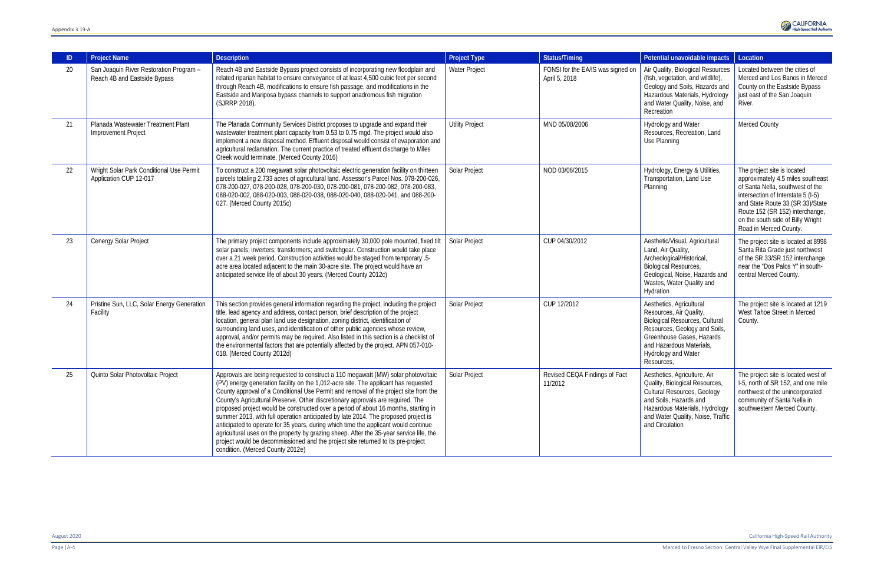| ID | Project Name | Description | Project Type | Status/Timing | Potential unavoidable impacts | Location |
|---|---|---|---|---|---|---|
| 20 | San Joaquin River Restoration Program – Reach 4B and Eastside Bypass | Reach 4B and Eastside Bypass project consists of incorporating new floodplain and related riparian habitat to ensure conveyance of at least 4,500 cubic feet per second through Reach 4B, modifications to ensure fish passage, and modifications in the Eastside and Mariposa bypass channels to support anadromous fish migration (SJRRP 2018). | Water Project | FONSI for the EA/IS was signed on April 5, 2018 | Air Quality, Biological Resources (fish, vegetation, and wildlife), Geology and Soils, Hazards and Hazardous Materials, Hydrology and Water Quality, Noise, and Recreation | Located between the cities of Merced and Los Banos in Merced County on the Eastside Bypass just east of the San Joaquin River. |
| 21 | Planada Wastewater Treatment Plant Improvement Project | The Planada Community Services District proposes to upgrade and expand their wastewater treatment plant capacity from 0.53 to 0.75 mgd. The project would also implement a new disposal method. Effluent disposal would consist of evaporation and agricultural reclamation. The current practice of treated effluent discharge to Miles Creek would terminate. (Merced County 2016) | Utility Project | MND 05/08/2006 | Hydrology and Water Resources, Recreation, Land Use Planning | Merced County |
| 22 | Wright Solar Park Conditional Use Permit Application CUP 12-017 | To construct a 200 megawatt solar photovoltaic electric generation facility on thirteen parcels totaling 2,733 acres of agricultural land. Assessor's Parcel Nos. 078-200-026, 078-200-027, 078-200-028, 078-200-030, 078-200-081, 078-200-082, 078-200-083, 088-020-002, 088-020-003, 088-020-038, 088-020-040, 088-020-041, and 088-200-027. (Merced County 2015c) | Solar Project | NOD 03/06/2015 | Hydrology, Energy & Utilities, Transportation, Land Use Planning | The project site is located approximately 4.5 miles southeast of Santa Nella, southwest of the intersection of Interstate 5 (I-5) and State Route 33 (SR 33)/State Route 152 (SR 152) interchange, on the south side of Billy Wright Road in Merced County. |
| 23 | Cenergy Solar Project | The primary project components include approximately 30,000 pole mounted, fixed tilt solar panels; inverters; transformers; and switchgear. Construction would take place over a 21 week period. Construction activities would be staged from temporary .5-acre area located adjacent to the main 30-acre site. The project would have an anticipated service life of about 30 years. (Merced County 2012c) | Solar Project | CUP 04/30/2012 | Aesthetic/Visual, Agricultural Land, Air Quality, Archeological/Historical, Biological Resources, Geological, Noise, Hazards and Wastes, Water Quality and Hydration | The project site is located at 8998 Santa Rita Grade just northwest of the SR 33/SR 152 interchange near the "Dos Palos Y" in south-central Merced County. |
| 24 | Pristine Sun, LLC, Solar Energy Generation Facility | This section provides general information regarding the project, including the project title, lead agency and address, contact person, brief description of the project location, general plan land use designation, zoning district, identification of surrounding land uses, and identification of other public agencies whose review, approval, and/or permits may be required. Also listed in this section is a checklist of the environmental factors that are potentially affected by the project. APN 057-010-018. (Merced County 2012d) | Solar Project | CUP 12/2012 | Aesthetics, Agricultural Resources, Air Quality, Biological Resources, Cultural Resources, Geology and Soils, Greenhouse Gases, Hazards and Hazardous Materials, Hydrology and Water Resources, | The project site is located at 1219 West Tahoe Street in Merced County. |
| 25 | Quinto Solar Photovoltaic Project | Approvals are being requested to construct a 110 megawatt (MW) solar photovoltaic (PV) energy generation facility on the 1,012-acre site. The applicant has requested County approval of a Conditional Use Permit and removal of the project site from the County's Agricultural Preserve. Other discretionary approvals are required. The proposed project would be constructed over a period of about 16 months, starting in summer 2013, with full operation anticipated by late 2014. The proposed project is anticipated to operate for 35 years, during which time the applicant would continue agricultural uses on the property by grazing sheep. After the 35-year service life, the project would be decommissioned and the project site returned to its pre-project condition. (Merced County 2012e) | Solar Project | Revised CEQA Findings of Fact 11/2012 | Aesthetics, Agriculture, Air Quality, Biological Resources, Cultural Resources, Geology and Soils, Hazards and Hazardous Materials, Hydrology and Water Quality, Noise, Traffic and Circulation | The project site is located west of I-5, north of SR 152, and one mile northwest of the unincorporated community of Santa Nella in southwestern Merced County. |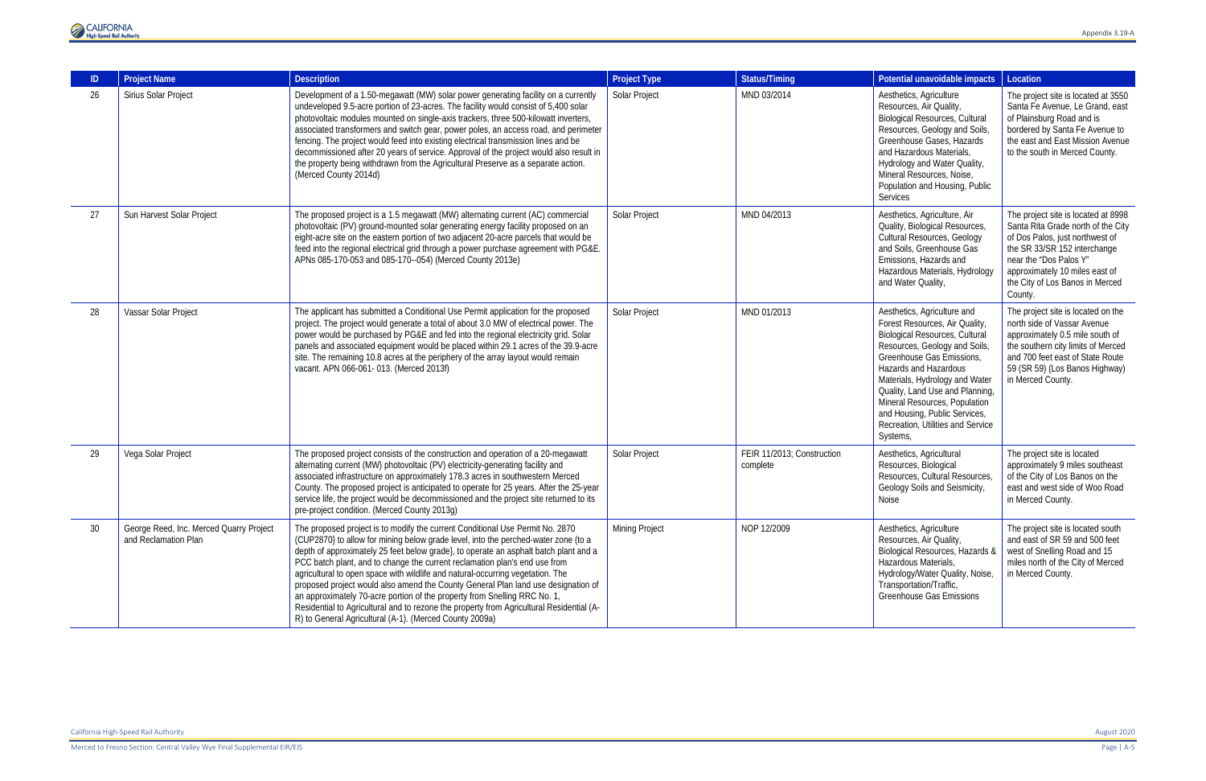| ID | Project Name | Description | Project Type | Status/Timing | Potential unavoidable impacts | Location |
|---|---|---|---|---|---|---|
| 26 | Sirius Solar Project | Development of a 1.50-megawatt (MW) solar power generating facility on a currently undeveloped 9.5-acre portion of 23-acres. The facility would consist of 5,400 solar photovoltaic modules mounted on single-axis trackers, three 500-kilowatt inverters, associated transformers and switch gear, power poles, an access road, and perimeter fencing. The project would feed into existing electrical transmission lines and be decommissioned after 20 years of service. Approval of the project would also result in the property being withdrawn from the Agricultural Preserve as a separate action. (Merced County 2014d) | Solar Project | MND 03/2014 | Aesthetics, Agriculture Resources, Air Quality, Biological Resources, Cultural Resources, Geology and Soils, Greenhouse Gases, Hazards and Hazardous Materials, Hydrology and Water Quality, Mineral Resources, Noise, Population and Housing, Public Services | The project site is located at 3550 Santa Fe Avenue, Le Grand, east of Plainsburg Road and is bordered by Santa Fe Avenue to the east and East Mission Avenue to the south in Merced County. |
| 27 | Sun Harvest Solar Project | The proposed project is a 1.5 megawatt (MW) alternating current (AC) commercial photovoltaic (PV) ground-mounted solar generating energy facility proposed on an eight-acre site on the eastern portion of two adjacent 20-acre parcels that would be feed into the regional electrical grid through a power purchase agreement with PG&E. APNs 085-170-053 and 085-170--054) (Merced County 2013e) | Solar Project | MND 04/2013 | Aesthetics, Agriculture, Air Quality, Biological Resources, Cultural Resources, Geology and Soils, Greenhouse Gas Emissions, Hazards and Hazardous Materials, Hydrology and Water Quality, | The project site is located at 8998 Santa Rita Grade north of the City of Dos Palos, just northwest of the SR 33/SR 152 interchange near the "Dos Palos Y" approximately 10 miles east of the City of Los Banos in Merced County. |
| 28 | Vassar Solar Project | The applicant has submitted a Conditional Use Permit application for the proposed project. The project would generate a total of about 3.0 MW of electrical power. The power would be purchased by PG&E and fed into the regional electricity grid. Solar panels and associated equipment would be placed within 29.1 acres of the 39.9-acre site. The remaining 10.8 acres at the periphery of the array layout would remain vacant. APN 066-061- 013. (Merced 2013f) | Solar Project | MND 01/2013 | Aesthetics, Agriculture and Forest Resources, Air Quality, Biological Resources, Cultural Resources, Geology and Soils, Greenhouse Gas Emissions, Hazards and Hazardous Materials, Hydrology and Water Quality, Land Use and Planning, Mineral Resources, Population and Housing, Public Services, Recreation, Utilities and Service Systems, | The project site is located on the north side of Vassar Avenue approximately 0.5 mile south of the southern city limits of Merced and 700 feet east of State Route 59 (SR 59) (Los Banos Highway) in Merced County. |
| 29 | Vega Solar Project | The proposed project consists of the construction and operation of a 20-megawatt alternating current (MW) photovoltaic (PV) electricity-generating facility and associated infrastructure on approximately 178.3 acres in southwestern Merced County. The proposed project is anticipated to operate for 25 years. After the 25-year service life, the project would be decommissioned and the project site returned to its pre-project condition. (Merced County 2013g) | Solar Project | FEIR 11/2013; Construction complete | Aesthetics, Agricultural Resources, Biological Resources, Cultural Resources, Geology Soils and Seismicity, Noise | The project site is located approximately 9 miles southeast of the City of Los Banos on the east and west side of Woo Road in Merced County. |
| 30 | George Reed, Inc. Merced Quarry Project and Reclamation Plan | The proposed project is to modify the current Conditional Use Permit No. 2870 (CUP2870} to allow for mining below grade level, into the perched-water zone (to a depth of approximately 25 feet below grade}, to operate an asphalt batch plant and a PCC batch plant, and to change the current reclamation plan's end use from agricultural to open space with wildlife and natural-occurring vegetation. The proposed project would also amend the County General Plan land use designation of an approximately 70-acre portion of the property from Snelling RRC No. 1, Residential to Agricultural and to rezone the property from Agricultural Residential (A-R) to General Agricultural (A-1). (Merced County 2009a) | Mining Project | NOP 12/2009 | Aesthetics, Agriculture Resources, Air Quality, Biological Resources, Hazards & Hazardous Materials, Hydrology/Water Quality, Noise, Transportation/Traffic, Greenhouse Gas Emissions | The project site is located south and east of SR 59 and 500 feet west of Snelling Road and 15 miles north of the City of Merced in Merced County. |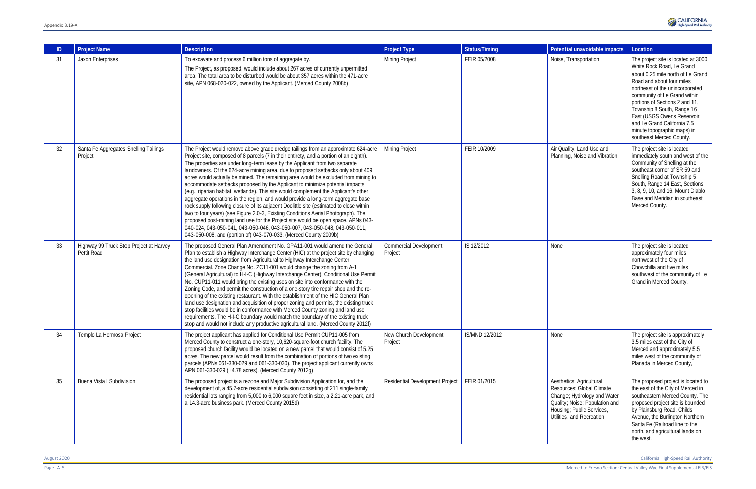| ID | Project Name | Description | Project Type | Status/Timing | Potential unavoidable impacts | Location |
|---|---|---|---|---|---|---|
| 31 | Jaxon Enterprises | To excavate and process 6 million tons of aggregate by. The Project, as proposed, would include about 267 acres of currently unpermitted area. The total area to be disturbed would be about 357 acres within the 471-acre site, APN 068-020-022, owned by the Applicant. (Merced County 2008b) | Mining Project | FEIR 05/2008 | Noise, Transportation | The project site is located at 3000 White Rock Road, Le Grand about 0.25 mile north of Le Grand Road and about four miles northeast of the unincorporated community of Le Grand within portions of Sections 2 and 11, Township 8 South, Range 16 East (USGS Owens Reservoir and Le Grand California 7.5 minute topographic maps) in southeast Merced County. |
| 32 | Santa Fe Aggregates Snelling Tailings Project | The Project would remove above grade dredge tailings from an approximate 624-acre Project site, composed of 8 parcels (7 in their entirety, and a portion of an eighth). The properties are under long-term lease by the Applicant from two separate landowners. Of the 624-acre mining area, due to proposed setbacks only about 409 acres would actually be mined. The remaining area would be excluded from mining to accommodate setbacks proposed by the Applicant to minimize potential impacts (e.g., riparian habitat, wetlands). This site would complement the Applicant's other aggregate operations in the region, and would provide a long-term aggregate base rock supply following closure of its adjacent Doolittle site (estimated to close within two to four years) (see Figure 2.0-3, Existing Conditions Aerial Photograph). The proposed post-mining land use for the Project site would be open space. APNs 043-040-024, 043-050-041, 043-050-046, 043-050-007, 043-050-048, 043-050-011, 043-050-008, and (portion of) 043-070-033. (Merced County 2009b) | Mining Project | FEIR 10/2009 | Air Quality, Land Use and Planning, Noise and Vibration | The project site is located immediately south and west of the Community of Snelling at the southeast corner of SR 59 and Snelling Road at Township 5 South, Range 14 East, Sections 3, 8, 9, 10, and 16, Mount Diablo Base and Meridian in southeast Merced County. |
| 33 | Highway 99 Truck Stop Project at Harvey Pettit Road | The proposed General Plan Amendment No. GPA11-001 would amend the General Plan to establish a Highway Interchange Center (HIC) at the project site by changing the land use designation from Agricultural to Highway Interchange Center Commercial. Zone Change No. ZC11-001 would change the zoning from A-1 (General Agricultural) to H-I-C (Highway Interchange Center). Conditional Use Permit No. CUP11-011 would bring the existing uses on site into conformance with the Zoning Code, and permit the construction of a one-story tire repair shop and the re-opening of the existing restaurant. With the establishment of the HIC General Plan land use designation and acquisition of proper zoning and permits, the existing truck stop facilities would be in conformance with Merced County zoning and land use requirements. The H-I-C boundary would match the boundary of the existing truck stop and would not include any productive agricultural land. (Merced County 2012f) | Commercial Development Project | IS 12/2012 | None | The project site is located approximately four miles northwest of the City of Chowchilla and five miles southwest of the community of Le Grand in Merced County. |
| 34 | Templo La Hermosa Project | The project applicant has applied for Conditional Use Permit CUP11-005 from Merced County to construct a one-story, 10,620-square-foot church facility. The proposed church facility would be located on a new parcel that would consist of 5.25 acres. The new parcel would result from the combination of portions of two existing parcels (APNs 061-330-029 and 061-330-030). The project applicant currently owns APN 061-330-029 (±4.78 acres). (Merced County 2012g) | New Church Development Project | IS/MND 12/2012 | None | The project site is approximately 3.5 miles east of the City of Merced and approximately 5.5 miles west of the community of Planada in Merced County, |
| 35 | Buena Vista I Subdivision | The proposed project is a rezone and Major Subdivision Application for, and the development of, a 45.7-acre residential subdivision consisting of 211 single-family residential lots ranging from 5,000 to 6,000 square feet in size, a 2.21-acre park, and a 14.3-acre business park. (Merced County 2015d) | Residential Development Project | FEIR 01/2015 | Aesthetics; Agricultural Resources; Global Climate Change; Hydrology and Water Quality; Noise; Population and Housing; Public Services, Utilities, and Recreation | The proposed project is located to the east of the City of Merced in southeastern Merced County. The proposed project site is bounded by Plainsburg Road, Childs Avenue, the Burlington Northern Santa Fe (Railroad line to the north, and agricultural lands on the west. |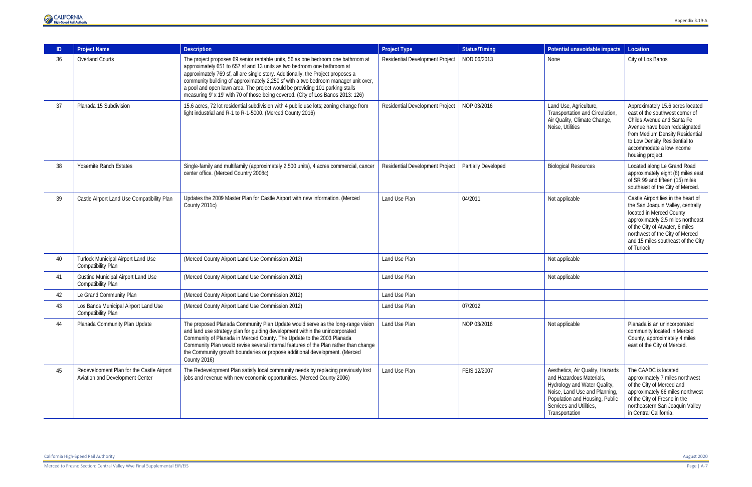| ID | Project Name | Description | Project Type | Status/Timing | Potential unavoidable impacts | Location |
|---|---|---|---|---|---|---|
| 36 | Overland Courts | The project proposes 69 senior rentable units, 56 as one bedroom one bathroom at approximately 651 to 657 sf and 13 units as two bedroom one bathroom at approximately 769 sf, all are single story. Additionally, the Project proposes a community building of approximately 2,250 sf with a two bedroom manager unit over, a pool and open lawn area. The project would be providing 101 parking stalls measuring 9' x 19' with 70 of those being covered. (City of Los Banos 2013: 126) | Residential Development Project | NOD 06/2013 | None | City of Los Banos |
| 37 | Planada 15 Subdivision | 15.6 acres, 72 lot residential subdivision with 4 public use lots; zoning change from light industrial and R-1 to R-1-5000. (Merced County 2016) | Residential Development Project | NOP 03/2016 | Land Use, Agriculture, Transportation and Circulation, Air Quality, Climate Change, Noise, Utilities | Approximately 15.6 acres located east of the southwest corner of Childs Avenue and Santa Fe Avenue have been redesignated from Medium Density Residential to Low Density Residential to accommodate a low-income housing project. |
| 38 | Yosemite Ranch Estates | Single-family and multifamily (approximately 2,500 units), 4 acres commercial, cancer center office. (Merced Country 2008c) | Residential Development Project | Partially Developed | Biological Resources | Located along Le Grand Road approximately eight (8) miles east of SR 99 and fifteen (15) miles southeast of the City of Merced. |
| 39 | Castle Airport Land Use Compatibility Plan | Updates the 2009 Master Plan for Castle Airport with new information. (Merced County 2011c) | Land Use Plan | 04/2011 | Not applicable | Castle Airport lies in the heart of the San Joaquin Valley, centrally located in Merced County approximately 2.5 miles northeast of the City of Atwater, 6 miles northwest of the City of Merced and 15 miles southeast of the City of Turlock |
| 40 | Turlock Municipal Airport Land Use Compatibility Plan | (Merced County Airport Land Use Commission 2012) | Land Use Plan | | Not applicable | |
| 41 | Gustine Municipal Airport Land Use Compatibility Plan | (Merced County Airport Land Use Commission 2012) | Land Use Plan | | Not applicable | |
| 42 | Le Grand Community Plan | (Merced County Airport Land Use Commission 2012) | Land Use Plan | | | |
| 43 | Los Banos Municipal Airport Land Use Compatibility Plan | (Merced County Airport Land Use Commission 2012) | Land Use Plan | 07/2012 | | |
| 44 | Planada Community Plan Update | The proposed Planada Community Plan Update would serve as the long-range vision and land use strategy plan for guiding development within the unincorporated Community of Planada in Merced County. The Update to the 2003 Planada Community Plan would revise several internal features of the Plan rather than change the Community growth boundaries or propose additional development. (Merced County 2016) | Land Use Plan | NOP 03/2016 | Not applicable | Planada is an unincorporated community located in Merced County, approximately 4 miles east of the City of Merced. |
| 45 | Redevelopment Plan for the Castle Airport Aviation and Development Center | The Redevelopment Plan satisfy local community needs by replacing previously lost jobs and revenue with new economic opportunities. (Merced County 2006) | Land Use Plan | FEIS 12/2007 | Aesthetics, Air Quality, Hazards and Hazardous Materials, Hydrology and Water Quality, Noise, Land Use and Planning, Population and Housing, Public Services and Utilities, Transportation | The CAADC is located approximately 7 miles northwest of the City of Merced and approximately 66 miles northwest of the City of Fresno in the northeastern San Joaquin Valley in Central California. |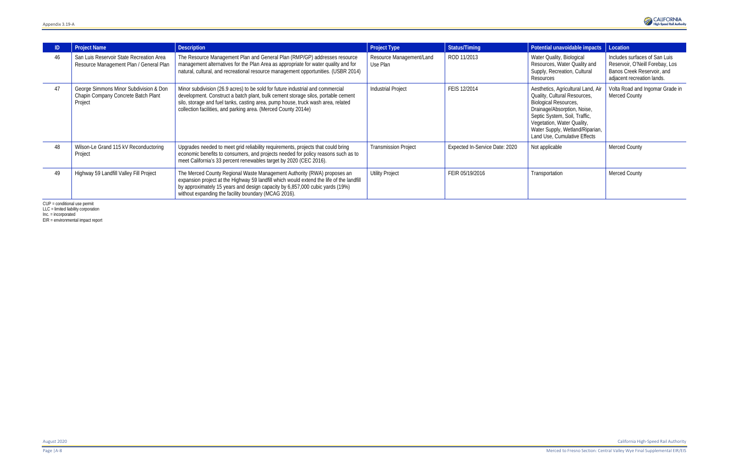| ID | Project Name | Description | Project Type | Status/Timing | Potential unavoidable impacts | Location |
|---|---|---|---|---|---|---|
| 46 | San Luis Reservoir State Recreation Area Resource Management Plan / General Plan | The Resource Management Plan and General Plan (RMP/GP) addresses resource management alternatives for the Plan Area as appropriate for water quality and for natural, cultural, and recreational resource management opportunities. (USBR 2014) | Resource Management/Land Use Plan | ROD 11/2013 | Water Quality, Biological Resources, Water Quality and Supply, Recreation, Cultural Resources | Includes surfaces of San Luis Reservoir, O'Neill Forebay, Los Banos Creek Reservoir, and adjacent recreation lands. |
| 47 | George Simmons Minor Subdivision & Don Chapin Company Concrete Batch Plant Project | Minor subdivision (26.9 acres) to be sold for future industrial and commercial development. Construct a batch plant, bulk cement storage silos, portable cement silo, storage and fuel tanks, casting area, pump house, truck wash area, related collection facilities, and parking area. (Merced County 2014e) | Industrial Project | FEIS 12/2014 | Aesthetics, Agricultural Land, Air Quality, Cultural Resources, Biological Resources, Drainage/Absorption, Noise, Septic System, Soil, Traffic, Vegetation, Water Quality, Water Supply, Wetland/Riparian, Land Use, Cumulative Effects | Volta Road and Ingomar Grade in Merced County |
| 48 | Wilson-Le Grand 115 kV Reconductoring Project | Upgrades needed to meet grid reliability requirements, projects that could bring economic benefits to consumers, and projects needed for policy reasons such as to meet California's 33 percent renewables target by 2020 (CEC 2016). | Transmission Project | Expected In-Service Date: 2020 | Not applicable | Merced County |
| 49 | Highway 59 Landfill Valley Fill Project | The Merced County Regional Waste Management Authority (RWA) proposes an expansion project at the Highway 59 landfill which would extend the life of the landfill by approximately 15 years and design capacity by 6,857,000 cubic yards (19%) without expanding the facility boundary (MCAG 2016). | Utility Project | FEIR 05/19/2016 | Transportation | Merced County |

CUP = conditional use permit
LLC = limited liability corporation
Inc. = incorporated
EIR = environmental impact report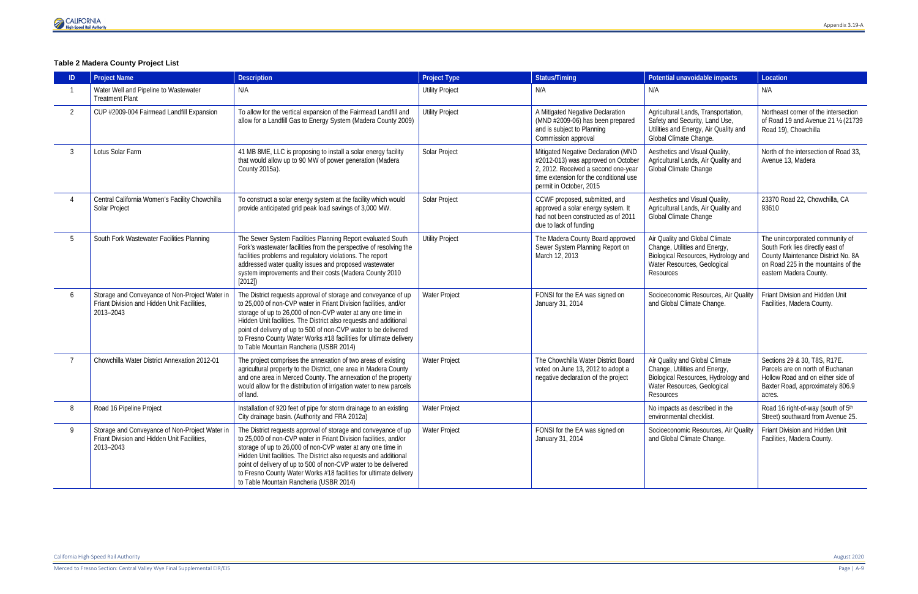**Table 2 Madera County Project List**

| ID | Project Name | Description | Project Type | Status/Timing | Potential unavoidable impacts | Location |
|---|---|---|---|---|---|---|
| 1 | Water Well and Pipeline to Wastewater Treatment Plant | N/A | Utility Project | N/A | N/A | N/A |
| 2 | CUP #2009-004 Fairmead Landfill Expansion | To allow for the vertical expansion of the Fairmead Landfill and allow for a Landfill Gas to Energy System (Madera County 2009) | Utility Project | A Mitigated Negative Declaration (MND #2009-06) has been prepared and is subject to Planning Commission approval | Agricultural Lands, Transportation, Safety and Security, Land Use, Utilities and Energy, Air Quality and Global Climate Change. | Northeast corner of the intersection of Road 19 and Avenue 21 ½ (21739 Road 19), Chowchilla |
| 3 | Lotus Solar Farm | 41 MB 8ME, LLC is proposing to install a solar energy facility that would allow up to 90 MW of power generation (Madera County 2015a). | Solar Project | Mitigated Negative Declaration (MND #2012-013) was approved on October 2, 2012. Received a second one-year time extension for the conditional use permit in October, 2015 | Aesthetics and Visual Quality, Agricultural Lands, Air Quality and Global Climate Change | North of the intersection of Road 33, Avenue 13, Madera |
| 4 | Central California Women's Facility Chowchilla Solar Project | To construct a solar energy system at the facility which would provide anticipated grid peak load savings of 3,000 MW. | Solar Project | CCWF proposed, submitted, and approved a solar energy system. It had not been constructed as of 2011 due to lack of funding | Aesthetics and Visual Quality, Agricultural Lands, Air Quality and Global Climate Change | 23370 Road 22, Chowchilla, CA 93610 |
| 5 | South Fork Wastewater Facilities Planning | The Sewer System Facilities Planning Report evaluated South Fork's wastewater facilities from the perspective of resolving the facilities problems and regulatory violations. The report addressed water quality issues and proposed wastewater system improvements and their costs (Madera County 2010 [2012]) | Utility Project | The Madera County Board approved Sewer System Planning Report on March 12, 2013 | Air Quality and Global Climate Change, Utilities and Energy, Biological Resources, Hydrology and Water Resources, Geological Resources | The unincorporated community of South Fork lies directly east of County Maintenance District No. 8A on Road 225 in the mountains of the eastern Madera County. |
| 6 | Storage and Conveyance of Non-Project Water in Friant Division and Hidden Unit Facilities, 2013–2043 | The District requests approval of storage and conveyance of up to 25,000 of non-CVP water in Friant Division facilities, and/or storage of up to 26,000 of non-CVP water at any one time in Hidden Unit facilities. The District also requests and additional point of delivery of up to 500 of non-CVP water to be delivered to Fresno County Water Works #18 facilities for ultimate delivery to Table Mountain Rancheria (USBR 2014) | Water Project | FONSI for the EA was signed on January 31, 2014 | Socioeconomic Resources, Air Quality and Global Climate Change. | Friant Division and Hidden Unit Facilities, Madera County. |
| 7 | Chowchilla Water District Annexation 2012-01 | The project comprises the annexation of two areas of existing agricultural property to the District, one area in Madera County and one area in Merced County. The annexation of the property would allow for the distribution of irrigation water to new parcels of land. | Water Project | The Chowchilla Water District Board voted on June 13, 2012 to adopt a negative declaration of the project | Air Quality and Global Climate Change, Utilities and Energy, Biological Resources, Hydrology and Water Resources, Geological Resources | Sections 29 & 30, T8S, R17E. Parcels are on north of Buchanan Hollow Road and on either side of Baxter Road, approximately 806.9 acres. |
| 8 | Road 16 Pipeline Project | Installation of 920 feet of pipe for storm drainage to an existing City drainage basin. (Authority and FRA 2012a) | Water Project | | No impacts as described in the environmental checklist. | Road 16 right-of-way (south of 5th Street) southward from Avenue 25. |
| 9 | Storage and Conveyance of Non-Project Water in Friant Division and Hidden Unit Facilities, 2013–2043 | The District requests approval of storage and conveyance of up to 25,000 of non-CVP water in Friant Division facilities, and/or storage of up to 26,000 of non-CVP water at any one time in Hidden Unit facilities. The District also requests and additional point of delivery of up to 500 of non-CVP water to be delivered to Fresno County Water Works #18 facilities for ultimate delivery to Table Mountain Rancheria (USBR 2014) | Water Project | FONSI for the EA was signed on January 31, 2014 | Socioeconomic Resources, Air Quality and Global Climate Change. | Friant Division and Hidden Unit Facilities, Madera County. |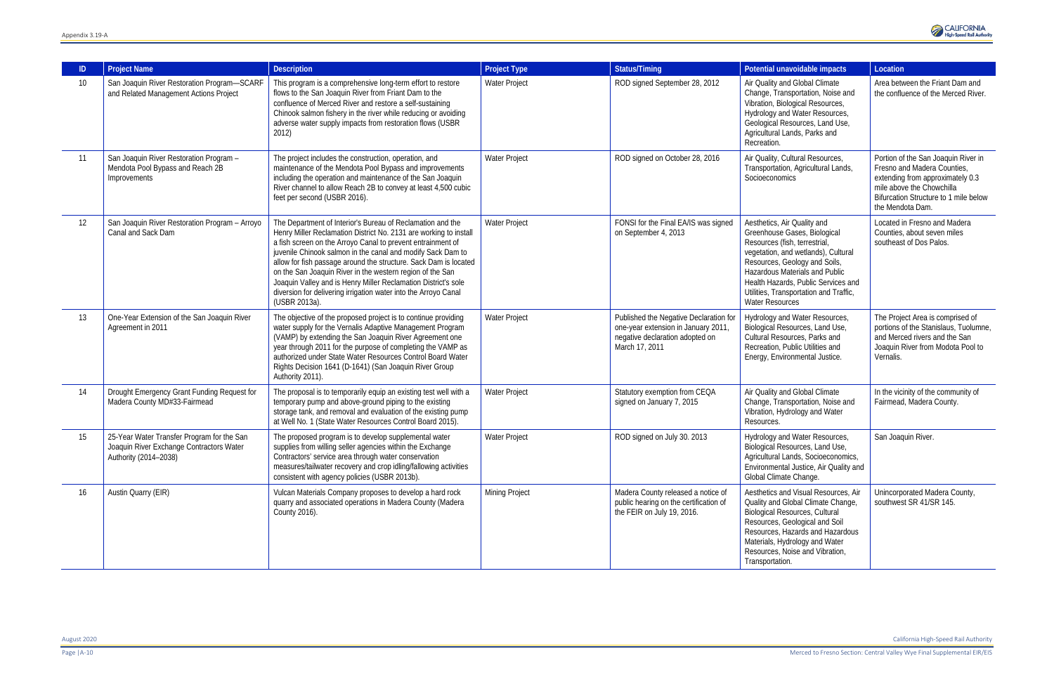| ID | Project Name | Description | Project Type | Status/Timing | Potential unavoidable impacts | Location |
|---|---|---|---|---|---|---|
| 10 | San Joaquin River Restoration Program—SCARF and Related Management Actions Project | This program is a comprehensive long-term effort to restore flows to the San Joaquin River from Friant Dam to the confluence of Merced River and restore a self-sustaining Chinook salmon fishery in the river while reducing or avoiding adverse water supply impacts from restoration flows (USBR 2012) | Water Project | ROD signed September 28, 2012 | Air Quality and Global Climate Change, Transportation, Noise and Vibration, Biological Resources, Hydrology and Water Resources, Geological Resources, Land Use, Agricultural Lands, Parks and Recreation. | Area between the Friant Dam and the confluence of the Merced River. |
| 11 | San Joaquin River Restoration Program – Mendota Pool Bypass and Reach 2B Improvements | The project includes the construction, operation, and maintenance of the Mendota Pool Bypass and improvements including the operation and maintenance of the San Joaquin River channel to allow Reach 2B to convey at least 4,500 cubic feet per second (USBR 2016). | Water Project | ROD signed on October 28, 2016 | Air Quality, Cultural Resources, Transportation, Agricultural Lands, Socioeconomics | Portion of the San Joaquin River in Fresno and Madera Counties, extending from approximately 0.3 mile above the Chowchilla Bifurcation Structure to 1 mile below the Mendota Dam. |
| 12 | San Joaquin River Restoration Program – Arroyo Canal and Sack Dam | The Department of Interior's Bureau of Reclamation and the Henry Miller Reclamation District No. 2131 are working to install a fish screen on the Arroyo Canal to prevent entrainment of juvenile Chinook salmon in the canal and modify Sack Dam to allow for fish passage around the structure. Sack Dam is located on the San Joaquin River in the western region of the San Joaquin Valley and is Henry Miller Reclamation District's sole diversion for delivering irrigation water into the Arroyo Canal (USBR 2013a). | Water Project | FONSI for the Final EA/IS was signed on September 4, 2013 | Aesthetics, Air Quality and Greenhouse Gases, Biological Resources (fish, terrestrial, vegetation, and wetlands), Cultural Resources, Geology and Soils, Hazardous Materials and Public Health Hazards, Public Services and Utilities, Transportation and Traffic, Water Resources | Located in Fresno and Madera Counties, about seven miles southeast of Dos Palos. |
| 13 | One-Year Extension of the San Joaquin River Agreement in 2011 | The objective of the proposed project is to continue providing water supply for the Vernalis Adaptive Management Program (VAMP) by extending the San Joaquin River Agreement one year through 2011 for the purpose of completing the VAMP as authorized under State Water Resources Control Board Water Rights Decision 1641 (D-1641) (San Joaquin River Group Authority 2011). | Water Project | Published the Negative Declaration for one-year extension in January 2011, negative declaration adopted on March 17, 2011 | Hydrology and Water Resources, Biological Resources, Land Use, Cultural Resources, Parks and Recreation, Public Utilities and Energy, Environmental Justice. | The Project Area is comprised of portions of the Stanislaus, Tuolumne, and Merced rivers and the San Joaquin River from Modota Pool to Vernalis. |
| 14 | Drought Emergency Grant Funding Request for Madera County MD#33-Fairmead | The proposal is to temporarily equip an existing test well with a temporary pump and above-ground piping to the existing storage tank, and removal and evaluation of the existing pump at Well No. 1 (State Water Resources Control Board 2015). | Water Project | Statutory exemption from CEQA signed on January 7, 2015 | Air Quality and Global Climate Change, Transportation, Noise and Vibration, Hydrology and Water Resources. | In the vicinity of the community of Fairmead, Madera County. |
| 15 | 25-Year Water Transfer Program for the San Joaquin River Exchange Contractors Water Authority (2014–2038) | The proposed program is to develop supplemental water supplies from willing seller agencies within the Exchange Contractors' service area through water conservation measures/tailwater recovery and crop idling/fallowing activities consistent with agency policies (USBR 2013b). | Water Project | ROD signed on July 30. 2013 | Hydrology and Water Resources, Biological Resources, Land Use, Agricultural Lands, Socioeconomics, Environmental Justice, Air Quality and Global Climate Change. | San Joaquin River. |
| 16 | Austin Quarry (EIR) | Vulcan Materials Company proposes to develop a hard rock quarry and associated operations in Madera County (Madera County 2016). | Mining Project | Madera County released a notice of public hearing on the certification of the FEIR on July 19, 2016. | Aesthetics and Visual Resources, Air Quality and Global Climate Change, Biological Resources, Cultural Resources, Geological and Soil Resources, Hazards and Hazardous Materials, Hydrology and Water Resources, Noise and Vibration, Transportation. | Unincorporated Madera County, southwest SR 41/SR 145. |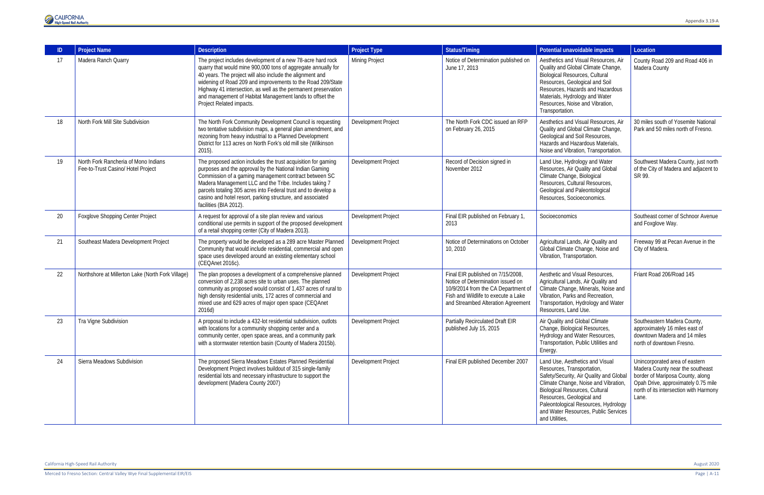| ID | Project Name | Description | Project Type | Status/Timing | Potential unavoidable impacts | Location |
|---|---|---|---|---|---|---|
| 17 | Madera Ranch Quarry | The project includes development of a new 78-acre hard rock quarry that would mine 900,000 tons of aggregate annually for 40 years. The project will also include the alignment and widening of Road 209 and improvements to the Road 209/State Highway 41 intersection, as well as the permanent preservation and management of Habitat Management lands to offset the Project Related impacts. | Mining Project | Notice of Determination published on June 17, 2013 | Aesthetics and Visual Resources, Air Quality and Global Climate Change, Biological Resources, Cultural Resources, Geological and Soil Resources, Hazards and Hazardous Materials, Hydrology and Water Resources, Noise and Vibration, Transportation. | County Road 209 and Road 406 in Madera County |
| 18 | North Fork Mill Site Subdivision | The North Fork Community Development Council is requesting two tentative subdivision maps, a general plan amendment, and rezoning from heavy industrial to a Planned Development District for 113 acres on North Fork's old mill site (Wilkinson 2015). | Development Project | The North Fork CDC issued an RFP on February 26, 2015 | Aesthetics and Visual Resources, Air Quality and Global Climate Change, Geological and Soil Resources, Hazards and Hazardous Materials, Noise and Vibration, Transportation. | 30 miles south of Yosemite National Park and 50 miles north of Fresno. |
| 19 | North Fork Rancheria of Mono Indians Fee-to-Trust Casino/ Hotel Project | The proposed action includes the trust acquisition for gaming purposes and the approval by the National Indian Gaming Commission of a gaming management contract between SC Madera Management LLC and the Tribe. Includes taking 7 parcels totaling 305 acres into Federal trust and to develop a casino and hotel resort, parking structure, and associated facilities (BIA 2012). | Development Project | Record of Decision signed in November 2012 | Land Use, Hydrology and Water Resources, Air Quality and Global Climate Change, Biological Resources, Cultural Resources, Geological and Paleontological Resources, Socioeconomics. | Southwest Madera County, just north of the City of Madera and adjacent to SR 99. |
| 20 | Foxglove Shopping Center Project | A request for approval of a site plan review and various conditional use permits in support of the proposed development of a retail shopping center (City of Madera 2013). | Development Project | Final EIR published on February 1, 2013 | Socioeconomics | Southeast corner of Schnoor Avenue and Foxglove Way. |
| 21 | Southeast Madera Development Project | The property would be developed as a 289 acre Master Planned Community that would include residential, commercial and open space uses developed around an existing elementary school (CEQAnet 2016c). | Development Project | Notice of Determinations on October 10, 2010 | Agricultural Lands, Air Quality and Global Climate Change, Noise and Vibration, Transportation. | Freeway 99 at Pecan Avenue in the City of Madera. |
| 22 | Northshore at Millerton Lake (North Fork Village) | The plan proposes a development of a comprehensive planned conversion of 2,238 acres site to urban uses. The planned community as proposed would consist of 1,437 acres of rural to high density residential units, 172 acres of commercial and mixed use and 629 acres of major open space (CEQAnet 2016d) | Development Project | Final EIR published on 7/15/2008, Notice of Determination issued on 10/9/2014 from the CA Department of Fish and Wildlife to execute a Lake and Streambed Alteration Agreement | Aesthetic and Visual Resources, Agricultural Lands, Air Quality and Climate Change, Minerals, Noise and Vibration, Parks and Recreation, Transportation, Hydrology and Water Resources, Land Use. | Friant Road 206/Road 145 |
| 23 | Tra Vigne Subdivision | A proposal to include a 432-lot residential subdivision, outlots with locations for a community shopping center and a community center, open space areas, and a community park with a stormwater retention basin (County of Madera 2015b). | Development Project | Partially Recirculated Draft EIR published July 15, 2015 | Air Quality and Global Climate Change, Biological Resources, Hydrology and Water Resources, Transportation, Public Utilities and Energy. | Southeastern Madera County, approximately 16 miles east of downtown Madera and 14 miles north of downtown Fresno. |
| 24 | Sierra Meadows Subdivision | The proposed Sierra Meadows Estates Planned Residential Development Project involves buildout of 315 single-family residential lots and necessary infrastructure to support the development (Madera County 2007) | Development Project | Final EIR published December 2007 | Land Use, Aesthetics and Visual Resources, Transportation, Safety/Security, Air Quality and Global Climate Change, Noise and Vibration, Biological Resources, Cultural Resources, Geological and Paleontological Resources, Hydrology and Water Resources, Public Services and Utilities, | Unincorporated area of eastern Madera County near the southeast border of Mariposa County, along Opah Drive, approximately 0.75 mile north of its intersection with Harmony Lane. |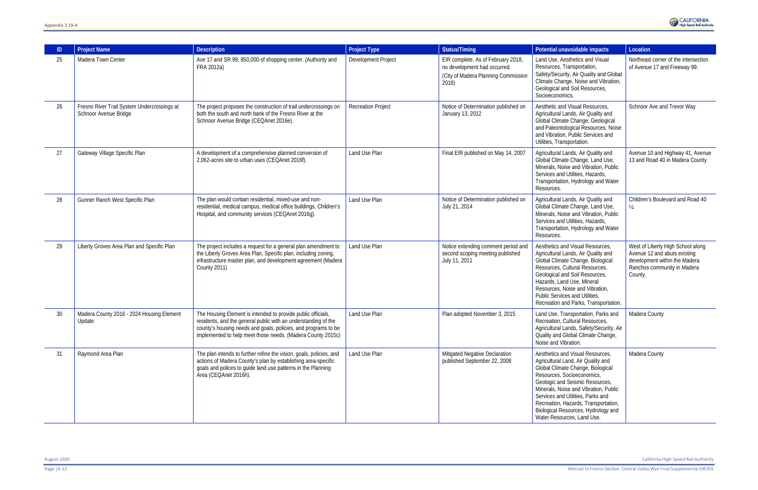| ID | Project Name | Description | Project Type | Status/Timing | Potential unavoidable impacts | Location |
|---|---|---|---|---|---|---|
| 25 | Madera Town Center | Ave 17 and SR 99, 850,000-sf shopping center. (Authority and FRA 2012a) | Development Project | EIR complete. As of February 2018, no development had occurred. (City of Madera Planning Commission 2018) | Land Use, Aesthetics and Visual Resources, Transportation, Safety/Security, Air Quality and Global Climate Change, Noise and Vibration, Geological and Soil Resources, Socioeconomics. | Northeast corner of the intersection of Avenue 17 and Freeway 99. |
| 26 | Fresno River Trail System Undercrossings at Schnoor Avenue Bridge | The project proposes the construction of trail undercrossings on both the south and north bank of the Fresno River at the Schnoor Avenue Bridge (CEQAnet 2016e). | Recreation Project | Notice of Determination published on January 13, 2012 | Aesthetic and Visual Resources, Agricultural Lands, Air Quality and Global Climate Change, Geological and Paleontological Resources, Noise and Vibration, Public Services and Utilities, Transportation. | Schnoor Ave and Trevor Way |
| 27 | Gateway Village Specific Plan | A development of a comprehensive planned conversion of 2,062-acres site to urban uses (CEQAnet 2016f). | Land Use Plan | Final EIR published on May 14, 2007 | Agricultural Lands, Air Quality and Global Climate Change, Land Use, Minerals, Noise and Vibration, Public Services and Utilities, Hazards, Transportation, Hydrology and Water Resources. | Avenue 10 and Highway 41, Avenue 13 and Road 40 in Madera County. |
| 28 | Gunner Ranch West Specific Plan | The plan would contain residential, mixed-use and non-residential, medical campus, medical office buildings, Children's Hospital, and community services (CEQAnet 2016g). | Land Use Plan | Notice of Determination published on July 21, 2014 | Agricultural Lands, Air Quality and Global Climate Change, Land Use, Minerals, Noise and Vibration, Public Services and Utilities, Hazards, Transportation, Hydrology and Water Resources. | Children's Boulevard and Road 40 ½ |
| 29 | Liberty Groves Area Plan and Specific Plan | The project includes a request for a general plan amendment to the Liberty Groves Area Plan, Specific plan, including zoning, infrastructure master plan, and development agreement (Madera County 2011) | Land Use Plan | Notice extending comment period and second scoping meeting published July 11, 2011 | Aesthetics and Visual Resources, Agricultural Lands, Air Quality and Global Climate Change, Biological Resources, Cultural Resources, Geological and Soil Resources, Hazards, Land Use, Mineral Resources, Noise and Vibration, Public Services and Utilities, Recreation and Parks, Transportation. | West of Liberty High School along Avenue 12 and abuts existing development within the Madera Ranchos community in Madera County. |
| 30 | Madera County 2016 - 2024 Housing Element Update | The Housing Element is intended to provide public officials, residents, and the general public with an understanding of the county's housing needs and goals, policies, and programs to be implemented to help meet those needs. (Madera County 2015c) | Land Use Plan | Plan adopted November 3, 2015 | Land Use, Transportation, Parks and Recreation, Cultural Resources, Agricultural Lands, Safety/Security, Air Quality and Global Climate Change, Noise and Vibration. | Madera County |
| 31 | Raymond Area Plan | The plan intends to further refine the vision, goals, policies, and actions of Madera County's plan by establishing area-specific goals and polices to guide land use patterns in the Planning Area (CEQAnet 2016h). | Land Use Plan | Mitigated Negative Declaration published September 22, 2008 | Aesthetics and Visual Resources, Agricultural Land, Air Quality and Global Climate Change, Biological Resources, Socioeconomics, Geologic and Seismic Resources, Minerals, Noise and Vibration, Public Services and Utilities, Parks and Recreation, Hazards, Transportation, Biological Resources, Hydrology and Water Resources, Land Use. | Madera County |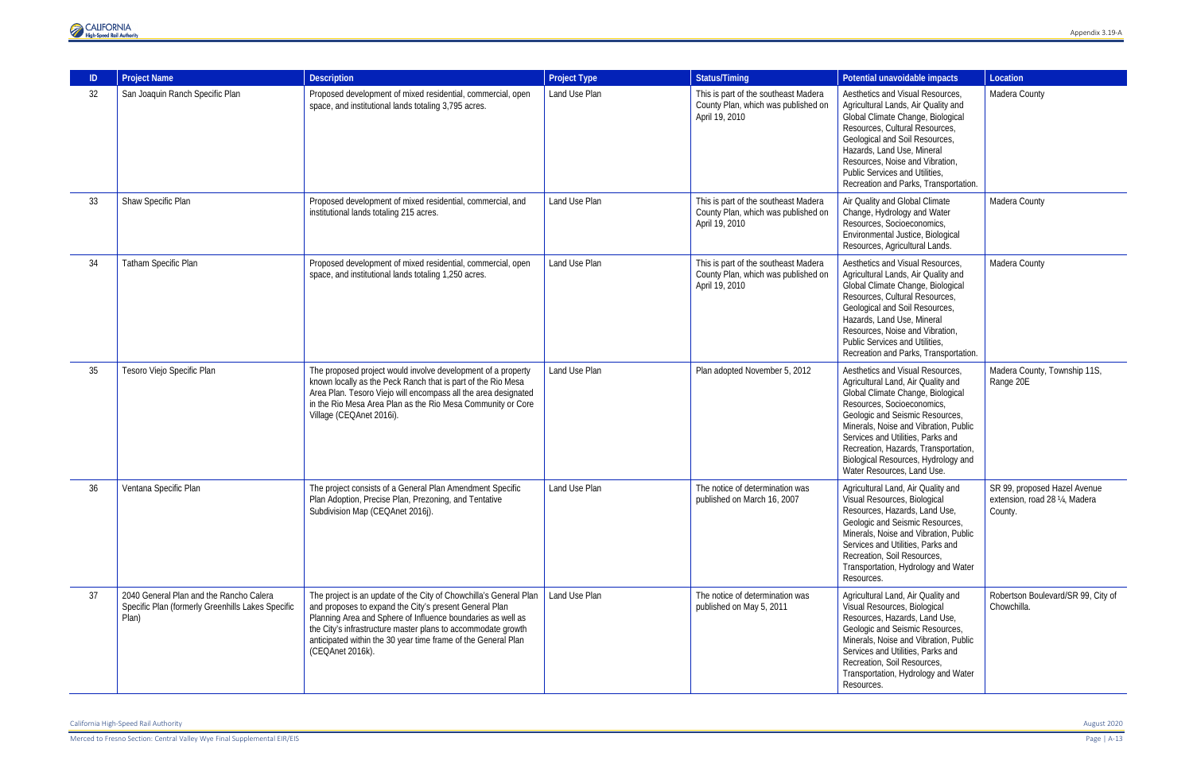| ID | Project Name | Description | Project Type | Status/Timing | Potential unavoidable impacts | Location |
|---|---|---|---|---|---|---|
| 32 | San Joaquin Ranch Specific Plan | Proposed development of mixed residential, commercial, open space, and institutional lands totaling 3,795 acres. | Land Use Plan | This is part of the southeast Madera County Plan, which was published on April 19, 2010 | Aesthetics and Visual Resources, Agricultural Lands, Air Quality and Global Climate Change, Biological Resources, Cultural Resources, Geological and Soil Resources, Hazards, Land Use, Mineral Resources, Noise and Vibration, Public Services and Utilities, Recreation and Parks, Transportation. | Madera County |
| 33 | Shaw Specific Plan | Proposed development of mixed residential, commercial, and institutional lands totaling 215 acres. | Land Use Plan | This is part of the southeast Madera County Plan, which was published on April 19, 2010 | Air Quality and Global Climate Change, Hydrology and Water Resources, Socioeconomics, Environmental Justice, Biological Resources, Agricultural Lands. | Madera County |
| 34 | Tatham Specific Plan | Proposed development of mixed residential, commercial, open space, and institutional lands totaling 1,250 acres. | Land Use Plan | This is part of the southeast Madera County Plan, which was published on April 19, 2010 | Aesthetics and Visual Resources, Agricultural Lands, Air Quality and Global Climate Change, Biological Resources, Cultural Resources, Geological and Soil Resources, Hazards, Land Use, Mineral Resources, Noise and Vibration, Public Services and Utilities, Recreation and Parks, Transportation. | Madera County |
| 35 | Tesoro Viejo Specific Plan | The proposed project would involve development of a property known locally as the Peck Ranch that is part of the Rio Mesa Area Plan. Tesoro Viejo will encompass all the area designated in the Rio Mesa Area Plan as the Rio Mesa Community or Core Village (CEQAnet 2016i). | Land Use Plan | Plan adopted November 5, 2012 | Aesthetics and Visual Resources, Agricultural Land, Air Quality and Global Climate Change, Biological Resources, Socioeconomics, Geologic and Seismic Resources, Minerals, Noise and Vibration, Public Services and Utilities, Parks and Recreation, Hazards, Transportation, Biological Resources, Hydrology and Water Resources, Land Use. | Madera County, Township 11S, Range 20E |
| 36 | Ventana Specific Plan | The project consists of a General Plan Amendment Specific Plan Adoption, Precise Plan, Prezoning, and Tentative Subdivision Map (CEQAnet 2016j). | Land Use Plan | The notice of determination was published on March 16, 2007 | Agricultural Land, Air Quality and Visual Resources, Biological Resources, Hazards, Land Use, Geologic and Seismic Resources, Minerals, Noise and Vibration, Public Services and Utilities, Parks and Recreation, Soil Resources, Transportation, Hydrology and Water Resources. | SR 99, proposed Hazel Avenue extension, road 28 ¼, Madera County. |
| 37 | 2040 General Plan and the Rancho Calera Specific Plan (formerly Greenhills Lakes Specific Plan) | The project is an update of the City of Chowchilla's General Plan and proposes to expand the City's present General Plan Planning Area and Sphere of Influence boundaries as well as the City's infrastructure master plans to accommodate growth anticipated within the 30 year time frame of the General Plan (CEQAnet 2016k). | Land Use Plan | The notice of determination was published on May 5, 2011 | Agricultural Land, Air Quality and Visual Resources, Biological Resources, Hazards, Land Use, Geologic and Seismic Resources, Minerals, Noise and Vibration, Public Services and Utilities, Parks and Recreation, Soil Resources, Transportation, Hydrology and Water Resources. | Robertson Boulevard/SR 99, City of Chowchilla. |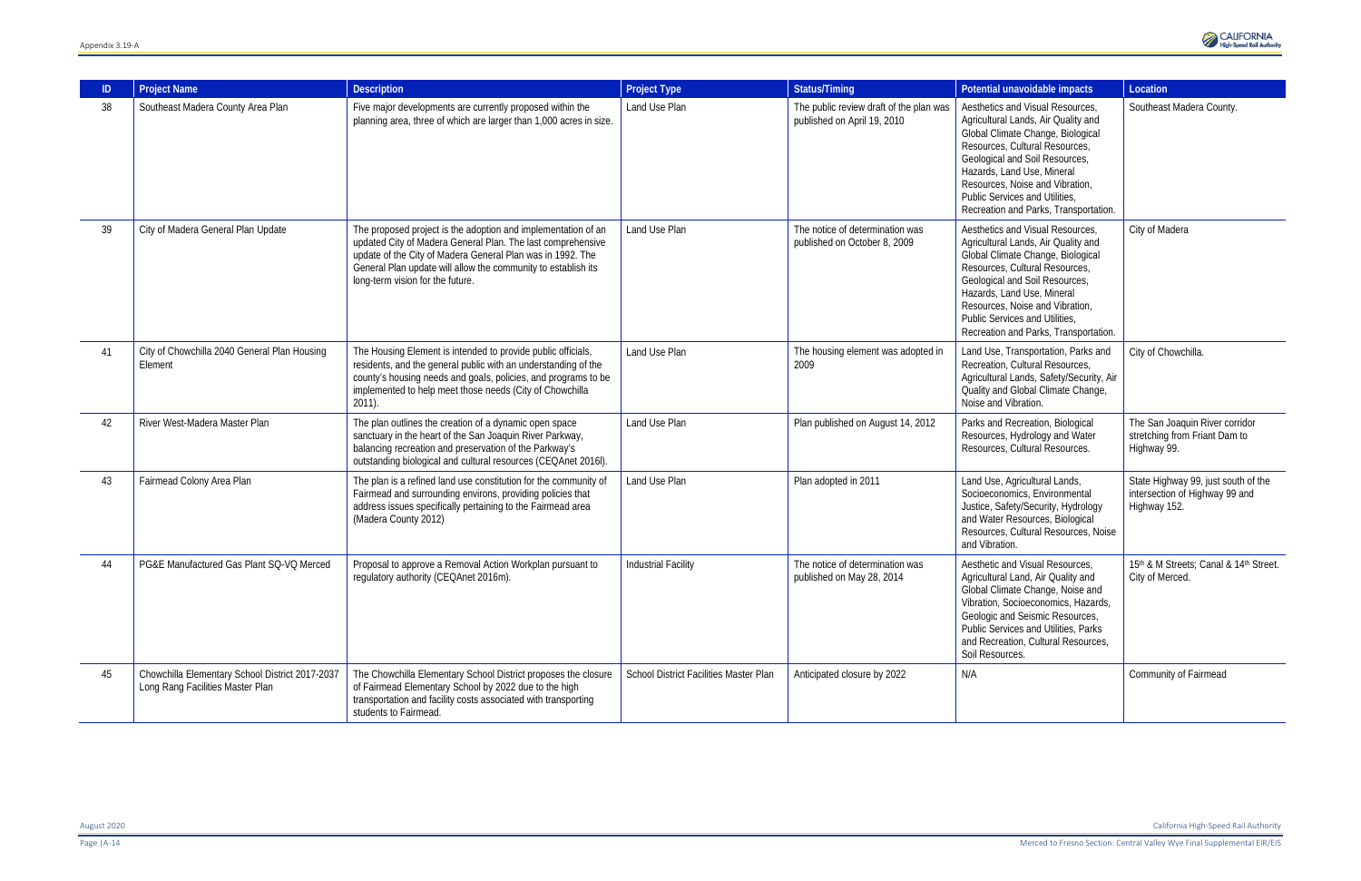| ID | Project Name | Description | Project Type | Status/Timing | Potential unavoidable impacts | Location |
|---|---|---|---|---|---|---|
| 38 | Southeast Madera County Area Plan | Five major developments are currently proposed within the planning area, three of which are larger than 1,000 acres in size. | Land Use Plan | The public review draft of the plan was published on April 19, 2010 | Aesthetics and Visual Resources, Agricultural Lands, Air Quality and Global Climate Change, Biological Resources, Cultural Resources, Geological and Soil Resources, Hazards, Land Use, Mineral Resources, Noise and Vibration, Public Services and Utilities, Recreation and Parks, Transportation. | Southeast Madera County. |
| 39 | City of Madera General Plan Update | The proposed project is the adoption and implementation of an updated City of Madera General Plan. The last comprehensive update of the City of Madera General Plan was in 1992. The General Plan update will allow the community to establish its long-term vision for the future. | Land Use Plan | The notice of determination was published on October 8, 2009 | Aesthetics and Visual Resources, Agricultural Lands, Air Quality and Global Climate Change, Biological Resources, Cultural Resources, Geological and Soil Resources, Hazards, Land Use, Mineral Resources, Noise and Vibration, Public Services and Utilities, Recreation and Parks, Transportation. | City of Madera |
| 41 | City of Chowchilla 2040 General Plan Housing Element | The Housing Element is intended to provide public officials, residents, and the general public with an understanding of the county's housing needs and goals, policies, and programs to be implemented to help meet those needs (City of Chowchilla 2011). | Land Use Plan | The housing element was adopted in 2009 | Land Use, Transportation, Parks and Recreation, Cultural Resources, Agricultural Lands, Safety/Security, Air Quality and Global Climate Change, Noise and Vibration. | City of Chowchilla. |
| 42 | River West-Madera Master Plan | The plan outlines the creation of a dynamic open space sanctuary in the heart of the San Joaquin River Parkway, balancing recreation and preservation of the Parkway's outstanding biological and cultural resources (CEQAnet 2016l). | Land Use Plan | Plan published on August 14, 2012 | Parks and Recreation, Biological Resources, Hydrology and Water Resources, Cultural Resources. | The San Joaquin River corridor stretching from Friant Dam to Highway 99. |
| 43 | Fairmead Colony Area Plan | The plan is a refined land use constitution for the community of Fairmead and surrounding environs, providing policies that address issues specifically pertaining to the Fairmead area (Madera County 2012) | Land Use Plan | Plan adopted in 2011 | Land Use, Agricultural Lands, Socioeconomics, Environmental Justice, Safety/Security, Hydrology and Water Resources, Biological Resources, Cultural Resources, Noise and Vibration. | State Highway 99, just south of the intersection of Highway 99 and Highway 152. |
| 44 | PG&E Manufactured Gas Plant SQ-VQ Merced | Proposal to approve a Removal Action Workplan pursuant to regulatory authority (CEQAnet 2016m). | Industrial Facility | The notice of determination was published on May 28, 2014 | Aesthetic and Visual Resources, Agricultural Land, Air Quality and Global Climate Change, Noise and Vibration, Socioeconomics, Hazards, Geologic and Seismic Resources, Public Services and Utilities, Parks and Recreation, Cultural Resources, Soil Resources. | 15th & M Streets; Canal & 14th Street. City of Merced. |
| 45 | Chowchilla Elementary School District 2017-2037 Long Rang Facilities Master Plan | The Chowchilla Elementary School District proposes the closure of Fairmead Elementary School by 2022 due to the high transportation and facility costs associated with transporting students to Fairmead. | School District Facilities Master Plan | Anticipated closure by 2022 | N/A | Community of Fairmead |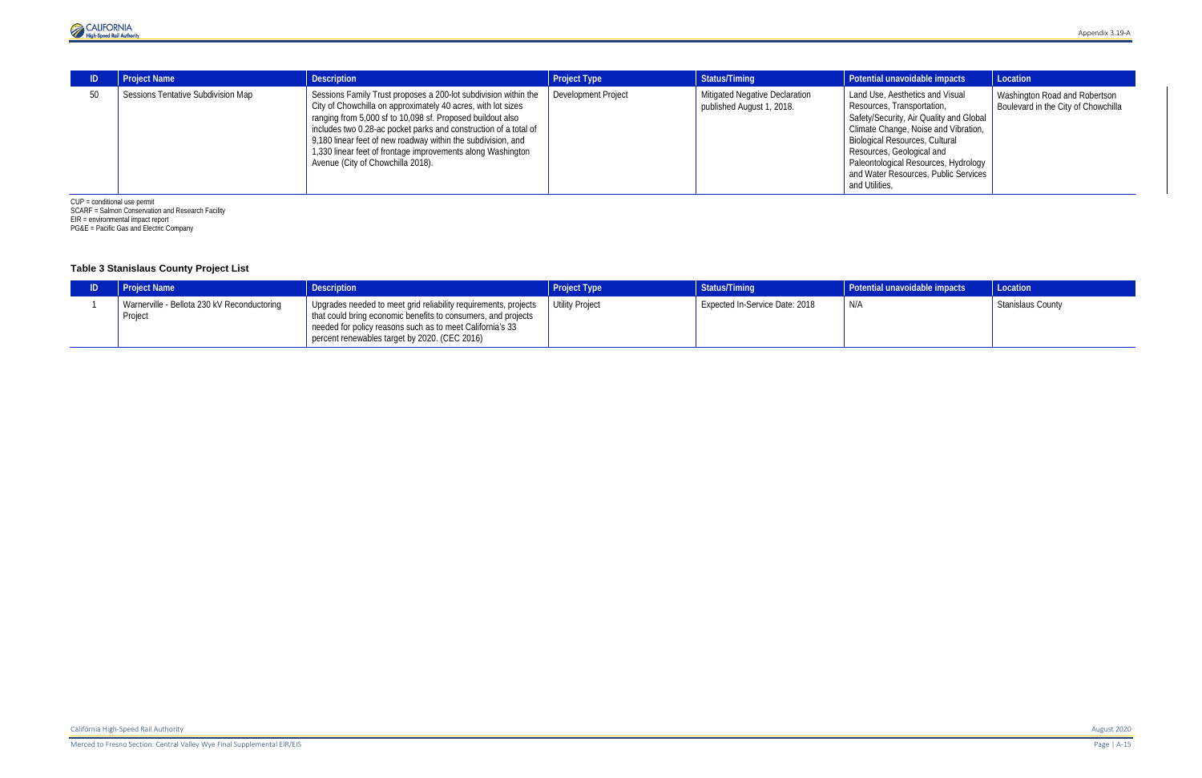| ID | Project Name | Description | Project Type | Status/Timing | Potential unavoidable impacts | Location |
|---|---|---|---|---|---|---|
| 50 | Sessions Tentative Subdivision Map | Sessions Family Trust proposes a 200-lot subdivision within the City of Chowchilla on approximately 40 acres, with lot sizes ranging from 5,000 sf to 10,098 sf. Proposed buildout also includes two 0.28-ac pocket parks and construction of a total of 9,180 linear feet of new roadway within the subdivision, and 1,330 linear feet of frontage improvements along Washington Avenue (City of Chowchilla 2018). | Development Project | Mitigated Negative Declaration published August 1, 2018. | Land Use, Aesthetics and Visual Resources, Transportation, Safety/Security, Air Quality and Global Climate Change, Noise and Vibration, Biological Resources, Cultural Resources, Geological and Paleontological Resources, Hydrology and Water Resources, Public Services and Utilities, | Washington Road and Robertson Boulevard in the City of Chowchilla |

CUP = conditional use permit
SCARF = Salmon Conservation and Research Facility
EIR = environmental impact report
PG&E = Pacific Gas and Electric Company

### Table 3 Stanislaus County Project List

| ID | Project Name | Description | Project Type | Status/Timing | Potential unavoidable impacts | Location |
|---|---|---|---|---|---|---|
| 1 | Warnerville - Bellota 230 kV Reconductoring Project | Upgrades needed to meet grid reliability requirements, projects that could bring economic benefits to consumers, and projects needed for policy reasons such as to meet California's 33 percent renewables target by 2020. (CEC 2016) | Utility Project | Expected In-Service Date: 2018 | N/A | Stanislaus County |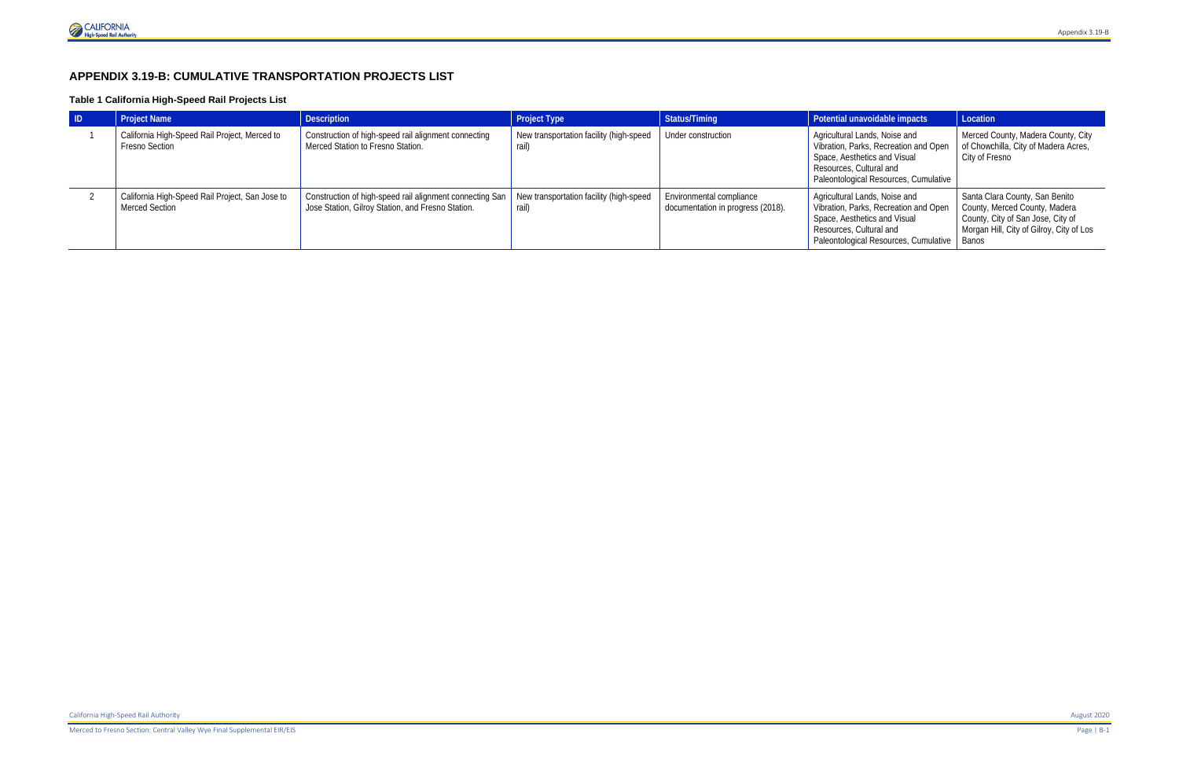## APPENDIX 3.19-B: CUMULATIVE TRANSPORTATION PROJECTS LIST

### Table 1 California High-Speed Rail Projects List

| ID | Project Name | Description | Project Type | Status/Timing | Potential unavoidable impacts | Location |
|---|---|---|---|---|---|---|
| 1 | California High-Speed Rail Project, Merced to Fresno Section | Construction of high-speed rail alignment connecting Merced Station to Fresno Station. | New transportation facility (high-speed rail) | Under construction | Agricultural Lands, Noise and Vibration, Parks, Recreation and Open Space, Aesthetics and Visual Resources, Cultural and Paleontological Resources, Cumulative | Merced County, Madera County, City of Chowchilla, City of Madera Acres, City of Fresno |
| 2 | California High-Speed Rail Project, San Jose to Merced Section | Construction of high-speed rail alignment connecting San Jose Station, Gilroy Station, and Fresno Station. | New transportation facility (high-speed rail) | Environmental compliance documentation in progress (2018). | Agricultural Lands, Noise and Vibration, Parks, Recreation and Open Space, Aesthetics and Visual Resources, Cultural and Paleontological Resources, Cumulative | Santa Clara County, San Benito County, Merced County, Madera County, City of San Jose, City of Morgan Hill, City of Gilroy, City of Los Banos |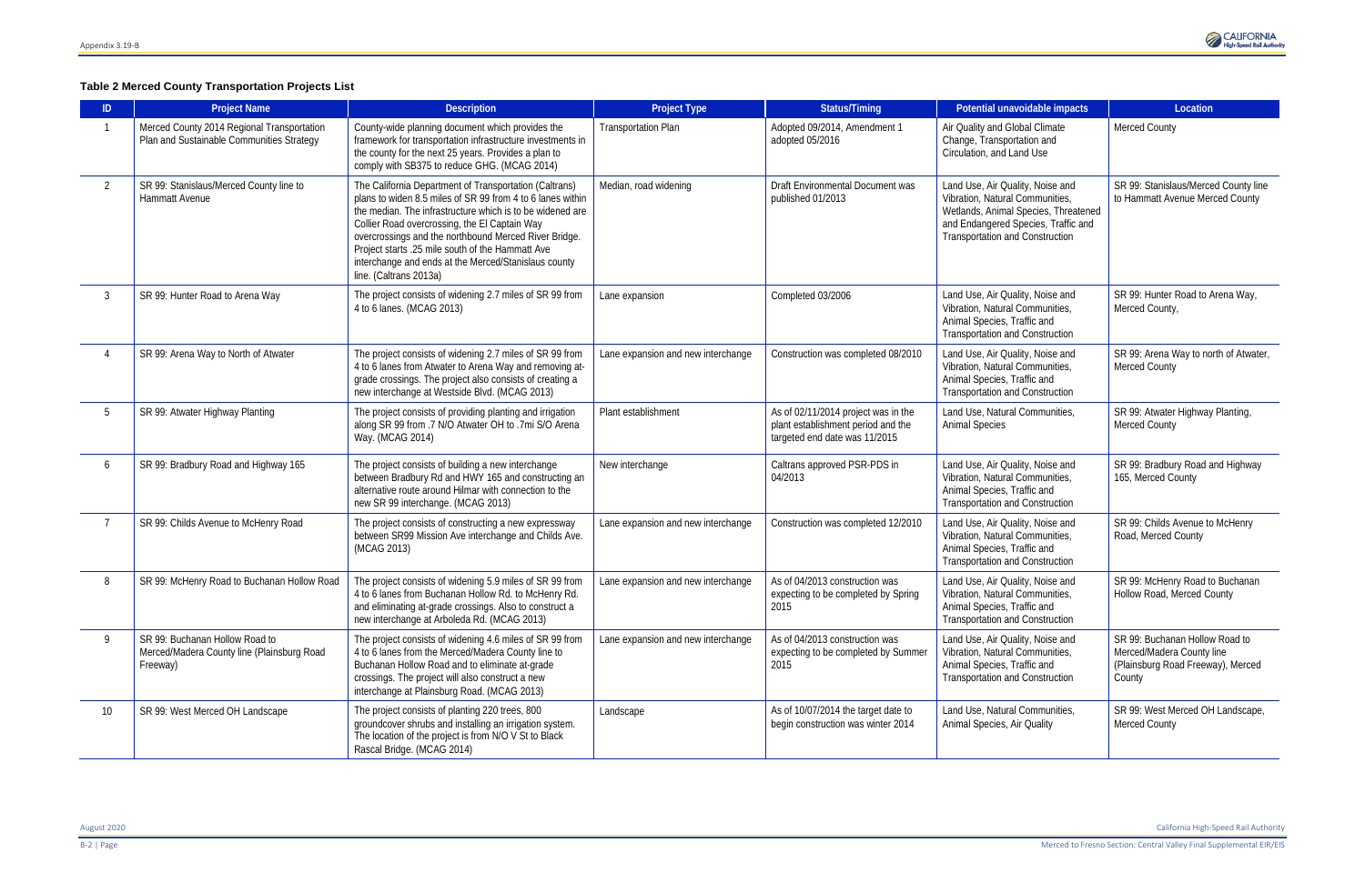### Table 2 Merced County Transportation Projects List

| ID | Project Name | Description | Project Type | Status/Timing | Potential unavoidable impacts | Location |
|---|---|---|---|---|---|---|
| 1 | Merced County 2014 Regional Transportation Plan and Sustainable Communities Strategy | County-wide planning document which provides the framework for transportation infrastructure investments in the county for the next 25 years. Provides a plan to comply with SB375 to reduce GHG. (MCAG 2014) | Transportation Plan | Adopted 09/2014, Amendment 1 adopted 05/2016 | Air Quality and Global Climate Change, Transportation and Circulation, and Land Use | Merced County |
| 2 | SR 99: Stanislaus/Merced County line to Hammatt Avenue | The California Department of Transportation (Caltrans) plans to widen 8.5 miles of SR 99 from 4 to 6 lanes within the median. The infrastructure which is to be widened are Collier Road overcrossing, the El Captain Way overcrossings and the northbound Merced River Bridge. Project starts .25 mile south of the Hammatt Ave interchange and ends at the Merced/Stanislaus county line. (Caltrans 2013a) | Median, road widening | Draft Environmental Document was published 01/2013 | Land Use, Air Quality, Noise and Vibration, Natural Communities, Wetlands, Animal Species, Threatened and Endangered Species, Traffic and Transportation and Construction | SR 99: Stanislaus/Merced County line to Hammatt Avenue Merced County |
| 3 | SR 99: Hunter Road to Arena Way | The project consists of widening 2.7 miles of SR 99 from 4 to 6 lanes. (MCAG 2013) | Lane expansion | Completed 03/2006 | Land Use, Air Quality, Noise and Vibration, Natural Communities, Animal Species, Traffic and Transportation and Construction | SR 99: Hunter Road to Arena Way, Merced County, |
| 4 | SR 99: Arena Way to North of Atwater | The project consists of widening 2.7 miles of SR 99 from 4 to 6 lanes from Atwater to Arena Way and removing at-grade crossings. The project also consists of creating a new interchange at Westside Blvd. (MCAG 2013) | Lane expansion and new interchange | Construction was completed 08/2010 | Land Use, Air Quality, Noise and Vibration, Natural Communities, Animal Species, Traffic and Transportation and Construction | SR 99: Arena Way to north of Atwater, Merced County |
| 5 | SR 99: Atwater Highway Planting | The project consists of providing planting and irrigation along SR 99 from .7 N/O Atwater OH to .7mi S/O Arena Way. (MCAG 2014) | Plant establishment | As of 02/11/2014 project was in the plant establishment period and the targeted end date was 11/2015 | Land Use, Natural Communities, Animal Species | SR 99: Atwater Highway Planting, Merced County |
| 6 | SR 99: Bradbury Road and Highway 165 | The project consists of building a new interchange between Bradbury Rd and HWY 165 and constructing an alternative route around Hilmar with connection to the new SR 99 interchange. (MCAG 2013) | New interchange | Caltrans approved PSR-PDS in 04/2013 | Land Use, Air Quality, Noise and Vibration, Natural Communities, Animal Species, Traffic and Transportation and Construction | SR 99: Bradbury Road and Highway 165, Merced County |
| 7 | SR 99: Childs Avenue to McHenry Road | The project consists of constructing a new expressway between SR99 Mission Ave interchange and Childs Ave. (MCAG 2013) | Lane expansion and new interchange | Construction was completed 12/2010 | Land Use, Air Quality, Noise and Vibration, Natural Communities, Animal Species, Traffic and Transportation and Construction | SR 99: Childs Avenue to McHenry Road, Merced County |
| 8 | SR 99: McHenry Road to Buchanan Hollow Road | The project consists of widening 5.9 miles of SR 99 from 4 to 6 lanes from Buchanan Hollow Rd. to McHenry Rd. and eliminating at-grade crossings. Also to construct a new interchange at Arboleda Rd. (MCAG 2013) | Lane expansion and new interchange | As of 04/2013 construction was expecting to be completed by Spring 2015 | Land Use, Air Quality, Noise and Vibration, Natural Communities, Animal Species, Traffic and Transportation and Construction | SR 99: McHenry Road to Buchanan Hollow Road, Merced County |
| 9 | SR 99: Buchanan Hollow Road to Merced/Madera County line (Plainsburg Road Freeway) | The project consists of widening 4.6 miles of SR 99 from 4 to 6 lanes from the Merced/Madera County line to Buchanan Hollow Road and to eliminate at-grade crossings. The project will also construct a new interchange at Plainsburg Road. (MCAG 2013) | Lane expansion and new interchange | As of 04/2013 construction was expecting to be completed by Summer 2015 | Land Use, Air Quality, Noise and Vibration, Natural Communities, Animal Species, Traffic and Transportation and Construction | SR 99: Buchanan Hollow Road to Merced/Madera County line (Plainsburg Road Freeway), Merced County |
| 10 | SR 99: West Merced OH Landscape | The project consists of planting 220 trees, 800 groundcover shrubs and installing an irrigation system. The location of the project is from N/O V St to Black Rascal Bridge. (MCAG 2014) | Landscape | As of 10/07/2014 the target date to begin construction was winter 2014 | Land Use, Natural Communities, Animal Species, Air Quality | SR 99: West Merced OH Landscape, Merced County |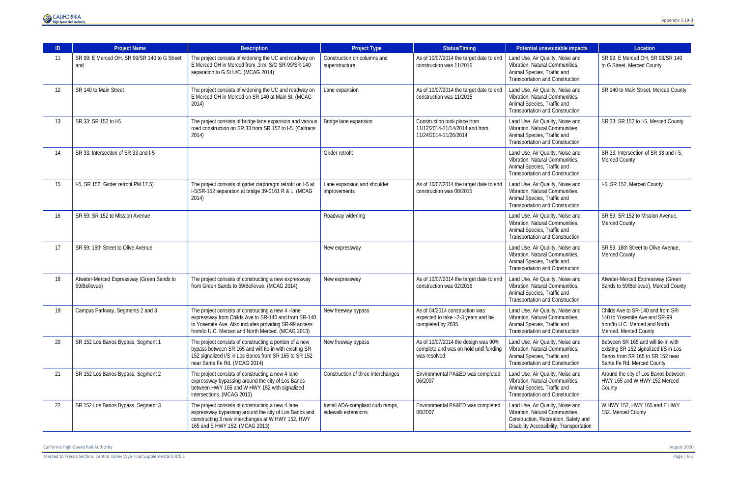| ID | Project Name | Description | Project Type | Status/Timing | Potential unavoidable impacts | Location |
|---|---|---|---|---|---|---|
| 11 | SR 99: E Merced OH, SR 99/SR 140 to G Street and | The project consists of widening the UC and roadway on E Merced OH in Merced from .3 mi S/O SR-99/SR-140 separation to G St U/C. (MCAG 2014) | Construction on columns and superstructure | As of 10/07/2014 the target date to end construction was 11/2015 | Land Use, Air Quality, Noise and Vibration, Natural Communities, Animal Species, Traffic and Transportation and Construction | SR 99: E Merced OH, SR 99/SR 140 to G Street, Merced County |
| 12 | SR 140 to Main Street | The project consists of widening the UC and roadway on E Merced OH in Merced on SR 140 at Main St. (MCAG 2014) | Lane expansion | As of 10/07/2014 the target date to end construction was 11/2015 | Land Use, Air Quality, Noise and Vibration, Natural Communities, Animal Species, Traffic and Transportation and Construction | SR 140 to Main Street, Merced County |
| 13 | SR 33: SR 152 to I-5 | The project consists of bridge lane expansion and various road construction on SR 33 from SR 152 to I-5. (Caltrans 2014) | Bridge lane expansion | Construction took place from 11/12/2014-11/14/2014 and from 11/24/2014-11/26/2014 | Land Use, Air Quality, Noise and Vibration, Natural Communities, Animal Species, Traffic and Transportation and Construction | SR 33: SR 152 to I-5, Merced County |
| 14 | SR 33: Intersection of SR 33 and I-5 | | Girder retrofit | | Land Use, Air Quality, Noise and Vibration, Natural Communities, Animal Species, Traffic and Transportation and Construction | SR 33: Intersection of SR 33 and I-5, Merced County |
| 15 | I-5, SR 152: Girder retrofit PM 17.5) | The project consists of girder diaphragm retrofit on I-5 at I-5/SR-152 separation at bridge 39-0161 R & L. (MCAG 2014) | Lane expansion and shoulder improvements | As of 10/07/2014 the target date to end construction was 08/2015 | Land Use, Air Quality, Noise and Vibration, Natural Communities, Animal Species, Traffic and Transportation and Construction | I-5, SR 152, Merced County |
| 16 | SR 59: SR 152 to Mission Avenue | | Roadway widening | | Land Use, Air Quality, Noise and Vibration, Natural Communities, Animal Species, Traffic and Transportation and Construction | SR 59: SR 152 to Mission Avenue, Merced County |
| 17 | SR 59: 16th Street to Olive Avenue | | New expressway | | Land Use, Air Quality, Noise and Vibration, Natural Communities, Animal Species, Traffic and Transportation and Construction | SR 59: 16th Street to Olive Avenue, Merced County |
| 18 | Atwater-Merced Expressway (Green Sands to 59/Bellevue) | The project consists of constructing a new expressway from Green Sands to 59/Bellevue. (MCAG 2014) | New expressway | As of 10/07/2014 the target date to end construction was 02/2016 | Land Use, Air Quality, Noise and Vibration, Natural Communities, Animal Species, Traffic and Transportation and Construction | Atwater-Merced Expressway (Green Sands to 59/Bellevue), Merced County |
| 19 | Campus Parkway, Segments 2 and 3 | The project consists of constructing a new 4 –lane expressway from Childs Ave to SR-140 and from SR-140 to Yosemite Ave. Also includes providing SR-99 access from/to U.C. Merced and North Merced. (MCAG 2013) | New freeway bypass | As of 04/2014 construction was expected to take ~2-3 years and be completed by 2035 | Land Use, Air Quality, Noise and Vibration, Natural Communities, Animal Species, Traffic and Transportation and Construction | Childs Ave to SR-140 and from SR-140 to Yosemite Ave and SR-99 from/to U.C. Merced and North Merced. Merced County |
| 20 | SR 152 Los Banos Bypass, Segment 1 | The project consists of constructing a portion of a new bypass between SR 165 and will tie-in with existing SR 152 signalized I/S in Los Banos from SR 165 to SR 152 near Santa Fe Rd. (MCAG 2014) | New freeway bypass | As of 10/07/2014 the design was 90% complete and was on hold until funding was resolved | Land Use, Air Quality, Noise and Vibration, Natural Communities, Animal Species, Traffic and Transportation and Construction | Between SR 165 and will tie-in with existing SR 152 signalized I/S in Los Banos from SR 165 to SR 152 near Santa Fe Rd. Merced County |
| 21 | SR 152 Los Banos Bypass, Segment 2 | The project consists of constructing a new 4 lane expressway bypassing around the city of Los Banos between HWY 165 and W HWY 152 with signalized intersections. (MCAG 2013) | Construction of three interchanges | Environmental PA&ED was completed 06/2007 | Land Use, Air Quality, Noise and Vibration, Natural Communities, Animal Species, Traffic and Transportation and Construction | Around the city of Los Banos between HWY 165 and W HWY 152 Merced County |
| 22 | SR 152 Los Banos Bypass, Segment 3 | The project consists of constructing a new 4 lane expressway bypassing around the city of Los Banos and constructing 3 new interchanges at W HWY 152, HWY 165 and E HWY 152. (MCAG 2013) | Install ADA-compliant curb ramps, sidewalk extensions | Environmental PA&ED was completed 06/2007 | Land Use, Air Quality, Noise and Vibration, Natural Communities, Construction, Recreation, Safety and Disability Accessibility, Transportation | W HWY 152, HWY 165 and E HWY 152. Merced County |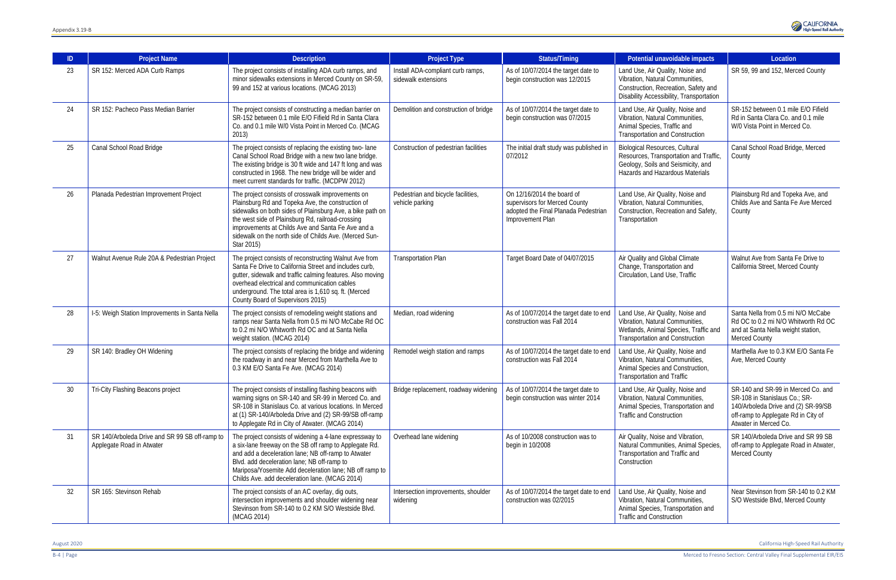| ID | Project Name | Description | Project Type | Status/Timing | Potential unavoidable impacts | Location |
|---|---|---|---|---|---|---|
| 23 | SR 152: Merced ADA Curb Ramps | The project consists of installing ADA curb ramps, and minor sidewalks extensions in Merced County on SR-59, 99 and 152 at various locations. (MCAG 2013) | Install ADA-compliant curb ramps, sidewalk extensions | As of 10/07/2014 the target date to begin construction was 12/2015 | Land Use, Air Quality, Noise and Vibration, Natural Communities, Construction, Recreation, Safety and Disability Accessibility, Transportation | SR 59, 99 and 152, Merced County |
| 24 | SR 152: Pacheco Pass Median Barrier | The project consists of constructing a median barrier on SR-152 between 0.1 mile E/O Fifield Rd in Santa Clara Co. and 0.1 mile W/0 Vista Point in Merced Co. (MCAG 2013) | Demolition and construction of bridge | As of 10/07/2014 the target date to begin construction was 07/2015 | Land Use, Air Quality, Noise and Vibration, Natural Communities, Animal Species, Traffic and Transportation and Construction | SR-152 between 0.1 mile E/O Fifield Rd in Santa Clara Co. and 0.1 mile W/0 Vista Point in Merced Co. |
| 25 | Canal School Road Bridge | The project consists of replacing the existing two- lane Canal School Road Bridge with a new two lane bridge. The existing bridge is 30 ft wide and 147 ft long and was constructed in 1968. The new bridge will be wider and meet current standards for traffic. (MCDPW 2012) | Construction of pedestrian facilities | The initial draft study was published in 07/2012 | Biological Resources, Cultural Resources, Transportation and Traffic, Geology, Soils and Seismicity, and Hazards and Hazardous Materials | Canal School Road Bridge, Merced County |
| 26 | Planada Pedestrian Improvement Project | The project consists of crosswalk improvements on Plainsburg Rd and Topeka Ave, the construction of sidewalks on both sides of Plainsburg Ave, a bike path on the west side of Plainsburg Rd, railroad-crossing improvements at Childs Ave and Santa Fe Ave and a sidewalk on the north side of Childs Ave. (Merced Sun-Star 2015) | Pedestrian and bicycle facilities, vehicle parking | On 12/16/2014 the board of supervisors for Merced County adopted the Final Planada Pedestrian Improvement Plan | Land Use, Air Quality, Noise and Vibration, Natural Communities, Construction, Recreation and Safety, Transportation | Plainsburg Rd and Topeka Ave, and Childs Ave and Santa Fe Ave Merced County |
| 27 | Walnut Avenue Rule 20A & Pedestrian Project | The project consists of reconstructing Walnut Ave from Santa Fe Drive to California Street and includes curb, gutter, sidewalk and traffic calming features. Also moving overhead electrical and communication cables underground. The total area is 1,610 sq. ft. (Merced County Board of Supervisors 2015) | Transportation Plan | Target Board Date of 04/07/2015 | Air Quality and Global Climate Change, Transportation and Circulation, Land Use, Traffic | Walnut Ave from Santa Fe Drive to California Street, Merced County |
| 28 | I-5: Weigh Station Improvements in Santa Nella | The project consists of remodeling weight stations and ramps near Santa Nella from 0.5 mi N/O McCabe Rd OC to 0.2 mi N/O Whitworth Rd OC and at Santa Nella weight station. (MCAG 2014) | Median, road widening | As of 10/07/2014 the target date to end construction was Fall 2014 | Land Use, Air Quality, Noise and Vibration, Natural Communities, Wetlands, Animal Species, Traffic and Transportation and Construction | Santa Nella from 0.5 mi N/O McCabe Rd OC to 0.2 mi N/O Whitworth Rd OC and at Santa Nella weight station, Merced County |
| 29 | SR 140: Bradley OH Widening | The project consists of replacing the bridge and widening the roadway in and near Merced from Marthella Ave to 0.3 KM E/O Santa Fe Ave. (MCAG 2014) | Remodel weigh station and ramps | As of 10/07/2014 the target date to end construction was Fall 2014 | Land Use, Air Quality, Noise and Vibration, Natural Communities, Animal Species and Construction, Transportation and Traffic | Marthella Ave to 0.3 KM E/O Santa Fe Ave, Merced County |
| 30 | Tri-City Flashing Beacons project | The project consists of installing flashing beacons with warning signs on SR-140 and SR-99 in Merced Co. and SR-108 in Stanislaus Co. at various locations. In Merced at (1) SR-140/Arboleda Drive and (2) SR-99/SB off-ramp to Applegate Rd in City of Atwater. (MCAG 2014) | Bridge replacement, roadway widening | As of 10/07/2014 the target date to begin construction was winter 2014 | Land Use, Air Quality, Noise and Vibration, Natural Communities, Animal Species, Transportation and Traffic and Construction | SR-140 and SR-99 in Merced Co. and SR-108 in Stanislaus Co.; SR-140/Arboleda Drive and (2) SR-99/SB off-ramp to Applegate Rd in City of Atwater in Merced Co. |
| 31 | SR 140/Arboleda Drive and SR 99 SB off-ramp to Applegate Road in Atwater | The project consists of widening a 4-lane expressway to a six-lane freeway on the SB off ramp to Applegate Rd. and add a deceleration lane; NB off-ramp to Atwater Blvd. add deceleration lane; NB off-ramp to Mariposa/Yosemite Add deceleration lane; NB off ramp to Childs Ave. add deceleration lane. (MCAG 2014) | Overhead lane widening | As of 10/2008 construction was to begin in 10/2008 | Air Quality, Noise and Vibration, Natural Communities, Animal Species, Transportation and Traffic and Construction | SR 140/Arboleda Drive and SR 99 SB off-ramp to Applegate Road in Atwater, Merced County |
| 32 | SR 165: Stevinson Rehab | The project consists of an AC overlay, dig outs, intersection improvements and shoulder widening near Stevinson from SR-140 to 0.2 KM S/O Westside Blvd. (MCAG 2014) | Intersection improvements, shoulder widening | As of 10/07/2014 the target date to end construction was 02/2015 | Land Use, Air Quality, Noise and Vibration, Natural Communities, Animal Species, Transportation and Traffic and Construction | Near Stevinson from SR-140 to 0.2 KM S/O Westside Blvd, Merced County |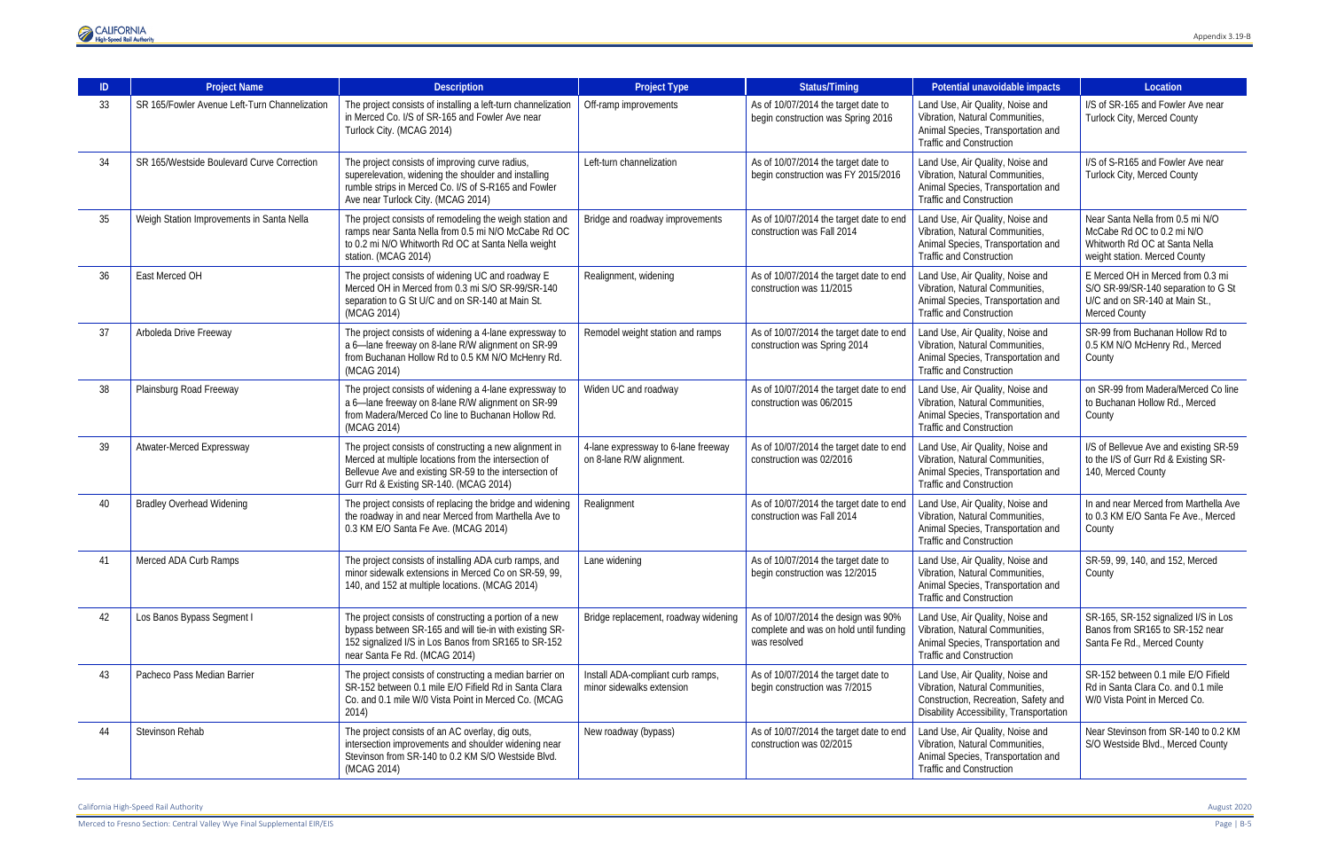| ID | Project Name | Description | Project Type | Status/Timing | Potential unavoidable impacts | Location |
|---|---|---|---|---|---|---|
| 33 | SR 165/Fowler Avenue Left-Turn Channelization | The project consists of installing a left-turn channelization in Merced Co. I/S of SR-165 and Fowler Ave near Turlock City. (MCAG 2014) | Off-ramp improvements | As of 10/07/2014 the target date to begin construction was Spring 2016 | Land Use, Air Quality, Noise and Vibration, Natural Communities, Animal Species, Transportation and Traffic and Construction | I/S of SR-165 and Fowler Ave near Turlock City, Merced County |
| 34 | SR 165/Westside Boulevard Curve Correction | The project consists of improving curve radius, superelevation, widening the shoulder and installing rumble strips in Merced Co. I/S of S-R165 and Fowler Ave near Turlock City. (MCAG 2014) | Left-turn channelization | As of 10/07/2014 the target date to begin construction was FY 2015/2016 | Land Use, Air Quality, Noise and Vibration, Natural Communities, Animal Species, Transportation and Traffic and Construction | I/S of S-R165 and Fowler Ave near Turlock City, Merced County |
| 35 | Weigh Station Improvements in Santa Nella | The project consists of remodeling the weigh station and ramps near Santa Nella from 0.5 mi N/O McCabe Rd OC to 0.2 mi N/O Whitworth Rd OC at Santa Nella weight station. (MCAG 2014) | Bridge and roadway improvements | As of 10/07/2014 the target date to end construction was Fall 2014 | Land Use, Air Quality, Noise and Vibration, Natural Communities, Animal Species, Transportation and Traffic and Construction | Near Santa Nella from 0.5 mi N/O McCabe Rd OC to 0.2 mi N/O Whitworth Rd OC at Santa Nella weight station. Merced County |
| 36 | East Merced OH | The project consists of widening UC and roadway E Merced OH in Merced from 0.3 mi S/O SR-99/SR-140 separation to G St U/C and on SR-140 at Main St. (MCAG 2014) | Realignment, widening | As of 10/07/2014 the target date to end construction was 11/2015 | Land Use, Air Quality, Noise and Vibration, Natural Communities, Animal Species, Transportation and Traffic and Construction | E Merced OH in Merced from 0.3 mi S/O SR-99/SR-140 separation to G St U/C and on SR-140 at Main St., Merced County |
| 37 | Arboleda Drive Freeway | The project consists of widening a 4-lane expressway to a 6—lane freeway on 8-lane R/W alignment on SR-99 from Buchanan Hollow Rd to 0.5 KM N/O McHenry Rd. (MCAG 2014) | Remodel weight station and ramps | As of 10/07/2014 the target date to end construction was Spring 2014 | Land Use, Air Quality, Noise and Vibration, Natural Communities, Animal Species, Transportation and Traffic and Construction | SR-99 from Buchanan Hollow Rd to 0.5 KM N/O McHenry Rd., Merced County |
| 38 | Plainsburg Road Freeway | The project consists of widening a 4-lane expressway to a 6—lane freeway on 8-lane R/W alignment on SR-99 from Madera/Merced Co line to Buchanan Hollow Rd. (MCAG 2014) | Widen UC and roadway | As of 10/07/2014 the target date to end construction was 06/2015 | Land Use, Air Quality, Noise and Vibration, Natural Communities, Animal Species, Transportation and Traffic and Construction | on SR-99 from Madera/Merced Co line to Buchanan Hollow Rd., Merced County |
| 39 | Atwater-Merced Expressway | The project consists of constructing a new alignment in Merced at multiple locations from the intersection of Bellevue Ave and existing SR-59 to the intersection of Gurr Rd & Existing SR-140. (MCAG 2014) | 4-lane expressway to 6-lane freeway on 8-lane R/W alignment. | As of 10/07/2014 the target date to end construction was 02/2016 | Land Use, Air Quality, Noise and Vibration, Natural Communities, Animal Species, Transportation and Traffic and Construction | I/S of Bellevue Ave and existing SR-59 to the I/S of Gurr Rd & Existing SR-140, Merced County |
| 40 | Bradley Overhead Widening | The project consists of replacing the bridge and widening the roadway in and near Merced from Marthella Ave to 0.3 KM E/O Santa Fe Ave. (MCAG 2014) | Realignment | As of 10/07/2014 the target date to end construction was Fall 2014 | Land Use, Air Quality, Noise and Vibration, Natural Communities, Animal Species, Transportation and Traffic and Construction | In and near Merced from Marthella Ave to 0.3 KM E/O Santa Fe Ave., Merced County |
| 41 | Merced ADA Curb Ramps | The project consists of installing ADA curb ramps, and minor sidewalk extensions in Merced Co on SR-59, 99, 140, and 152 at multiple locations. (MCAG 2014) | Lane widening | As of 10/07/2014 the target date to begin construction was 12/2015 | Land Use, Air Quality, Noise and Vibration, Natural Communities, Animal Species, Transportation and Traffic and Construction | SR-59, 99, 140, and 152, Merced County |
| 42 | Los Banos Bypass Segment I | The project consists of constructing a portion of a new bypass between SR-165 and will tie-in with existing SR-152 signalized I/S in Los Banos from SR165 to SR-152 near Santa Fe Rd. (MCAG 2014) | Bridge replacement, roadway widening | As of 10/07/2014 the design was 90% complete and was on hold until funding was resolved | Land Use, Air Quality, Noise and Vibration, Natural Communities, Animal Species, Transportation and Traffic and Construction | SR-165, SR-152 signalized I/S in Los Banos from SR165 to SR-152 near Santa Fe Rd., Merced County |
| 43 | Pacheco Pass Median Barrier | The project consists of constructing a median barrier on SR-152 between 0.1 mile E/O Fifield Rd in Santa Clara Co. and 0.1 mile W/0 Vista Point in Merced Co. (MCAG 2014) | Install ADA-compliant curb ramps, minor sidewalks extension | As of 10/07/2014 the target date to begin construction was 7/2015 | Land Use, Air Quality, Noise and Vibration, Natural Communities, Construction, Recreation, Safety and Disability Accessibility, Transportation | SR-152 between 0.1 mile E/O Fifield Rd in Santa Clara Co. and 0.1 mile W/0 Vista Point in Merced Co. |
| 44 | Stevinson Rehab | The project consists of an AC overlay, dig outs, intersection improvements and shoulder widening near Stevinson from SR-140 to 0.2 KM S/O Westside Blvd. (MCAG 2014) | New roadway (bypass) | As of 10/07/2014 the target date to end construction was 02/2015 | Land Use, Air Quality, Noise and Vibration, Natural Communities, Animal Species, Transportation and Traffic and Construction | Near Stevinson from SR-140 to 0.2 KM S/O Westside Blvd., Merced County |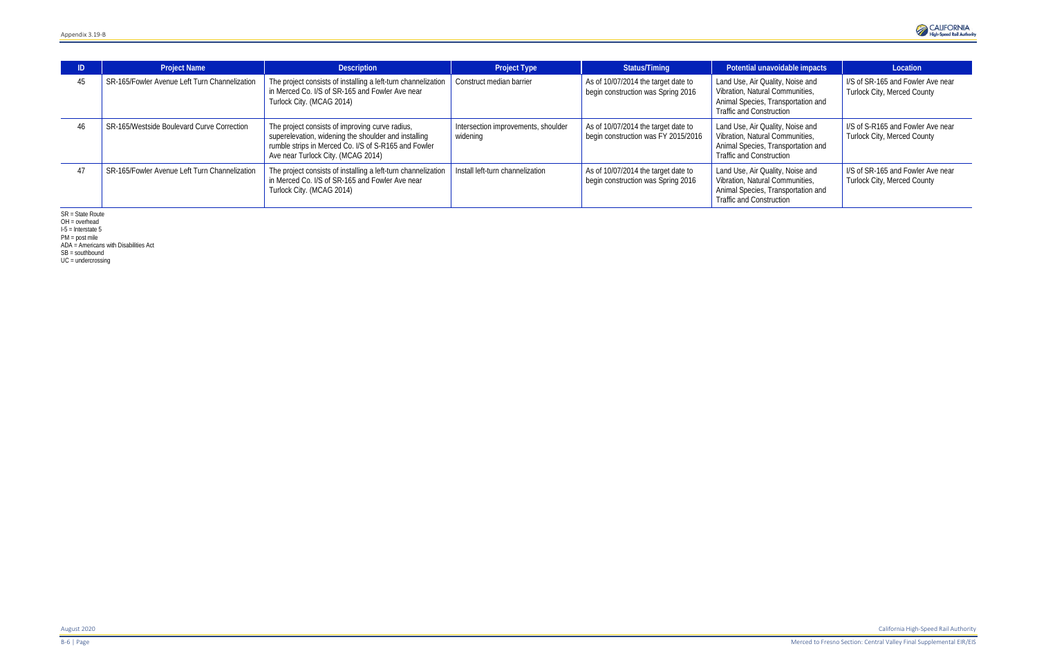| ID | Project Name | Description | Project Type | Status/Timing | Potential unavoidable impacts | Location |
|---|---|---|---|---|---|---|
| 45 | SR-165/Fowler Avenue Left Turn Channelization | The project consists of installing a left-turn channelization in Merced Co. I/S of SR-165 and Fowler Ave near Turlock City. (MCAG 2014) | Construct median barrier | As of 10/07/2014 the target date to begin construction was Spring 2016 | Land Use, Air Quality, Noise and Vibration, Natural Communities, Animal Species, Transportation and Traffic and Construction | I/S of SR-165 and Fowler Ave near Turlock City, Merced County |
| 46 | SR-165/Westside Boulevard Curve Correction | The project consists of improving curve radius, superelevation, widening the shoulder and installing rumble strips in Merced Co. I/S of S-R165 and Fowler Ave near Turlock City. (MCAG 2014) | Intersection improvements, shoulder widening | As of 10/07/2014 the target date to begin construction was FY 2015/2016 | Land Use, Air Quality, Noise and Vibration, Natural Communities, Animal Species, Transportation and Traffic and Construction | I/S of S-R165 and Fowler Ave near Turlock City, Merced County |
| 47 | SR-165/Fowler Avenue Left Turn Channelization | The project consists of installing a left-turn channelization in Merced Co. I/S of SR-165 and Fowler Ave near Turlock City. (MCAG 2014) | Install left-turn channelization | As of 10/07/2014 the target date to begin construction was Spring 2016 | Land Use, Air Quality, Noise and Vibration, Natural Communities, Animal Species, Transportation and Traffic and Construction | I/S of SR-165 and Fowler Ave near Turlock City, Merced County |

SR = State Route
OH = overhead
I-5 = Interstate 5
PM = post mile
ADA = Americans with Disabilities Act
SB = southbound
UC = undercrossing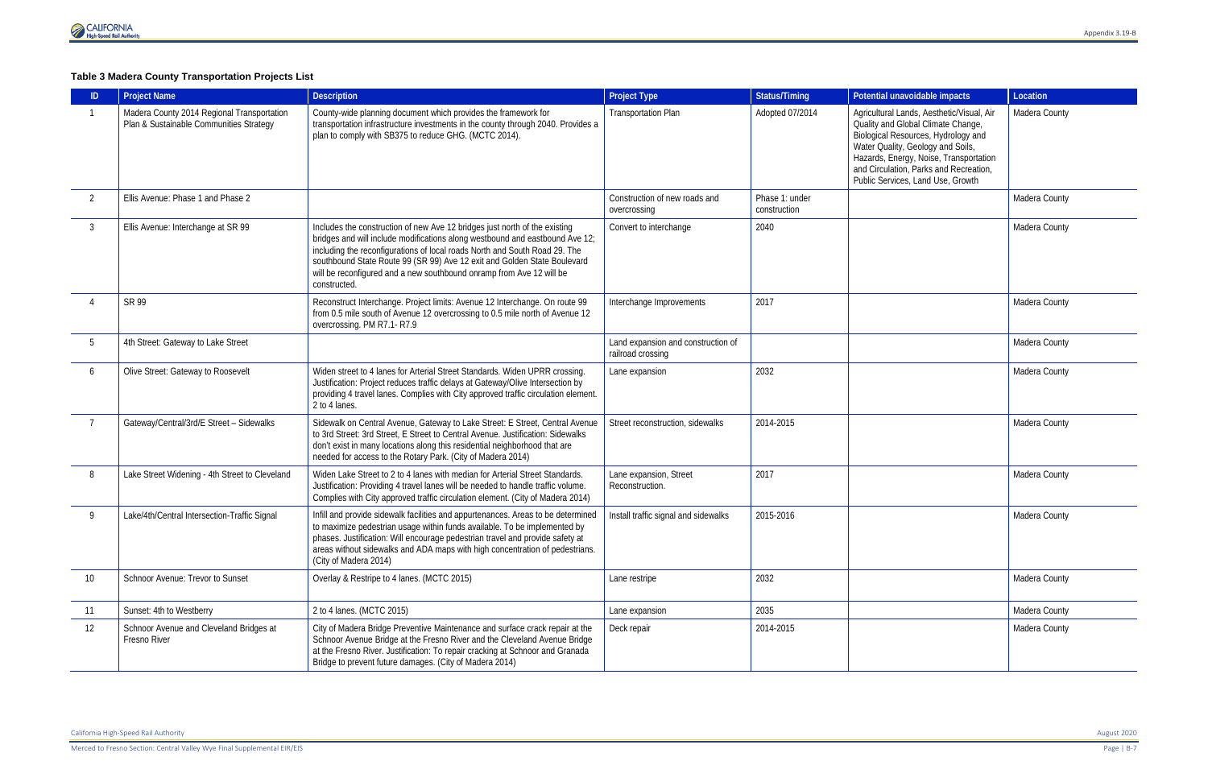**Table 3 Madera County Transportation Projects List**

| ID | Project Name | Description | Project Type | Status/Timing | Potential unavoidable impacts | Location |
|---|---|---|---|---|---|---|
| 1 | Madera County 2014 Regional Transportation Plan & Sustainable Communities Strategy | County-wide planning document which provides the framework for transportation infrastructure investments in the county through 2040. Provides a plan to comply with SB375 to reduce GHG. (MCTC 2014). | Transportation Plan | Adopted 07/2014 | Agricultural Lands, Aesthetic/Visual, Air Quality and Global Climate Change, Biological Resources, Hydrology and Water Quality, Geology and Soils, Hazards, Energy, Noise, Transportation and Circulation, Parks and Recreation, Public Services, Land Use, Growth | Madera County |
| 2 | Ellis Avenue: Phase 1 and Phase 2 | | Construction of new roads and overcrossing | Phase 1: under construction | | Madera County |
| 3 | Ellis Avenue: Interchange at SR 99 | Includes the construction of new Ave 12 bridges just north of the existing bridges and will include modifications along westbound and eastbound Ave 12; including the reconfigurations of local roads North and South Road 29. The southbound State Route 99 (SR 99) Ave 12 exit and Golden State Boulevard will be reconfigured and a new southbound onramp from Ave 12 will be constructed. | Convert to interchange | 2040 | | Madera County |
| 4 | SR 99 | Reconstruct Interchange. Project limits: Avenue 12 Interchange. On route 99 from 0.5 mile south of Avenue 12 overcrossing to 0.5 mile north of Avenue 12 overcrossing. PM R7.1- R7.9 | Interchange Improvements | 2017 | | Madera County |
| 5 | 4th Street: Gateway to Lake Street | | Land expansion and construction of railroad crossing | | | Madera County |
| 6 | Olive Street: Gateway to Roosevelt | Widen street to 4 lanes for Arterial Street Standards. Widen UPRR crossing. Justification: Project reduces traffic delays at Gateway/Olive Intersection by providing 4 travel lanes. Complies with City approved traffic circulation element. 2 to 4 lanes. | Lane expansion | 2032 | | Madera County |
| 7 | Gateway/Central/3rd/E Street – Sidewalks | Sidewalk on Central Avenue, Gateway to Lake Street: E Street, Central Avenue to 3rd Street: 3rd Street, E Street to Central Avenue. Justification: Sidewalks don't exist in many locations along this residential neighborhood that are needed for access to the Rotary Park. (City of Madera 2014) | Street reconstruction, sidewalks | 2014-2015 | | Madera County |
| 8 | Lake Street Widening - 4th Street to Cleveland | Widen Lake Street to 2 to 4 lanes with median for Arterial Street Standards. Justification: Providing 4 travel lanes will be needed to handle traffic volume. Complies with City approved traffic circulation element. (City of Madera 2014) | Lane expansion, Street Reconstruction. | 2017 | | Madera County |
| 9 | Lake/4th/Central Intersection-Traffic Signal | Infill and provide sidewalk facilities and appurtenances. Areas to be determined to maximize pedestrian usage within funds available. To be implemented by phases. Justification: Will encourage pedestrian travel and provide safety at areas without sidewalks and ADA maps with high concentration of pedestrians. (City of Madera 2014) | Install traffic signal and sidewalks | 2015-2016 | | Madera County |
| 10 | Schnoor Avenue: Trevor to Sunset | Overlay & Restripe to 4 lanes. (MCTC 2015) | Lane restripe | 2032 | | Madera County |
| 11 | Sunset: 4th to Westberry | 2 to 4 lanes. (MCTC 2015) | Lane expansion | 2035 | | Madera County |
| 12 | Schnoor Avenue and Cleveland Bridges at Fresno River | City of Madera Bridge Preventive Maintenance and surface crack repair at the Schnoor Avenue Bridge at the Fresno River and the Cleveland Avenue Bridge at the Fresno River. Justification: To repair cracking at Schnoor and Granada Bridge to prevent future damages. (City of Madera 2014) | Deck repair | 2014-2015 | | Madera County |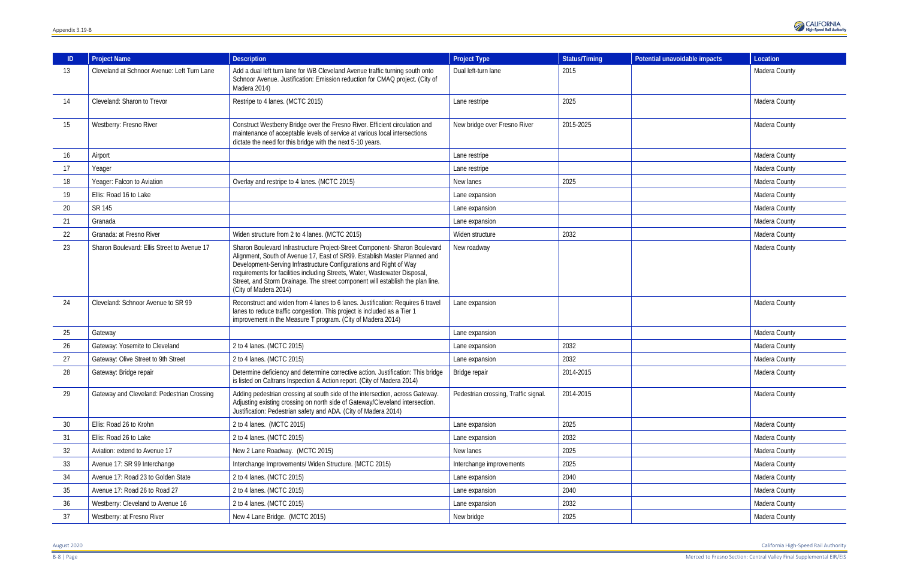| ID | Project Name | Description | Project Type | Status/Timing | Potential unavoidable impacts | Location |
|---|---|---|---|---|---|---|
| 13 | Cleveland at Schnoor Avenue: Left Turn Lane | Add a dual left turn lane for WB Cleveland Avenue traffic turning south onto Schnoor Avenue. Justification: Emission reduction for CMAQ project. (City of Madera 2014) | Dual left-turn lane | 2015 | | Madera County |
| 14 | Cleveland: Sharon to Trevor | Restripe to 4 lanes. (MCTC 2015) | Lane restripe | 2025 | | Madera County |
| 15 | Westberry: Fresno River | Construct Westberry Bridge over the Fresno River. Efficient circulation and maintenance of acceptable levels of service at various local intersections dictate the need for this bridge with the next 5-10 years. | New bridge over Fresno River | 2015-2025 | | Madera County |
| 16 | Airport | | Lane restripe | | | Madera County |
| 17 | Yeager | | Lane restripe | | | Madera County |
| 18 | Yeager: Falcon to Aviation | Overlay and restripe to 4 lanes. (MCTC 2015) | New lanes | 2025 | | Madera County |
| 19 | Ellis: Road 16 to Lake | | Lane expansion | | | Madera County |
| 20 | SR 145 | | Lane expansion | | | Madera County |
| 21 | Granada | | Lane expansion | | | Madera County |
| 22 | Granada: at Fresno River | Widen structure from 2 to 4 lanes. (MCTC 2015) | Widen structure | 2032 | | Madera County |
| 23 | Sharon Boulevard: Ellis Street to Avenue 17 | Sharon Boulevard Infrastructure Project-Street Component- Sharon Boulevard Alignment, South of Avenue 17, East of SR99. Establish Master Planned and Development-Serving Infrastructure Configurations and Right of Way requirements for facilities including Streets, Water, Wastewater Disposal, Street, and Storm Drainage. The street component will establish the plan line. (City of Madera 2014) | New roadway | | | Madera County |
| 24 | Cleveland: Schnoor Avenue to SR 99 | Reconstruct and widen from 4 lanes to 6 lanes. Justification: Requires 6 travel lanes to reduce traffic congestion. This project is included as a Tier 1 improvement in the Measure T program. (City of Madera 2014) | Lane expansion | | | Madera County |
| 25 | Gateway | | Lane expansion | | | Madera County |
| 26 | Gateway: Yosemite to Cleveland | 2 to 4 lanes. (MCTC 2015) | Lane expansion | 2032 | | Madera County |
| 27 | Gateway: Olive Street to 9th Street | 2 to 4 lanes. (MCTC 2015) | Lane expansion | 2032 | | Madera County |
| 28 | Gateway: Bridge repair | Determine deficiency and determine corrective action. Justification: This bridge is listed on Caltrans Inspection & Action report. (City of Madera 2014) | Bridge repair | 2014-2015 | | Madera County |
| 29 | Gateway and Cleveland: Pedestrian Crossing | Adding pedestrian crossing at south side of the intersection, across Gateway. Adjusting existing crossing on north side of Gateway/Cleveland intersection. Justification: Pedestrian safety and ADA. (City of Madera 2014) | Pedestrian crossing, Traffic signal. | 2014-2015 | | Madera County |
| 30 | Ellis: Road 26 to Krohn | 2 to 4 lanes. (MCTC 2015) | Lane expansion | 2025 | | Madera County |
| 31 | Ellis: Road 26 to Lake | 2 to 4 lanes. (MCTC 2015) | Lane expansion | 2032 | | Madera County |
| 32 | Aviation: extend to Avenue 17 | New 2 Lane Roadway. (MCTC 2015) | New lanes | 2025 | | Madera County |
| 33 | Avenue 17: SR 99 Interchange | Interchange Improvements/ Widen Structure. (MCTC 2015) | Interchange improvements | 2025 | | Madera County |
| 34 | Avenue 17: Road 23 to Golden State | 2 to 4 lanes. (MCTC 2015) | Lane expansion | 2040 | | Madera County |
| 35 | Avenue 17: Road 26 to Road 27 | 2 to 4 lanes. (MCTC 2015) | Lane expansion | 2040 | | Madera County |
| 36 | Westberry: Cleveland to Avenue 16 | 2 to 4 lanes. (MCTC 2015) | Lane expansion | 2032 | | Madera County |
| 37 | Westberry: at Fresno River | New 4 Lane Bridge. (MCTC 2015) | New bridge | 2025 | | Madera County |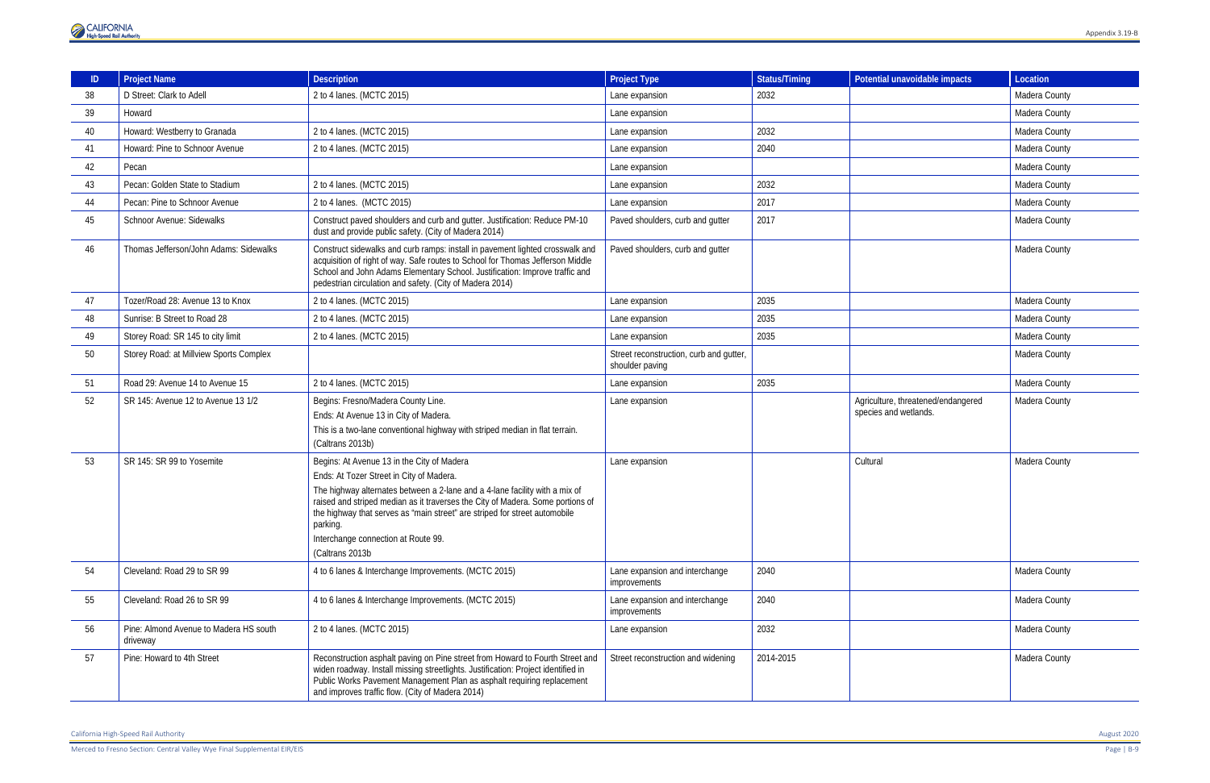| ID | Project Name | Description | Project Type | Status/Timing | Potential unavoidable impacts | Location |
|---|---|---|---|---|---|---|
| 38 | D Street: Clark to Adell | 2 to 4 lanes. (MCTC 2015) | Lane expansion | 2032 | | Madera County |
| 39 | Howard | | Lane expansion | | | Madera County |
| 40 | Howard: Westberry to Granada | 2 to 4 lanes. (MCTC 2015) | Lane expansion | 2032 | | Madera County |
| 41 | Howard: Pine to Schnoor Avenue | 2 to 4 lanes. (MCTC 2015) | Lane expansion | 2040 | | Madera County |
| 42 | Pecan | | Lane expansion | | | Madera County |
| 43 | Pecan: Golden State to Stadium | 2 to 4 lanes. (MCTC 2015) | Lane expansion | 2032 | | Madera County |
| 44 | Pecan: Pine to Schnoor Avenue | 2 to 4 lanes. (MCTC 2015) | Lane expansion | 2017 | | Madera County |
| 45 | Schnoor Avenue: Sidewalks | Construct paved shoulders and curb and gutter. Justification: Reduce PM-10 dust and provide public safety. (City of Madera 2014) | Paved shoulders, curb and gutter | 2017 | | Madera County |
| 46 | Thomas Jefferson/John Adams: Sidewalks | Construct sidewalks and curb ramps: install in pavement lighted crosswalk and acquisition of right of way. Safe routes to School for Thomas Jefferson Middle School and John Adams Elementary School. Justification: Improve traffic and pedestrian circulation and safety. (City of Madera 2014) | Paved shoulders, curb and gutter | | | Madera County |
| 47 | Tozer/Road 28: Avenue 13 to Knox | 2 to 4 lanes. (MCTC 2015) | Lane expansion | 2035 | | Madera County |
| 48 | Sunrise: B Street to Road 28 | 2 to 4 lanes. (MCTC 2015) | Lane expansion | 2035 | | Madera County |
| 49 | Storey Road: SR 145 to city limit | 2 to 4 lanes. (MCTC 2015) | Lane expansion | 2035 | | Madera County |
| 50 | Storey Road: at Millview Sports Complex | | Street reconstruction, curb and gutter, shoulder paving | | | Madera County |
| 51 | Road 29: Avenue 14 to Avenue 15 | 2 to 4 lanes. (MCTC 2015) | Lane expansion | 2035 | | Madera County |
| 52 | SR 145: Avenue 12 to Avenue 13 1/2 | Begins: Fresno/Madera County Line.<br>Ends: At Avenue 13 in City of Madera.<br>This is a two-lane conventional highway with striped median in flat terrain.<br>(Caltrans 2013b) | Lane expansion | | Agriculture, threatened/endangered species and wetlands. | Madera County |
| 53 | SR 145: SR 99 to Yosemite | Begins: At Avenue 13 in the City of Madera<br>Ends: At Tozer Street in City of Madera.<br>The highway alternates between a 2-lane and a 4-lane facility with a mix of raised and striped median as it traverses the City of Madera. Some portions of the highway that serves as "main street" are striped for street automobile parking.<br>Interchange connection at Route 99.<br>(Caltrans 2013b | Lane expansion | | Cultural | Madera County |
| 54 | Cleveland: Road 29 to SR 99 | 4 to 6 lanes & Interchange Improvements. (MCTC 2015) | Lane expansion and interchange improvements | 2040 | | Madera County |
| 55 | Cleveland: Road 26 to SR 99 | 4 to 6 lanes & Interchange Improvements. (MCTC 2015) | Lane expansion and interchange improvements | 2040 | | Madera County |
| 56 | Pine: Almond Avenue to Madera HS south driveway | 2 to 4 lanes. (MCTC 2015) | Lane expansion | 2032 | | Madera County |
| 57 | Pine: Howard to 4th Street | Reconstruction asphalt paving on Pine street from Howard to Fourth Street and widen roadway. Install missing streetlights. Justification: Project identified in Public Works Pavement Management Plan as asphalt requiring replacement and improves traffic flow. (City of Madera 2014) | Street reconstruction and widening | 2014-2015 | | Madera County |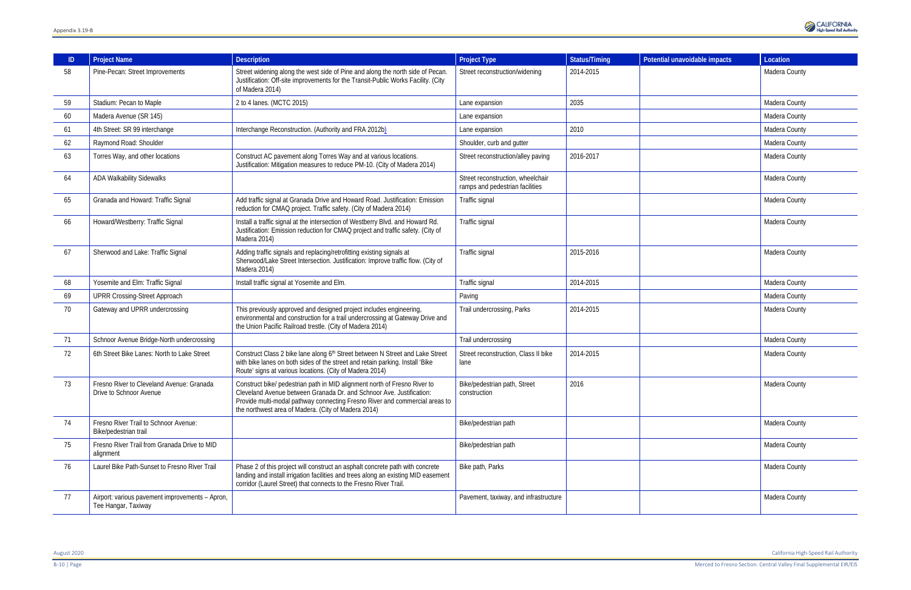| ID | Project Name | Description | Project Type | Status/Timing | Potential unavoidable impacts | Location |
|---|---|---|---|---|---|---|
| 58 | Pine-Pecan: Street Improvements | Street widening along the west side of Pine and along the north side of Pecan. Justification: Off-site improvements for the Transit-Public Works Facility. (City of Madera 2014) | Street reconstruction/widening | 2014-2015 | | Madera County |
| 59 | Stadium: Pecan to Maple | 2 to 4 lanes. (MCTC 2015) | Lane expansion | 2035 | | Madera County |
| 60 | Madera Avenue (SR 145) | | Lane expansion | | | Madera County |
| 61 | 4th Street: SR 99 interchange | Interchange Reconstruction. (Authority and FRA 2012b) | Lane expansion | 2010 | | Madera County |
| 62 | Raymond Road: Shoulder | | Shoulder, curb and gutter | | | Madera County |
| 63 | Torres Way, and other locations | Construct AC pavement along Torres Way and at various locations. Justification: Mitigation measures to reduce PM-10. (City of Madera 2014) | Street reconstruction/alley paving | 2016-2017 | | Madera County |
| 64 | ADA Walkability Sidewalks | | Street reconstruction, wheelchair ramps and pedestrian facilities | | | Madera County |
| 65 | Granada and Howard: Traffic Signal | Add traffic signal at Granada Drive and Howard Road. Justification: Emission reduction for CMAQ project. Traffic safety. (City of Madera 2014) | Traffic signal | | | Madera County |
| 66 | Howard/Westberry: Traffic Signal | Install a traffic signal at the intersection of Westberry Blvd. and Howard Rd. Justification: Emission reduction for CMAQ project and traffic safety. (City of Madera 2014) | Traffic signal | | | Madera County |
| 67 | Sherwood and Lake: Traffic Signal | Adding traffic signals and replacing/retrofitting existing signals at Sherwood/Lake Street Intersection. Justification: Improve traffic flow. (City of Madera 2014) | Traffic signal | 2015-2016 | | Madera County |
| 68 | Yosemite and Elm: Traffic Signal | Install traffic signal at Yosemite and Elm. | Traffic signal | 2014-2015 | | Madera County |
| 69 | UPRR Crossing-Street Approach | | Paving | | | Madera County |
| 70 | Gateway and UPRR undercrossing | This previously approved and designed project includes engineering, environmental and construction for a trail undercrossing at Gateway Drive and the Union Pacific Railroad trestle. (City of Madera 2014) | Trail undercrossing, Parks | 2014-2015 | | Madera County |
| 71 | Schnoor Avenue Bridge-North undercrossing | | Trail undercrossing | | | Madera County |
| 72 | 6th Street Bike Lanes: North to Lake Street | Construct Class 2 bike lane along 6th Street between N Street and Lake Street with bike lanes on both sides of the street and retain parking. Install 'Bike Route' signs at various locations. (City of Madera 2014) | Street reconstruction, Class II bike lane | 2014-2015 | | Madera County |
| 73 | Fresno River to Cleveland Avenue: Granada Drive to Schnoor Avenue | Construct bike/ pedestrian path in MID alignment north of Fresno River to Cleveland Avenue between Granada Dr. and Schnoor Ave. Justification: Provide multi-modal pathway connecting Fresno River and commercial areas to the northwest area of Madera. (City of Madera 2014) | Bike/pedestrian path, Street construction | 2016 | | Madera County |
| 74 | Fresno River Trail to Schnoor Avenue: Bike/pedestrian trail | | Bike/pedestrian path | | | Madera County |
| 75 | Fresno River Trail from Granada Drive to MID alignment | | Bike/pedestrian path | | | Madera County |
| 76 | Laurel Bike Path-Sunset to Fresno River Trail | Phase 2 of this project will construct an asphalt concrete path with concrete landing and install irrigation facilities and trees along an existing MID easement corridor (Laurel Street) that connects to the Fresno River Trail. | Bike path, Parks | | | Madera County |
| 77 | Airport: various pavement improvements – Apron, Tee Hangar, Taxiway | | Pavement, taxiway, and infrastructure | | | Madera County |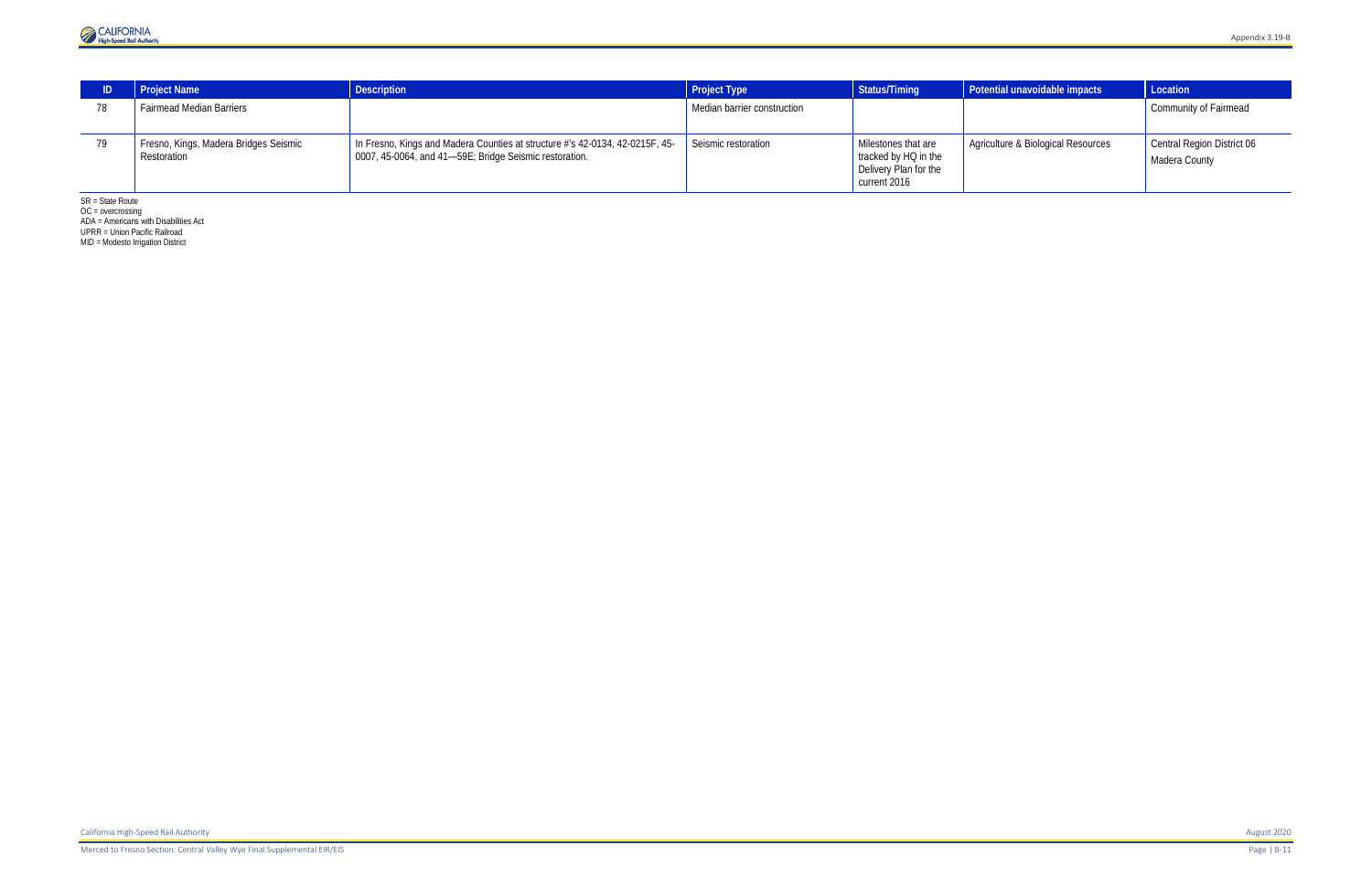| ID | Project Name | Description | Project Type | Status/Timing | Potential unavoidable impacts | Location |
|---|---|---|---|---|---|---|
| 78 | Fairmead Median Barriers | | Median barrier construction | | | Community of Fairmead |
| 79 | Fresno, Kings, Madera Bridges Seismic Restoration | In Fresno, Kings and Madera Counties at structure #'s 42-0134, 42-0215F, 45-0007, 45-0064, and 41—59E; Bridge Seismic restoration. | Seismic restoration | Milestones that are tracked by HQ in the Delivery Plan for the current 2016 | Agriculture & Biological Resources | Central Region District 06 Madera County |

SR = State Route
OC = overcrossing
ADA = Americans with Disabilities Act
UPRR = Union Pacific Railroad
MID = Modesto Irrigation District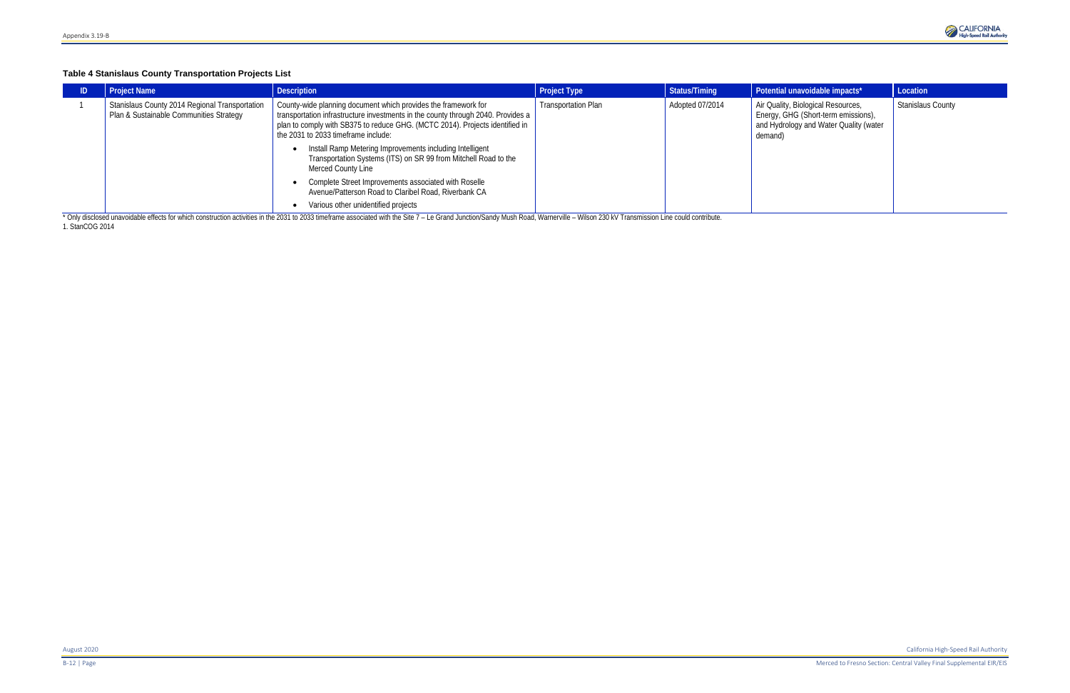### Table 4 Stanislaus County Transportation Projects List

| ID | Project Name | Description | Project Type | Status/Timing | Potential unavoidable impacts* | Location |
|---|---|---|---|---|---|---|
| 1 | Stanislaus County 2014 Regional Transportation Plan & Sustainable Communities Strategy | County-wide planning document which provides the framework for transportation infrastructure investments in the county through 2040. Provides a plan to comply with SB375 to reduce GHG. (MCTC 2014). Projects identified in the 2031 to 2033 timeframe include: <br>• Install Ramp Metering Improvements including Intelligent Transportation Systems (ITS) on SR 99 from Mitchell Road to the Merced County Line <br>• Complete Street Improvements associated with Roselle Avenue/Patterson Road to Claribel Road, Riverbank CA <br>• Various other unidentified projects | Transportation Plan | Adopted 07/2014 | Air Quality, Biological Resources, Energy, GHG (Short-term emissions), and Hydrology and Water Quality (water demand) | Stanislaus County |

* Only disclosed unavoidable effects for which construction activities in the 2031 to 2033 timeframe associated with the Site 7 – Le Grand Junction/Sandy Mush Road, Warnerville – Wilson 230 kV Transmission Line could contribute.

1. StanCOG 2014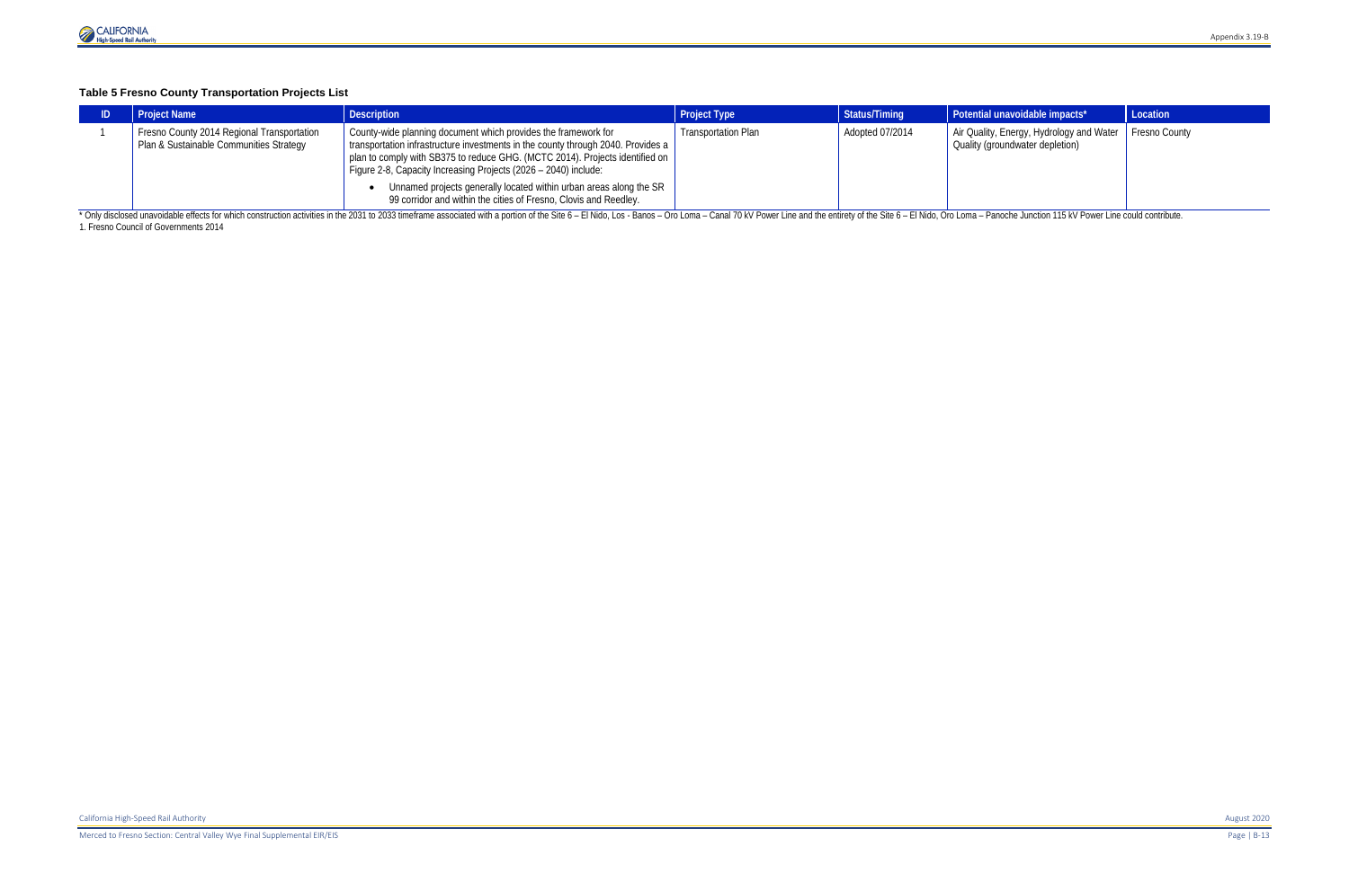### Table 5 Fresno County Transportation Projects List

| ID | Project Name | Description | Project Type | Status/Timing | Potential unavoidable impacts* | Location |
|---|---|---|---|---|---|---|
| 1 | Fresno County 2014 Regional Transportation Plan & Sustainable Communities Strategy | County-wide planning document which provides the framework for transportation infrastructure investments in the county through 2040. Provides a plan to comply with SB375 to reduce GHG. (MCTC 2014). Projects identified on Figure 2-8, Capacity Increasing Projects (2026 – 2040) include:<br>• Unnamed projects generally located within urban areas along the SR 99 corridor and within the cities of Fresno, Clovis and Reedley. | Transportation Plan | Adopted 07/2014 | Air Quality, Energy, Hydrology and Water Quality (groundwater depletion) | Fresno County |

* Only disclosed unavoidable effects for which construction activities in the 2031 to 2033 timeframe associated with a portion of the Site 6 – El Nido, Los - Banos – Oro Loma – Canal 70 kV Power Line and the entirety of the Site 6 – El Nido, Oro Loma – Panoche Junction 115 kV Power Line could contribute.

1. Fresno Council of Governments 2014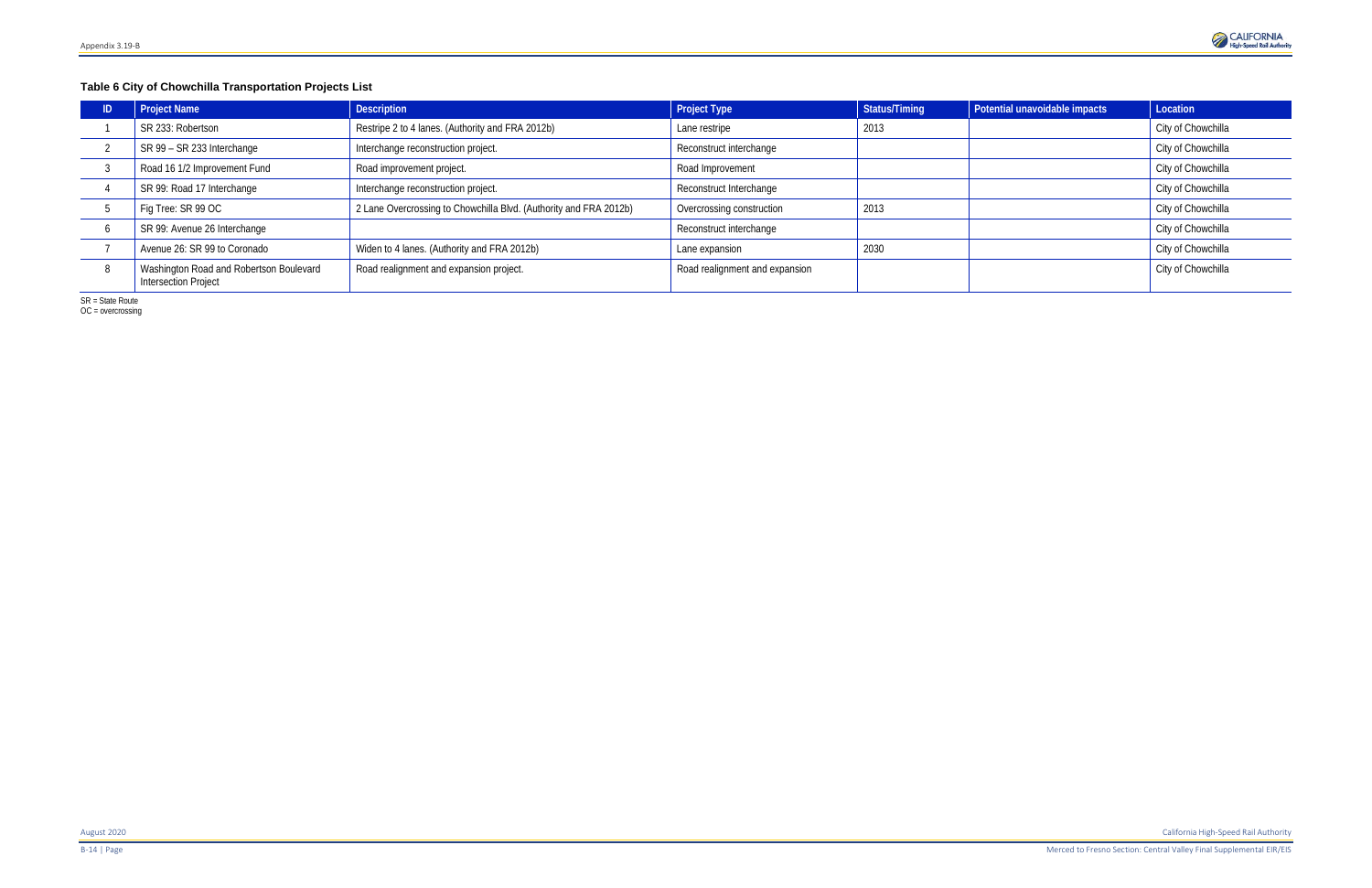**Table 6 City of Chowchilla Transportation Projects List**

| ID | Project Name | Description | Project Type | Status/Timing | Potential unavoidable impacts | Location |
|---|---|---|---|---|---|---|
| 1 | SR 233: Robertson | Restripe 2 to 4 lanes. (Authority and FRA 2012b) | Lane restripe | 2013 | | City of Chowchilla |
| 2 | SR 99 – SR 233 Interchange | Interchange reconstruction project. | Reconstruct interchange | | | City of Chowchilla |
| 3 | Road 16 1/2 Improvement Fund | Road improvement project. | Road Improvement | | | City of Chowchilla |
| 4 | SR 99: Road 17 Interchange | Interchange reconstruction project. | Reconstruct Interchange | | | City of Chowchilla |
| 5 | Fig Tree: SR 99 OC | 2 Lane Overcrossing to Chowchilla Blvd. (Authority and FRA 2012b) | Overcrossing construction | 2013 | | City of Chowchilla |
| 6 | SR 99: Avenue 26 Interchange | | Reconstruct interchange | | | City of Chowchilla |
| 7 | Avenue 26: SR 99 to Coronado | Widen to 4 lanes. (Authority and FRA 2012b) | Lane expansion | 2030 | | City of Chowchilla |
| 8 | Washington Road and Robertson Boulevard Intersection Project | Road realignment and expansion project. | Road realignment and expansion | | | City of Chowchilla |

SR = State Route
OC = overcrossing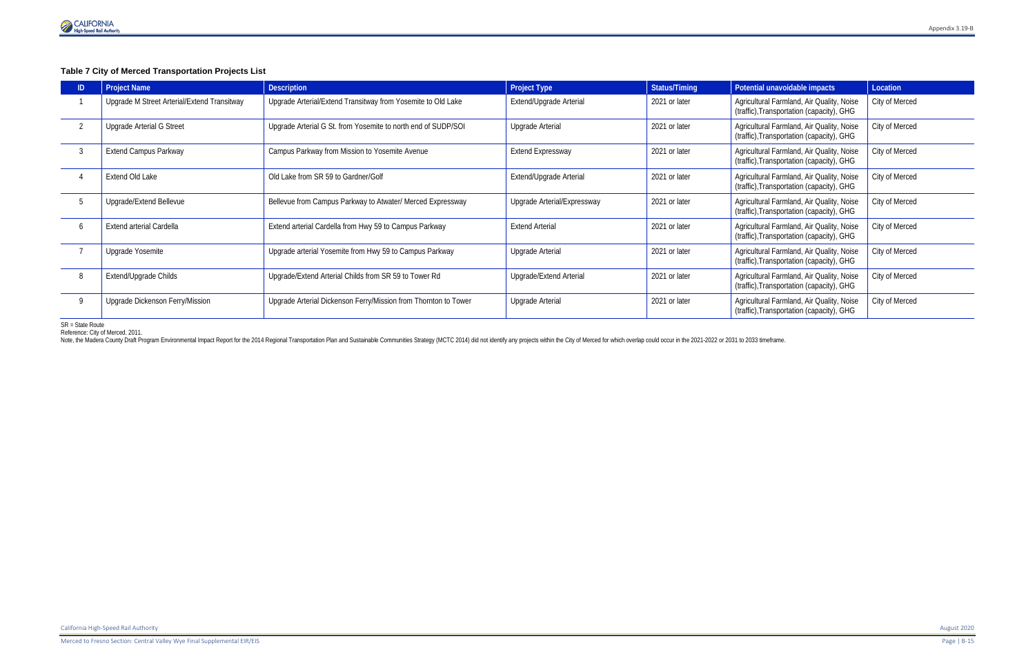**Table 7 City of Merced Transportation Projects List**

| ID | Project Name | Description | Project Type | Status/Timing | Potential unavoidable impacts | Location |
|---|---|---|---|---|---|---|
| 1 | Upgrade M Street Arterial/Extend Transitway | Upgrade Arterial/Extend Transitway from Yosemite to Old Lake | Extend/Upgrade Arterial | 2021 or later | Agricultural Farmland, Air Quality, Noise (traffic),Transportation (capacity), GHG | City of Merced |
| 2 | Upgrade Arterial G Street | Upgrade Arterial G St. from Yosemite to north end of SUDP/SOI | Upgrade Arterial | 2021 or later | Agricultural Farmland, Air Quality, Noise (traffic),Transportation (capacity), GHG | City of Merced |
| 3 | Extend Campus Parkway | Campus Parkway from Mission to Yosemite Avenue | Extend Expressway | 2021 or later | Agricultural Farmland, Air Quality, Noise (traffic),Transportation (capacity), GHG | City of Merced |
| 4 | Extend Old Lake | Old Lake from SR 59 to Gardner/Golf | Extend/Upgrade Arterial | 2021 or later | Agricultural Farmland, Air Quality, Noise (traffic),Transportation (capacity), GHG | City of Merced |
| 5 | Upgrade/Extend Bellevue | Bellevue from Campus Parkway to Atwater/ Merced Expressway | Upgrade Arterial/Expressway | 2021 or later | Agricultural Farmland, Air Quality, Noise (traffic),Transportation (capacity), GHG | City of Merced |
| 6 | Extend arterial Cardella | Extend arterial Cardella from Hwy 59 to Campus Parkway | Extend Arterial | 2021 or later | Agricultural Farmland, Air Quality, Noise (traffic),Transportation (capacity), GHG | City of Merced |
| 7 | Upgrade Yosemite | Upgrade arterial Yosemite from Hwy 59 to Campus Parkway | Upgrade Arterial | 2021 or later | Agricultural Farmland, Air Quality, Noise (traffic),Transportation (capacity), GHG | City of Merced |
| 8 | Extend/Upgrade Childs | Upgrade/Extend Arterial Childs from SR 59 to Tower Rd | Upgrade/Extend Arterial | 2021 or later | Agricultural Farmland, Air Quality, Noise (traffic),Transportation (capacity), GHG | City of Merced |
| 9 | Upgrade Dickenson Ferry/Mission | Upgrade Arterial Dickenson Ferry/Mission from Thornton to Tower | Upgrade Arterial | 2021 or later | Agricultural Farmland, Air Quality, Noise (traffic),Transportation (capacity), GHG | City of Merced |

SR = State Route
Reference: City of Merced. 2011.
Note, the Madera County Draft Program Environmental Impact Report for the 2014 Regional Transportation Plan and Sustainable Communities Strategy (MCTC 2014) did not identify any projects within the City of Merced for which overlap could occur in the 2021-2022 or 2031 to 2033 timeframe.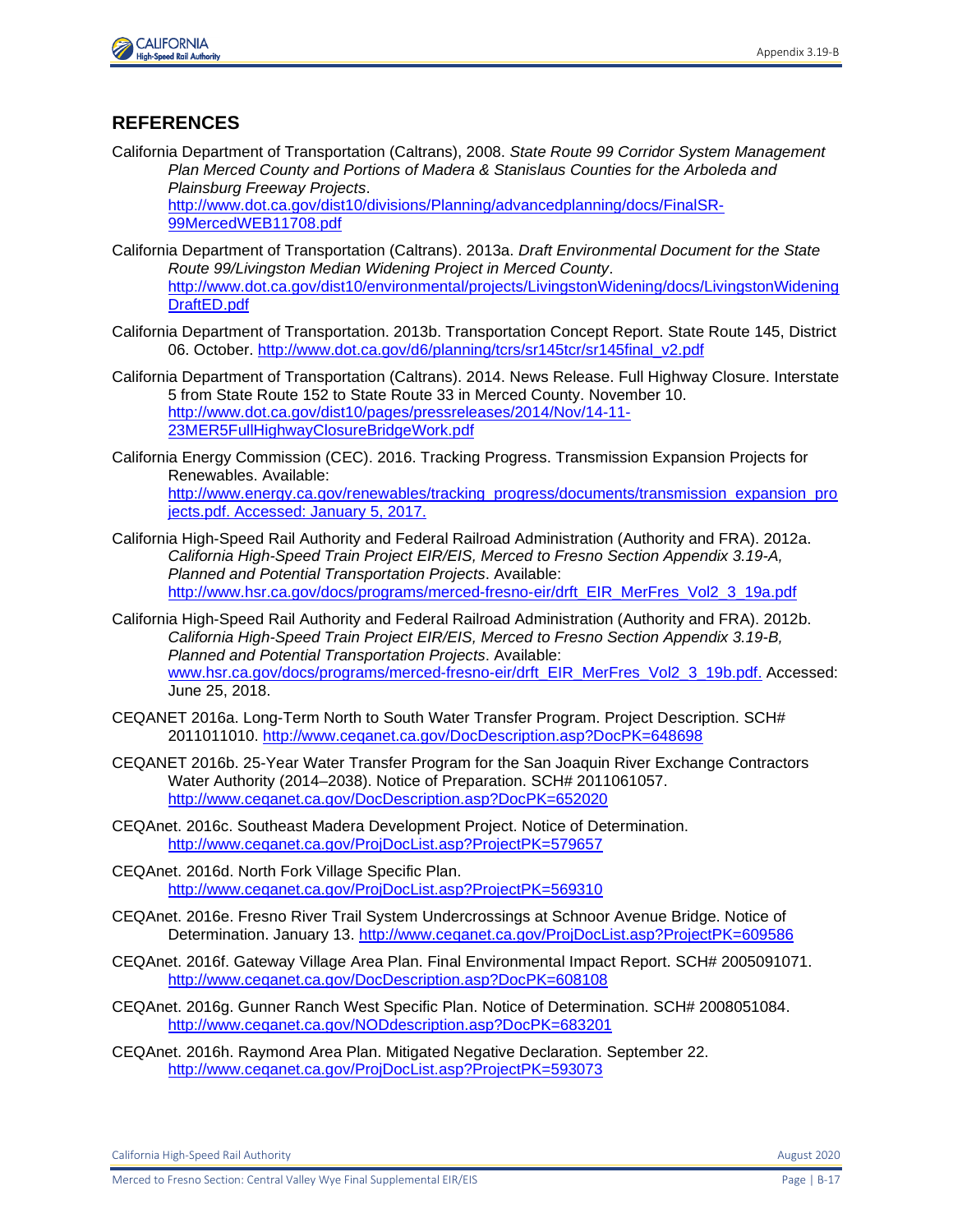## REFERENCES

California Department of Transportation (Caltrans), 2008. *State Route 99 Corridor System Management Plan Merced County and Portions of Madera & Stanislaus Counties for the Arboleda and Plainsburg Freeway Projects*. http://www.dot.ca.gov/dist10/divisions/Planning/advancedplanning/docs/FinalSR-99MercedWEB11708.pdf

California Department of Transportation (Caltrans). 2013a. *Draft Environmental Document for the State Route 99/Livingston Median Widening Project in Merced County*. http://www.dot.ca.gov/dist10/environmental/projects/LivingstonWidening/docs/LivingstonWideningDraftED.pdf

California Department of Transportation. 2013b. Transportation Concept Report. State Route 145, District 06. October. http://www.dot.ca.gov/d6/planning/tcrs/sr145tcr/sr145final_v2.pdf

California Department of Transportation (Caltrans). 2014. News Release. Full Highway Closure. Interstate 5 from State Route 152 to State Route 33 in Merced County. November 10. http://www.dot.ca.gov/dist10/pages/pressreleases/2014/Nov/14-11-23MER5FullHighwayClosureBridgeWork.pdf

California Energy Commission (CEC). 2016. Tracking Progress. Transmission Expansion Projects for Renewables. Available: http://www.energy.ca.gov/renewables/tracking_progress/documents/transmission_expansion_projects.pdf. Accessed: January 5, 2017.

California High-Speed Rail Authority and Federal Railroad Administration (Authority and FRA). 2012a. *California High-Speed Train Project EIR/EIS, Merced to Fresno Section Appendix 3.19-A, Planned and Potential Transportation Projects*. Available: http://www.hsr.ca.gov/docs/programs/merced-fresno-eir/drft_EIR_MerFres_Vol2_3_19a.pdf

California High-Speed Rail Authority and Federal Railroad Administration (Authority and FRA). 2012b. *California High-Speed Train Project EIR/EIS, Merced to Fresno Section Appendix 3.19-B, Planned and Potential Transportation Projects*. Available: www.hsr.ca.gov/docs/programs/merced-fresno-eir/drft_EIR_MerFres_Vol2_3_19b.pdf. Accessed: June 25, 2018.

CEQANET 2016a. Long-Term North to South Water Transfer Program. Project Description. SCH# 2011011010. http://www.ceqanet.ca.gov/DocDescription.asp?DocPK=648698

CEQANET 2016b. 25-Year Water Transfer Program for the San Joaquin River Exchange Contractors Water Authority (2014–2038). Notice of Preparation. SCH# 2011061057. http://www.ceqanet.ca.gov/DocDescription.asp?DocPK=652020

CEQAnet. 2016c. Southeast Madera Development Project. Notice of Determination. http://www.ceqanet.ca.gov/ProjDocList.asp?ProjectPK=579657

CEQAnet. 2016d. North Fork Village Specific Plan. http://www.ceqanet.ca.gov/ProjDocList.asp?ProjectPK=569310

CEQAnet. 2016e. Fresno River Trail System Undercrossings at Schnoor Avenue Bridge. Notice of Determination. January 13. http://www.ceqanet.ca.gov/ProjDocList.asp?ProjectPK=609586

CEQAnet. 2016f. Gateway Village Area Plan. Final Environmental Impact Report. SCH# 2005091071. http://www.ceqanet.ca.gov/DocDescription.asp?DocPK=608108

CEQAnet. 2016g. Gunner Ranch West Specific Plan. Notice of Determination. SCH# 2008051084. http://www.ceqanet.ca.gov/NODdescription.asp?DocPK=683201

CEQAnet. 2016h. Raymond Area Plan. Mitigated Negative Declaration. September 22. http://www.ceqanet.ca.gov/ProjDocList.asp?ProjectPK=593073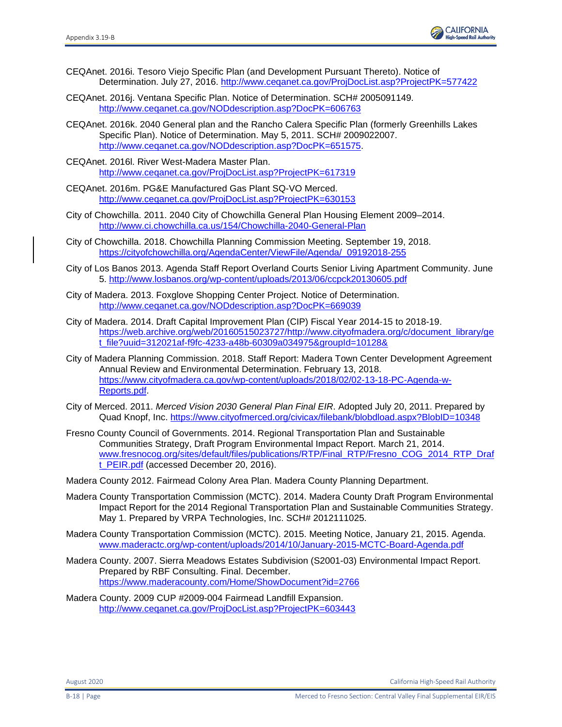CEQAnet. 2016i. Tesoro Viejo Specific Plan (and Development Pursuant Thereto). Notice of Determination. July 27, 2016. http://www.ceqanet.ca.gov/ProjDocList.asp?ProjectPK=577422

CEQAnet. 2016j. Ventana Specific Plan. Notice of Determination. SCH# 2005091149. http://www.ceqanet.ca.gov/NODdescription.asp?DocPK=606763

CEQAnet. 2016k. 2040 General plan and the Rancho Calera Specific Plan (formerly Greenhills Lakes Specific Plan). Notice of Determination. May 5, 2011. SCH# 2009022007. http://www.ceqanet.ca.gov/NODdescription.asp?DocPK=651575.

CEQAnet. 2016l. River West-Madera Master Plan. http://www.ceqanet.ca.gov/ProjDocList.asp?ProjectPK=617319

CEQAnet. 2016m. PG&E Manufactured Gas Plant SQ-VO Merced. http://www.ceqanet.ca.gov/ProjDocList.asp?ProjectPK=630153

City of Chowchilla. 2011. 2040 City of Chowchilla General Plan Housing Element 2009–2014. http://www.ci.chowchilla.ca.us/154/Chowchilla-2040-General-Plan

City of Chowchilla. 2018. Chowchilla Planning Commission Meeting. September 19, 2018. https://cityofchowchilla.org/AgendaCenter/ViewFile/Agenda/_09192018-255

City of Los Banos 2013. Agenda Staff Report Overland Courts Senior Living Apartment Community. June 5. http://www.losbanos.org/wp-content/uploads/2013/06/ccpck20130605.pdf

City of Madera. 2013. Foxglove Shopping Center Project. Notice of Determination. http://www.ceqanet.ca.gov/NODdescription.asp?DocPK=669039

City of Madera. 2014. Draft Capital Improvement Plan (CIP) Fiscal Year 2014-15 to 2018-19. https://web.archive.org/web/20160515023727/http://www.cityofmadera.org/c/document_library/get_file?uuid=312021af-f9fc-4233-a48b-60309a034975&groupId=10128&

City of Madera Planning Commission. 2018. Staff Report: Madera Town Center Development Agreement Annual Review and Environmental Determination. February 13, 2018. https://www.cityofmadera.ca.gov/wp-content/uploads/2018/02/02-13-18-PC-Agenda-w-Reports.pdf.

City of Merced. 2011. *Merced Vision 2030 General Plan Final EIR*. Adopted July 20, 2011. Prepared by Quad Knopf, Inc. https://www.cityofmerced.org/civicax/filebank/blobdload.aspx?BlobID=10348

Fresno County Council of Governments. 2014. Regional Transportation Plan and Sustainable Communities Strategy, Draft Program Environmental Impact Report. March 21, 2014. www.fresnocog.org/sites/default/files/publications/RTP/Final_RTP/Fresno_COG_2014_RTP_Draft_PEIR.pdf (accessed December 20, 2016).

Madera County 2012. Fairmead Colony Area Plan. Madera County Planning Department.

Madera County Transportation Commission (MCTC). 2014. Madera County Draft Program Environmental Impact Report for the 2014 Regional Transportation Plan and Sustainable Communities Strategy. May 1. Prepared by VRPA Technologies, Inc. SCH# 2012111025.

Madera County Transportation Commission (MCTC). 2015. Meeting Notice, January 21, 2015. Agenda. www.maderactc.org/wp-content/uploads/2014/10/January-2015-MCTC-Board-Agenda.pdf

Madera County. 2007. Sierra Meadows Estates Subdivision (S2001-03) Environmental Impact Report. Prepared by RBF Consulting. Final. December. https://www.maderacounty.com/Home/ShowDocument?id=2766

Madera County. 2009 CUP #2009-004 Fairmead Landfill Expansion. http://www.ceqanet.ca.gov/ProjDocList.asp?ProjectPK=603443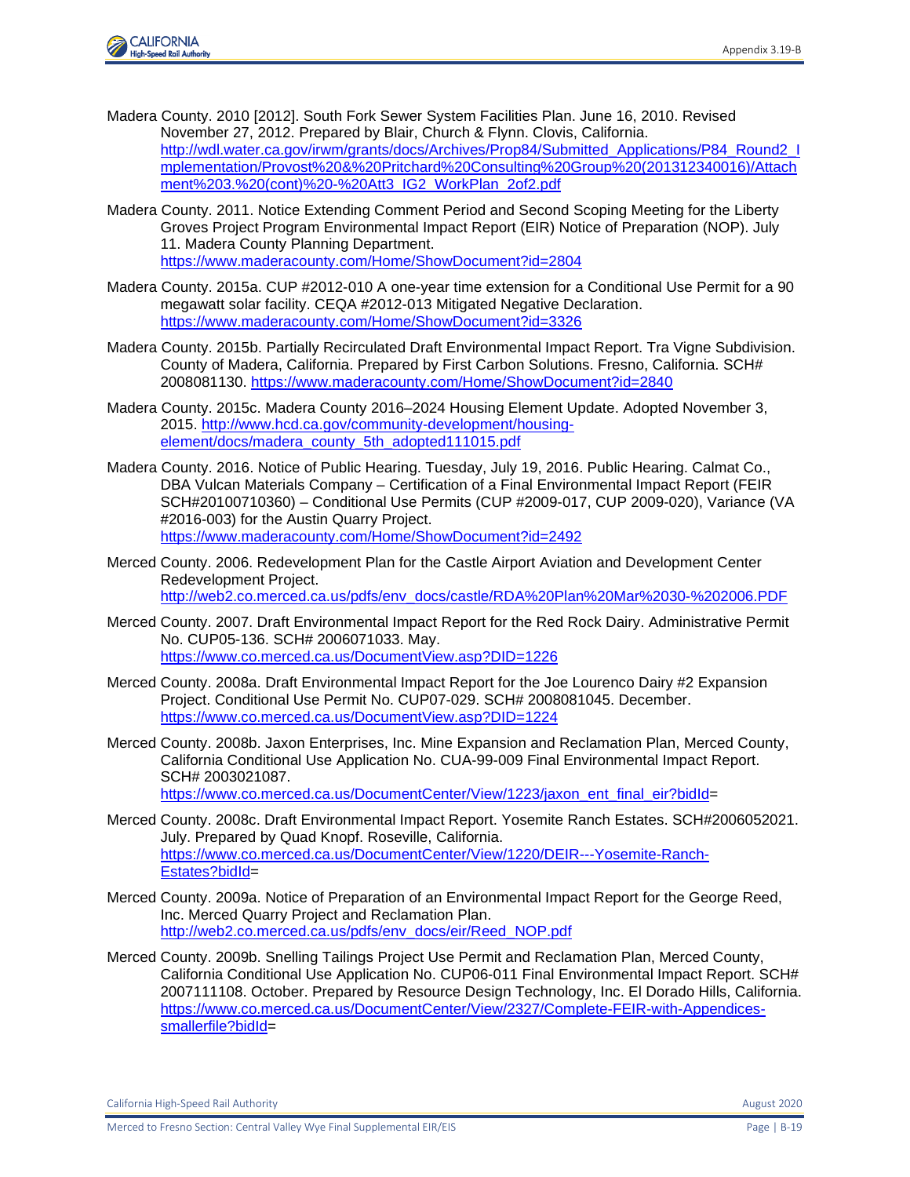Madera County. 2010 [2012]. South Fork Sewer System Facilities Plan. June 16, 2010. Revised November 27, 2012. Prepared by Blair, Church & Flynn. Clovis, California. http://wdl.water.ca.gov/irwm/grants/docs/Archives/Prop84/Submitted_Applications/P84_Round2_Implementation/Provost%20&%20Pritchard%20Consulting%20Group%20(201312340016)/Attachment%203.%20(cont)%20-%20Att3_IG2_WorkPlan_2of2.pdf

Madera County. 2011. Notice Extending Comment Period and Second Scoping Meeting for the Liberty Groves Project Program Environmental Impact Report (EIR) Notice of Preparation (NOP). July 11. Madera County Planning Department. https://www.maderacounty.com/Home/ShowDocument?id=2804

Madera County. 2015a. CUP #2012-010 A one-year time extension for a Conditional Use Permit for a 90 megawatt solar facility. CEQA #2012-013 Mitigated Negative Declaration. https://www.maderacounty.com/Home/ShowDocument?id=3326

Madera County. 2015b. Partially Recirculated Draft Environmental Impact Report. Tra Vigne Subdivision. County of Madera, California. Prepared by First Carbon Solutions. Fresno, California. SCH# 2008081130. https://www.maderacounty.com/Home/ShowDocument?id=2840

Madera County. 2015c. Madera County 2016–2024 Housing Element Update. Adopted November 3, 2015. http://www.hcd.ca.gov/community-development/housing-element/docs/madera_county_5th_adopted111015.pdf

Madera County. 2016. Notice of Public Hearing. Tuesday, July 19, 2016. Public Hearing. Calmat Co., DBA Vulcan Materials Company – Certification of a Final Environmental Impact Report (FEIR SCH#20100710360) – Conditional Use Permits (CUP #2009-017, CUP 2009-020), Variance (VA #2016-003) for the Austin Quarry Project. https://www.maderacounty.com/Home/ShowDocument?id=2492

Merced County. 2006. Redevelopment Plan for the Castle Airport Aviation and Development Center Redevelopment Project. http://web2.co.merced.ca.us/pdfs/env_docs/castle/RDA%20Plan%20Mar%2030-%202006.PDF

Merced County. 2007. Draft Environmental Impact Report for the Red Rock Dairy. Administrative Permit No. CUP05-136. SCH# 2006071033. May. https://www.co.merced.ca.us/DocumentView.asp?DID=1226

Merced County. 2008a. Draft Environmental Impact Report for the Joe Lourenco Dairy #2 Expansion Project. Conditional Use Permit No. CUP07-029. SCH# 2008081045. December. https://www.co.merced.ca.us/DocumentView.asp?DID=1224

Merced County. 2008b. Jaxon Enterprises, Inc. Mine Expansion and Reclamation Plan, Merced County, California Conditional Use Application No. CUA-99-009 Final Environmental Impact Report. SCH# 2003021087. https://www.co.merced.ca.us/DocumentCenter/View/1223/jaxon_ent_final_eir?bidId=

Merced County. 2008c. Draft Environmental Impact Report. Yosemite Ranch Estates. SCH#2006052021. July. Prepared by Quad Knopf. Roseville, California. https://www.co.merced.ca.us/DocumentCenter/View/1220/DEIR---Yosemite-Ranch-Estates?bidId=

Merced County. 2009a. Notice of Preparation of an Environmental Impact Report for the George Reed, Inc. Merced Quarry Project and Reclamation Plan. http://web2.co.merced.ca.us/pdfs/env_docs/eir/Reed_NOP.pdf

Merced County. 2009b. Snelling Tailings Project Use Permit and Reclamation Plan, Merced County, California Conditional Use Application No. CUP06-011 Final Environmental Impact Report. SCH# 2007111108. October. Prepared by Resource Design Technology, Inc. El Dorado Hills, California. https://www.co.merced.ca.us/DocumentCenter/View/2327/Complete-FEIR-with-Appendices-smallerfile?bidId=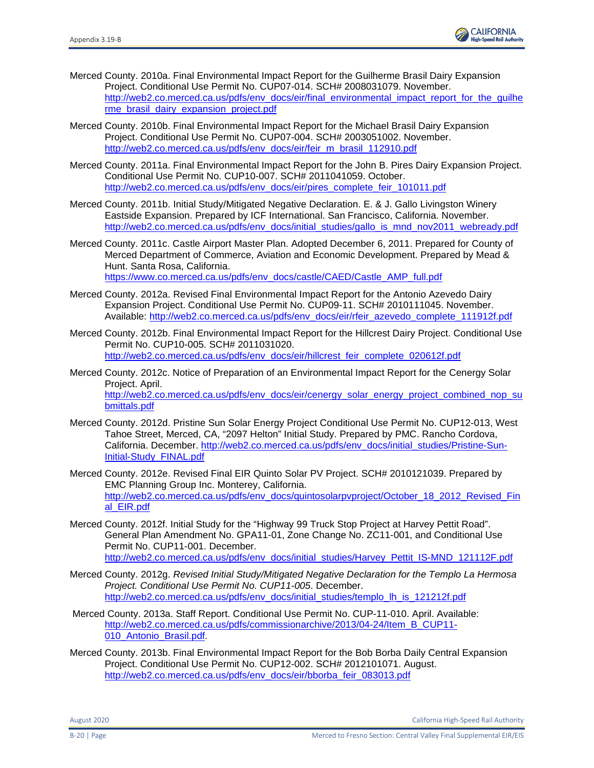Merced County. 2010a. Final Environmental Impact Report for the Guilherme Brasil Dairy Expansion Project. Conditional Use Permit No. CUP07-014. SCH# 2008031079. November. http://web2.co.merced.ca.us/pdfs/env_docs/eir/final_environmental_impact_report_for_the_guilherme_brasil_dairy_expansion_project.pdf

Merced County. 2010b. Final Environmental Impact Report for the Michael Brasil Dairy Expansion Project. Conditional Use Permit No. CUP07-004. SCH# 2003051002. November. http://web2.co.merced.ca.us/pdfs/env_docs/eir/feir_m_brasil_112910.pdf

Merced County. 2011a. Final Environmental Impact Report for the John B. Pires Dairy Expansion Project. Conditional Use Permit No. CUP10-007. SCH# 2011041059. October. http://web2.co.merced.ca.us/pdfs/env_docs/eir/pires_complete_feir_101011.pdf

Merced County. 2011b. Initial Study/Mitigated Negative Declaration. E. & J. Gallo Livingston Winery Eastside Expansion. Prepared by ICF International. San Francisco, California. November. http://web2.co.merced.ca.us/pdfs/env_docs/initial_studies/gallo_is_mnd_nov2011_webready.pdf

Merced County. 2011c. Castle Airport Master Plan. Adopted December 6, 2011. Prepared for County of Merced Department of Commerce, Aviation and Economic Development. Prepared by Mead & Hunt. Santa Rosa, California. https://www.co.merced.ca.us/pdfs/env_docs/castle/CAED/Castle_AMP_full.pdf

Merced County. 2012a. Revised Final Environmental Impact Report for the Antonio Azevedo Dairy Expansion Project. Conditional Use Permit No. CUP09-11. SCH# 2010111045. November. Available: http://web2.co.merced.ca.us/pdfs/env_docs/eir/rfeir_azevedo_complete_111912f.pdf

Merced County. 2012b. Final Environmental Impact Report for the Hillcrest Dairy Project. Conditional Use Permit No. CUP10-005. SCH# 2011031020. http://web2.co.merced.ca.us/pdfs/env_docs/eir/hillcrest_feir_complete_020612f.pdf

Merced County. 2012c. Notice of Preparation of an Environmental Impact Report for the Cenergy Solar Project. April. http://web2.co.merced.ca.us/pdfs/env_docs/eir/cenergy_solar_energy_project_combined_nop_submittals.pdf

Merced County. 2012d. Pristine Sun Solar Energy Project Conditional Use Permit No. CUP12-013, West Tahoe Street, Merced, CA, "2097 Helton" Initial Study. Prepared by PMC. Rancho Cordova, California. December. http://web2.co.merced.ca.us/pdfs/env_docs/initial_studies/Pristine-Sun-Initial-Study_FINAL.pdf

Merced County. 2012e. Revised Final EIR Quinto Solar PV Project. SCH# 2010121039. Prepared by EMC Planning Group Inc. Monterey, California. http://web2.co.merced.ca.us/pdfs/env_docs/quintosolarpvproject/October_18_2012_Revised_Final_EIR.pdf

Merced County. 2012f. Initial Study for the "Highway 99 Truck Stop Project at Harvey Pettit Road". General Plan Amendment No. GPA11-01, Zone Change No. ZC11-001, and Conditional Use Permit No. CUP11-001. December. http://web2.co.merced.ca.us/pdfs/env_docs/initial_studies/Harvey_Pettit_IS-MND_121112F.pdf

Merced County. 2012g. *Revised Initial Study/Mitigated Negative Declaration for the Templo La Hermosa Project. Conditional Use Permit No. CUP11-005*. December. http://web2.co.merced.ca.us/pdfs/env_docs/initial_studies/templo_lh_is_121212f.pdf

Merced County. 2013a. Staff Report. Conditional Use Permit No. CUP-11-010. April. Available: http://web2.co.merced.ca.us/pdfs/commissionarchive/2013/04-24/Item_B_CUP11-010_Antonio_Brasil.pdf.

Merced County. 2013b. Final Environmental Impact Report for the Bob Borba Daily Central Expansion Project. Conditional Use Permit No. CUP12-002. SCH# 2012101071. August. http://web2.co.merced.ca.us/pdfs/env_docs/eir/bborba_feir_083013.pdf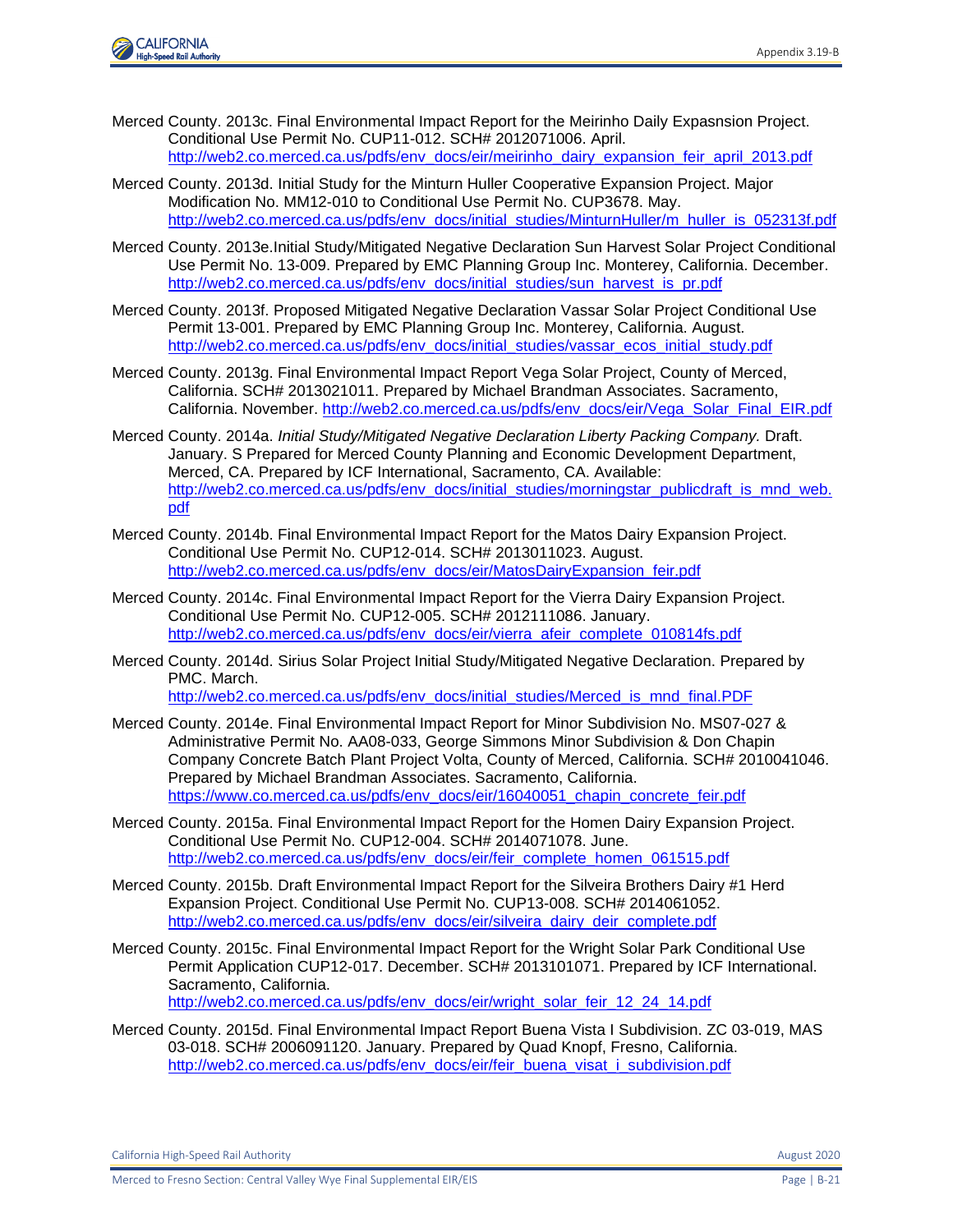Merced County. 2013c. Final Environmental Impact Report for the Meirinho Daily Expasnsion Project. Conditional Use Permit No. CUP11-012. SCH# 2012071006. April. http://web2.co.merced.ca.us/pdfs/env_docs/eir/meirinho_dairy_expansion_feir_april_2013.pdf

Merced County. 2013d. Initial Study for the Minturn Huller Cooperative Expansion Project. Major Modification No. MM12-010 to Conditional Use Permit No. CUP3678. May. http://web2.co.merced.ca.us/pdfs/env_docs/initial_studies/MinturnHuller/m_huller_is_052313f.pdf

Merced County. 2013e.Initial Study/Mitigated Negative Declaration Sun Harvest Solar Project Conditional Use Permit No. 13-009. Prepared by EMC Planning Group Inc. Monterey, California. December. http://web2.co.merced.ca.us/pdfs/env_docs/initial_studies/sun_harvest_is_pr.pdf

Merced County. 2013f. Proposed Mitigated Negative Declaration Vassar Solar Project Conditional Use Permit 13-001. Prepared by EMC Planning Group Inc. Monterey, California. August. http://web2.co.merced.ca.us/pdfs/env_docs/initial_studies/vassar_ecos_initial_study.pdf

Merced County. 2013g. Final Environmental Impact Report Vega Solar Project, County of Merced, California. SCH# 2013021011. Prepared by Michael Brandman Associates. Sacramento, California. November. http://web2.co.merced.ca.us/pdfs/env_docs/eir/Vega_Solar_Final_EIR.pdf

Merced County. 2014a. *Initial Study/Mitigated Negative Declaration Liberty Packing Company.* Draft. January. S Prepared for Merced County Planning and Economic Development Department, Merced, CA. Prepared by ICF International, Sacramento, CA. Available: http://web2.co.merced.ca.us/pdfs/env_docs/initial_studies/morningstar_publicdraft_is_mnd_web.pdf

Merced County. 2014b. Final Environmental Impact Report for the Matos Dairy Expansion Project. Conditional Use Permit No. CUP12-014. SCH# 2013011023. August. http://web2.co.merced.ca.us/pdfs/env_docs/eir/MatosDairyExpansion_feir.pdf

Merced County. 2014c. Final Environmental Impact Report for the Vierra Dairy Expansion Project. Conditional Use Permit No. CUP12-005. SCH# 2012111086. January. http://web2.co.merced.ca.us/pdfs/env_docs/eir/vierra_afeir_complete_010814fs.pdf

Merced County. 2014d. Sirius Solar Project Initial Study/Mitigated Negative Declaration. Prepared by PMC. March. http://web2.co.merced.ca.us/pdfs/env_docs/initial_studies/Merced_is_mnd_final.PDF

Merced County. 2014e. Final Environmental Impact Report for Minor Subdivision No. MS07-027 & Administrative Permit No. AA08-033, George Simmons Minor Subdivision & Don Chapin Company Concrete Batch Plant Project Volta, County of Merced, California. SCH# 2010041046. Prepared by Michael Brandman Associates. Sacramento, California. https://www.co.merced.ca.us/pdfs/env_docs/eir/16040051_chapin_concrete_feir.pdf

Merced County. 2015a. Final Environmental Impact Report for the Homen Dairy Expansion Project. Conditional Use Permit No. CUP12-004. SCH# 2014071078. June. http://web2.co.merced.ca.us/pdfs/env_docs/eir/feir_complete_homen_061515.pdf

Merced County. 2015b. Draft Environmental Impact Report for the Silveira Brothers Dairy #1 Herd Expansion Project. Conditional Use Permit No. CUP13-008. SCH# 2014061052. http://web2.co.merced.ca.us/pdfs/env_docs/eir/silveira_dairy_deir_complete.pdf

Merced County. 2015c. Final Environmental Impact Report for the Wright Solar Park Conditional Use Permit Application CUP12-017. December. SCH# 2013101071. Prepared by ICF International. Sacramento, California. http://web2.co.merced.ca.us/pdfs/env_docs/eir/wright_solar_feir_12_24_14.pdf

Merced County. 2015d. Final Environmental Impact Report Buena Vista I Subdivision. ZC 03-019, MAS 03-018. SCH# 2006091120. January. Prepared by Quad Knopf, Fresno, California. http://web2.co.merced.ca.us/pdfs/env_docs/eir/feir_buena_visat_i_subdivision.pdf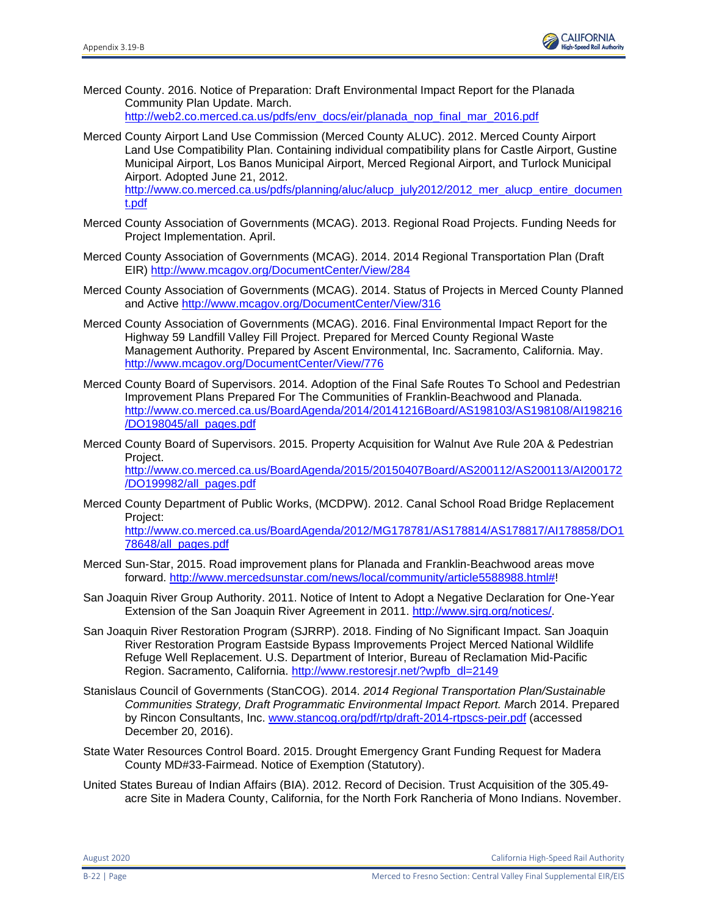Merced County. 2016. Notice of Preparation: Draft Environmental Impact Report for the Planada Community Plan Update. March. http://web2.co.merced.ca.us/pdfs/env_docs/eir/planada_nop_final_mar_2016.pdf

Merced County Airport Land Use Commission (Merced County ALUC). 2012. Merced County Airport Land Use Compatibility Plan. Containing individual compatibility plans for Castle Airport, Gustine Municipal Airport, Los Banos Municipal Airport, Merced Regional Airport, and Turlock Municipal Airport. Adopted June 21, 2012. http://www.co.merced.ca.us/pdfs/planning/aluc/alucp_july2012/2012_mer_alucp_entire_document.pdf

Merced County Association of Governments (MCAG). 2013. Regional Road Projects. Funding Needs for Project Implementation. April.

Merced County Association of Governments (MCAG). 2014. 2014 Regional Transportation Plan (Draft EIR) http://www.mcagov.org/DocumentCenter/View/284

Merced County Association of Governments (MCAG). 2014. Status of Projects in Merced County Planned and Active http://www.mcagov.org/DocumentCenter/View/316

Merced County Association of Governments (MCAG). 2016. Final Environmental Impact Report for the Highway 59 Landfill Valley Fill Project. Prepared for Merced County Regional Waste Management Authority. Prepared by Ascent Environmental, Inc. Sacramento, California. May. http://www.mcagov.org/DocumentCenter/View/776

Merced County Board of Supervisors. 2014. Adoption of the Final Safe Routes To School and Pedestrian Improvement Plans Prepared For The Communities of Franklin-Beachwood and Planada. http://www.co.merced.ca.us/BoardAgenda/2014/20141216Board/AS198103/AS198108/AI198216/DO198045/all_pages.pdf

Merced County Board of Supervisors. 2015. Property Acquisition for Walnut Ave Rule 20A & Pedestrian Project. http://www.co.merced.ca.us/BoardAgenda/2015/20150407Board/AS200112/AS200113/AI200172/DO199982/all_pages.pdf

Merced County Department of Public Works, (MCDPW). 2012. Canal School Road Bridge Replacement Project: http://www.co.merced.ca.us/BoardAgenda/2012/MG178781/AS178814/AS178817/AI178858/DO178648/all_pages.pdf

Merced Sun-Star, 2015. Road improvement plans for Planada and Franklin-Beachwood areas move forward. http://www.mercedsunstar.com/news/local/community/article5588988.html#!

San Joaquin River Group Authority. 2011. Notice of Intent to Adopt a Negative Declaration for One-Year Extension of the San Joaquin River Agreement in 2011. http://www.sjrg.org/notices/.

San Joaquin River Restoration Program (SJRRP). 2018. Finding of No Significant Impact. San Joaquin River Restoration Program Eastside Bypass Improvements Project Merced National Wildlife Refuge Well Replacement. U.S. Department of Interior, Bureau of Reclamation Mid-Pacific Region. Sacramento, California. http://www.restoresjr.net/?wpfb_dl=2149

Stanislaus Council of Governments (StanCOG). 2014. *2014 Regional Transportation Plan/Sustainable Communities Strategy, Draft Programmatic Environmental Impact Report. M*arch 2014. Prepared by Rincon Consultants, Inc. www.stancog.org/pdf/rtp/draft-2014-rtpscs-peir.pdf (accessed December 20, 2016).

State Water Resources Control Board. 2015. Drought Emergency Grant Funding Request for Madera County MD#33-Fairmead. Notice of Exemption (Statutory).

United States Bureau of Indian Affairs (BIA). 2012. Record of Decision. Trust Acquisition of the 305.49-acre Site in Madera County, California, for the North Fork Rancheria of Mono Indians. November.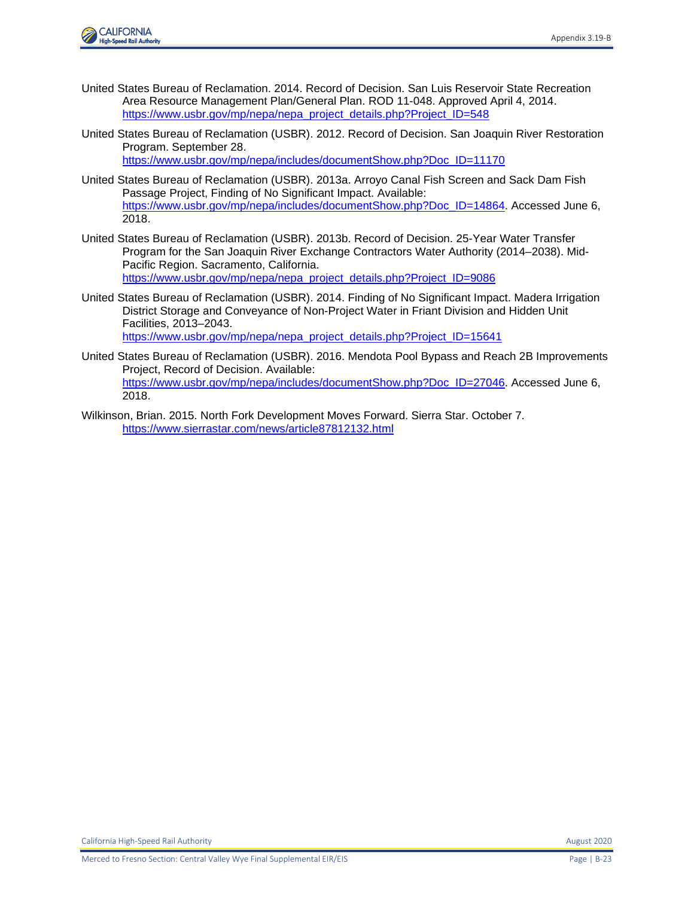United States Bureau of Reclamation. 2014. Record of Decision. San Luis Reservoir State Recreation Area Resource Management Plan/General Plan. ROD 11-048. Approved April 4, 2014. https://www.usbr.gov/mp/nepa/nepa_project_details.php?Project_ID=548

United States Bureau of Reclamation (USBR). 2012. Record of Decision. San Joaquin River Restoration Program. September 28. https://www.usbr.gov/mp/nepa/includes/documentShow.php?Doc_ID=11170

United States Bureau of Reclamation (USBR). 2013a. Arroyo Canal Fish Screen and Sack Dam Fish Passage Project, Finding of No Significant Impact. Available: https://www.usbr.gov/mp/nepa/includes/documentShow.php?Doc_ID=14864. Accessed June 6, 2018.

United States Bureau of Reclamation (USBR). 2013b. Record of Decision. 25-Year Water Transfer Program for the San Joaquin River Exchange Contractors Water Authority (2014–2038). Mid-Pacific Region. Sacramento, California. https://www.usbr.gov/mp/nepa/nepa_project_details.php?Project_ID=9086

United States Bureau of Reclamation (USBR). 2014. Finding of No Significant Impact. Madera Irrigation District Storage and Conveyance of Non-Project Water in Friant Division and Hidden Unit Facilities, 2013–2043. https://www.usbr.gov/mp/nepa/nepa_project_details.php?Project_ID=15641

United States Bureau of Reclamation (USBR). 2016. Mendota Pool Bypass and Reach 2B Improvements Project, Record of Decision. Available: https://www.usbr.gov/mp/nepa/includes/documentShow.php?Doc_ID=27046. Accessed June 6, 2018.

Wilkinson, Brian. 2015. North Fork Development Moves Forward. Sierra Star. October 7. https://www.sierrastar.com/news/article87812132.html